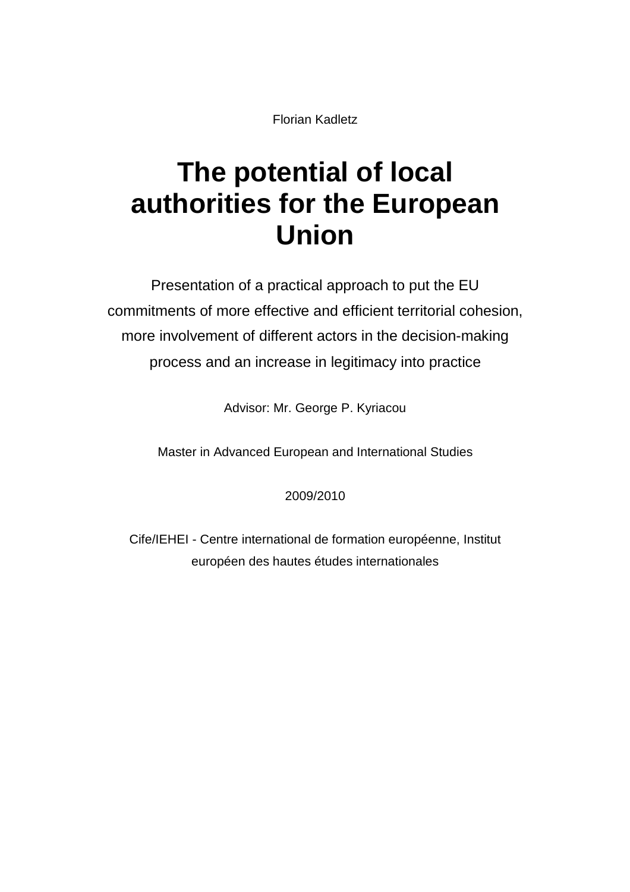Florian Kadletz

# The potential of local authorities for the European Union

Presentation of a practical approach to put the EU commitments of more effective and efficient territorial cohesion, more involvement of different actors in the decision-making process and an increase in legitimacy into practice

Advisor: Mr. George P. Kyriacou

Master in Advanced European and International Studies

2009/2010

Cife/IEHEI - Centre international de formation européenne, Institut européen des hautes études internationales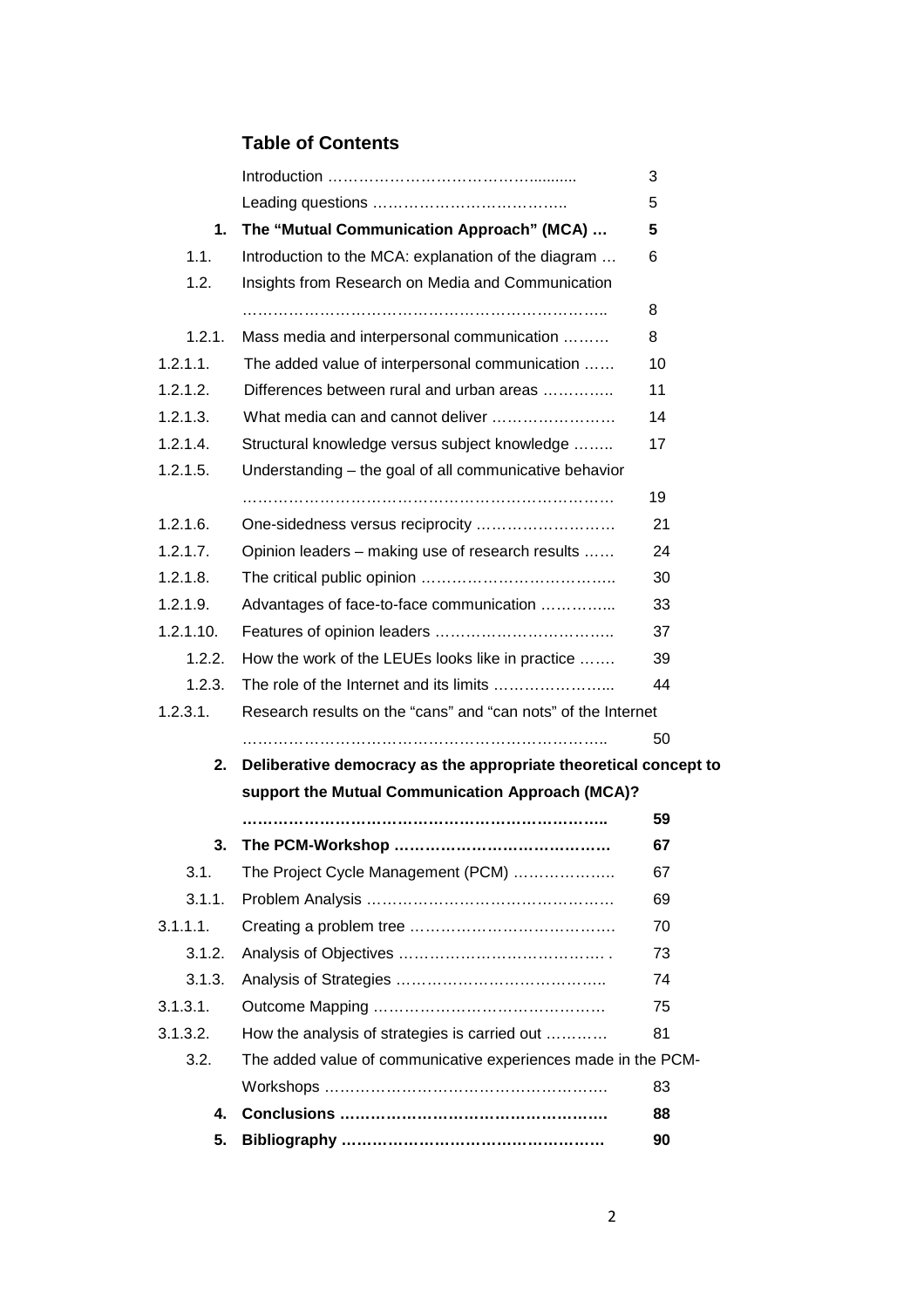## Table of Contents

| | | |
|---|---|---|
| | Introduction ……………………………………......... | 3 |
| | Leading questions ……………………………….. | 5 |
| **1.** | **The "Mutual Communication Approach" (MCA) …** | **5** |
| 1.1. | Introduction to the MCA: explanation of the diagram … | 6 |
| 1.2. | Insights from Research on Media and Communication ………………………………………………………….. | 8 |
| 1.2.1. | Mass media and interpersonal communication ……… | 8 |
| 1.2.1.1. | The added value of interpersonal communication …… | 10 |
| 1.2.1.2. | Differences between rural and urban areas ………….. | 11 |
| 1.2.1.3. | What media can and cannot deliver …………………… | 14 |
| 1.2.1.4. | Structural knowledge versus subject knowledge …….. | 17 |
| 1.2.1.5. | Understanding – the goal of all communicative behavior ………………………………………………………………. | 19 |
| 1.2.1.6. | One-sidedness versus reciprocity ……………………… | 21 |
| 1.2.1.7. | Opinion leaders – making use of research results …… | 24 |
| 1.2.1.8. | The critical public opinion ……………………………….. | 30 |
| 1.2.1.9. | Advantages of face-to-face communication …………... | 33 |
| 1.2.1.10. | Features of opinion leaders …………………………….. | 37 |
| 1.2.2. | How the work of the LEUEs looks like in practice ……. | 39 |
| 1.2.3. | The role of the Internet and its limits …………………... | 44 |
| 1.2.3.1. | Research results on the "cans" and "can nots" of the Internet ………………………………………………………….. | 50 |
| **2.** | **Deliberative democracy as the appropriate theoretical concept to support the Mutual Communication Approach (MCA)? ………………………………………………………..** | **59** |
| **3.** | **The PCM-Workshop ……………………………………** | **67** |
| 3.1. | The Project Cycle Management (PCM) ……………….. | 67 |
| 3.1.1. | Problem Analysis ………………………………………… | 69 |
| 3.1.1.1. | Creating a problem tree …………………………………. | 70 |
| 3.1.2. | Analysis of Objectives …………………………………. . | 73 |
| 3.1.3. | Analysis of Strategies ………………………………….. | 74 |
| 3.1.3.1. | Outcome Mapping ……………………………………… | 75 |
| 3.1.3.2. | How the analysis of strategies is carried out ………… | 81 |
| 3.2. | The added value of communicative experiences made in the PCM-Workshops ………………………………………………. | 83 |
| **4.** | **Conclusions ……………………………………………** | **88** |
| **5.** | **Bibliography ……………………………………………** | **90** |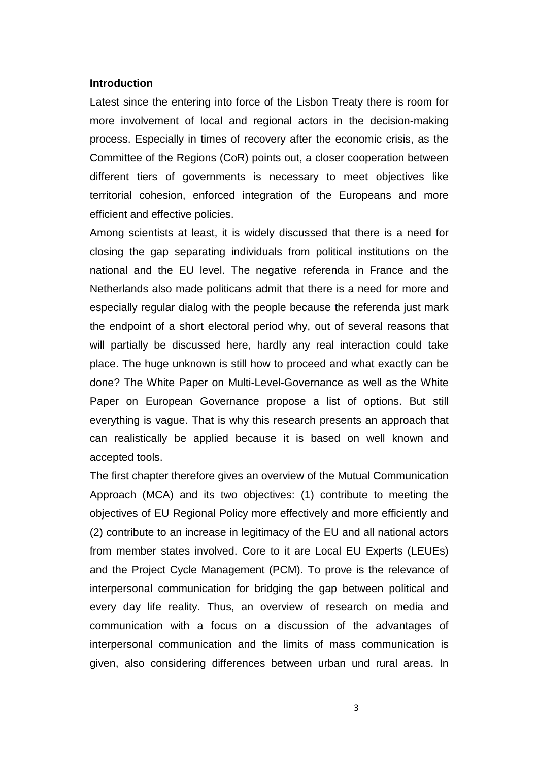## Introduction

Latest since the entering into force of the Lisbon Treaty there is room for more involvement of local and regional actors in the decision-making process. Especially in times of recovery after the economic crisis, as the Committee of the Regions (CoR) points out, a closer cooperation between different tiers of governments is necessary to meet objectives like territorial cohesion, enforced integration of the Europeans and more efficient and effective policies.

Among scientists at least, it is widely discussed that there is a need for closing the gap separating individuals from political institutions on the national and the EU level. The negative referenda in France and the Netherlands also made politicans admit that there is a need for more and especially regular dialog with the people because the referenda just mark the endpoint of a short electoral period why, out of several reasons that will partially be discussed here, hardly any real interaction could take place. The huge unknown is still how to proceed and what exactly can be done? The White Paper on Multi-Level-Governance as well as the White Paper on European Governance propose a list of options. But still everything is vague. That is why this research presents an approach that can realistically be applied because it is based on well known and accepted tools.

The first chapter therefore gives an overview of the Mutual Communication Approach (MCA) and its two objectives: (1) contribute to meeting the objectives of EU Regional Policy more effectively and more efficiently and (2) contribute to an increase in legitimacy of the EU and all national actors from member states involved. Core to it are Local EU Experts (LEUEs) and the Project Cycle Management (PCM). To prove is the relevance of interpersonal communication for bridging the gap between political and every day life reality. Thus, an overview of research on media and communication with a focus on a discussion of the advantages of interpersonal communication and the limits of mass communication is given, also considering differences between urban und rural areas. In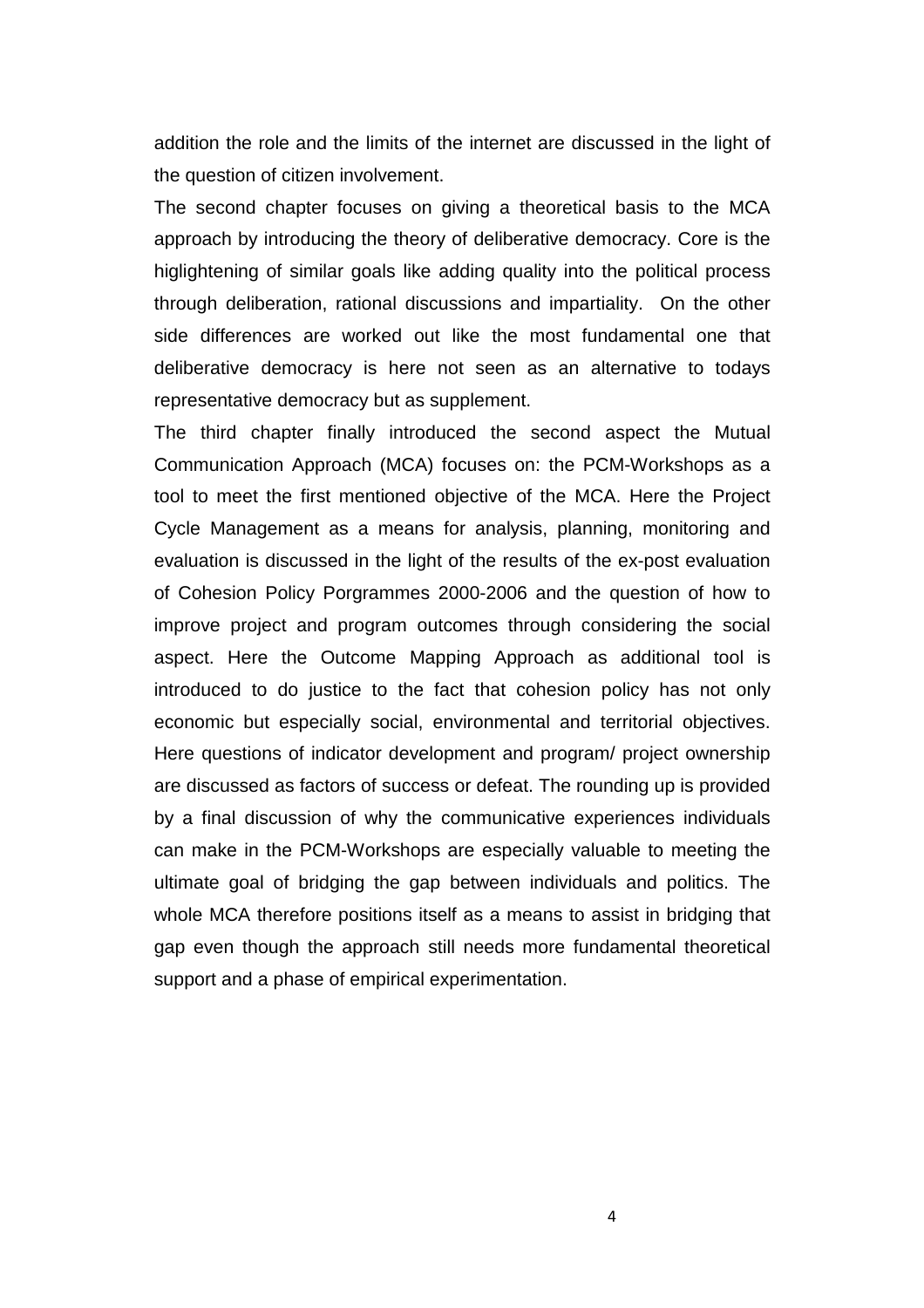addition the role and the limits of the internet are discussed in the light of the question of citizen involvement.

The second chapter focuses on giving a theoretical basis to the MCA approach by introducing the theory of deliberative democracy. Core is the higlightening of similar goals like adding quality into the political process through deliberation, rational discussions and impartiality. On the other side differences are worked out like the most fundamental one that deliberative democracy is here not seen as an alternative to todays representative democracy but as supplement.

The third chapter finally introduced the second aspect the Mutual Communication Approach (MCA) focuses on: the PCM-Workshops as a tool to meet the first mentioned objective of the MCA. Here the Project Cycle Management as a means for analysis, planning, monitoring and evaluation is discussed in the light of the results of the ex-post evaluation of Cohesion Policy Porgrammes 2000-2006 and the question of how to improve project and program outcomes through considering the social aspect. Here the Outcome Mapping Approach as additional tool is introduced to do justice to the fact that cohesion policy has not only economic but especially social, environmental and territorial objectives. Here questions of indicator development and program/ project ownership are discussed as factors of success or defeat. The rounding up is provided by a final discussion of why the communicative experiences individuals can make in the PCM-Workshops are especially valuable to meeting the ultimate goal of bridging the gap between individuals and politics. The whole MCA therefore positions itself as a means to assist in bridging that gap even though the approach still needs more fundamental theoretical support and a phase of empirical experimentation.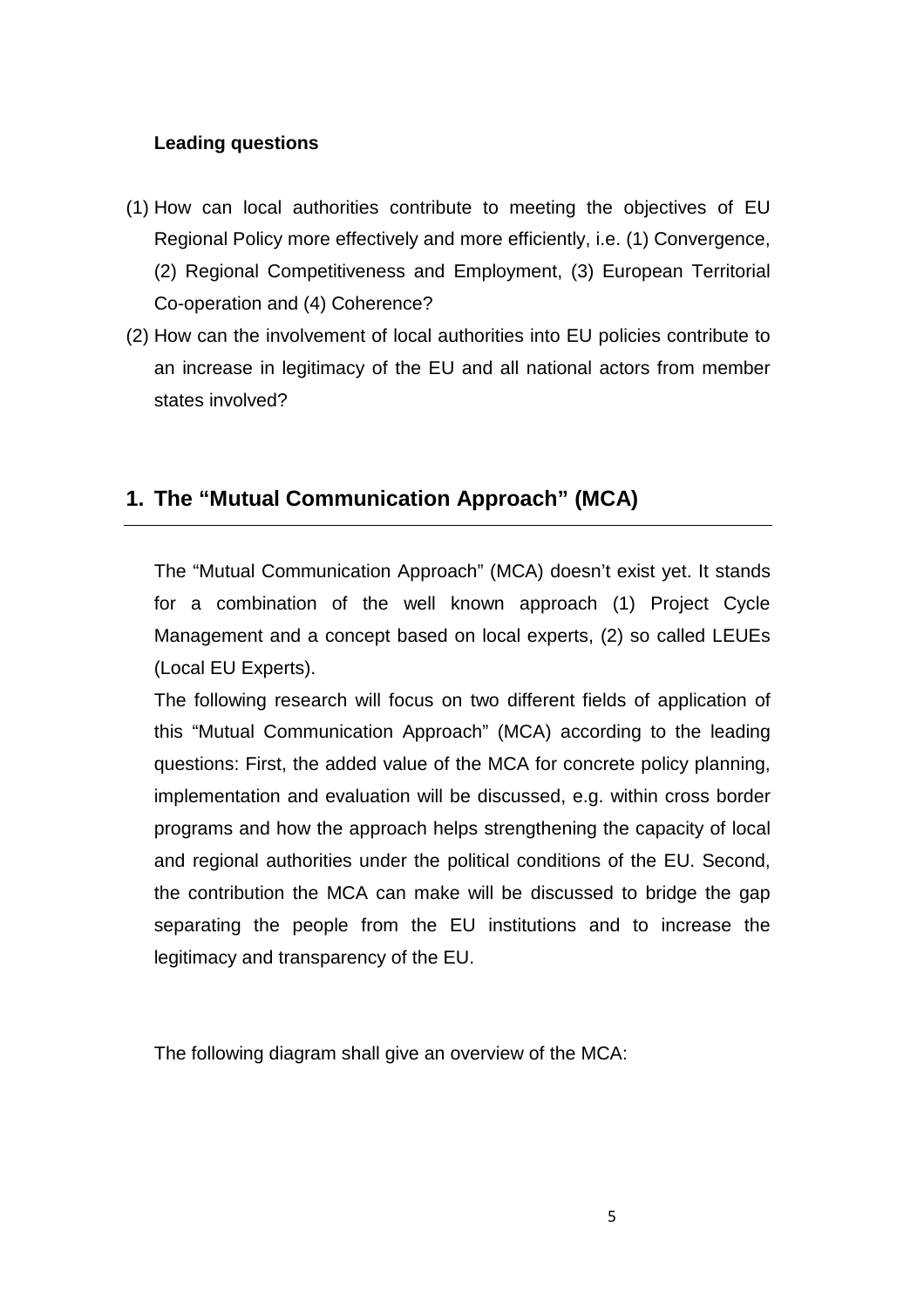**Leading questions**

(1) How can local authorities contribute to meeting the objectives of EU Regional Policy more effectively and more efficiently, i.e. (1) Convergence, (2) Regional Competitiveness and Employment, (3) European Territorial Co-operation and (4) Coherence?

(2) How can the involvement of local authorities into EU policies contribute to an increase in legitimacy of the EU and all national actors from member states involved?

## 1. The "Mutual Communication Approach" (MCA)

The "Mutual Communication Approach" (MCA) doesn't exist yet. It stands for a combination of the well known approach (1) Project Cycle Management and a concept based on local experts, (2) so called LEUEs (Local EU Experts).

The following research will focus on two different fields of application of this "Mutual Communication Approach" (MCA) according to the leading questions: First, the added value of the MCA for concrete policy planning, implementation and evaluation will be discussed, e.g. within cross border programs and how the approach helps strengthening the capacity of local and regional authorities under the political conditions of the EU. Second, the contribution the MCA can make will be discussed to bridge the gap separating the people from the EU institutions and to increase the legitimacy and transparency of the EU.

The following diagram shall give an overview of the MCA: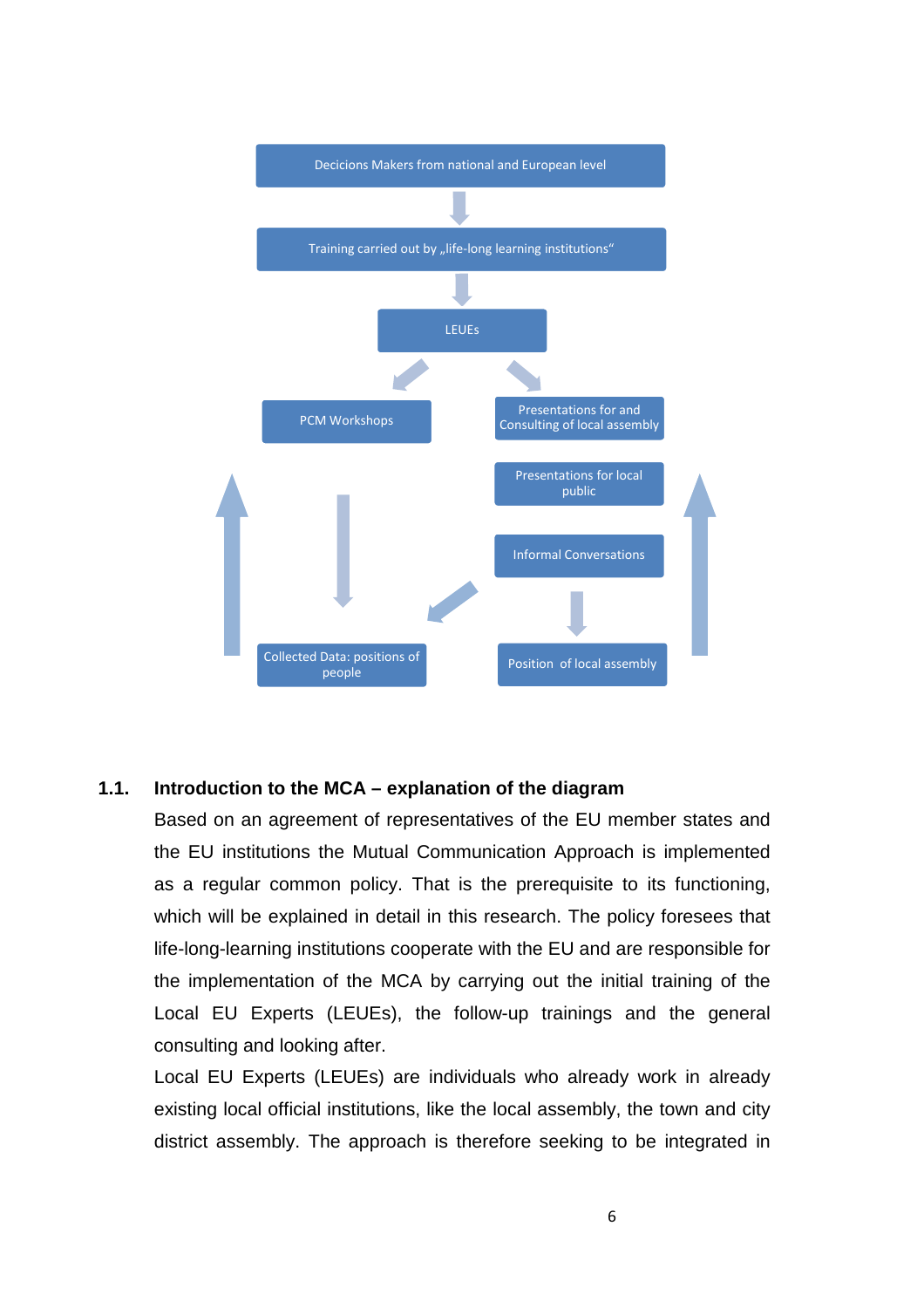Decicions Makers from national and European level

Training carried out by „life-long learning institutions“

LEUEs

PCM Workshops

Presentations for and Consulting of local assembly

Presentations for local public

Informal Conversations

Collected Data: positions of people

Position of local assembly

### 1.1. Introduction to the MCA – explanation of the diagram

Based on an agreement of representatives of the EU member states and the EU institutions the Mutual Communication Approach is implemented as a regular common policy. That is the prerequisite to its functioning, which will be explained in detail in this research. The policy foresees that life-long-learning institutions cooperate with the EU and are responsible for the implementation of the MCA by carrying out the initial training of the Local EU Experts (LEUEs), the follow-up trainings and the general consulting and looking after.

Local EU Experts (LEUEs) are individuals who already work in already existing local official institutions, like the local assembly, the town and city district assembly. The approach is therefore seeking to be integrated in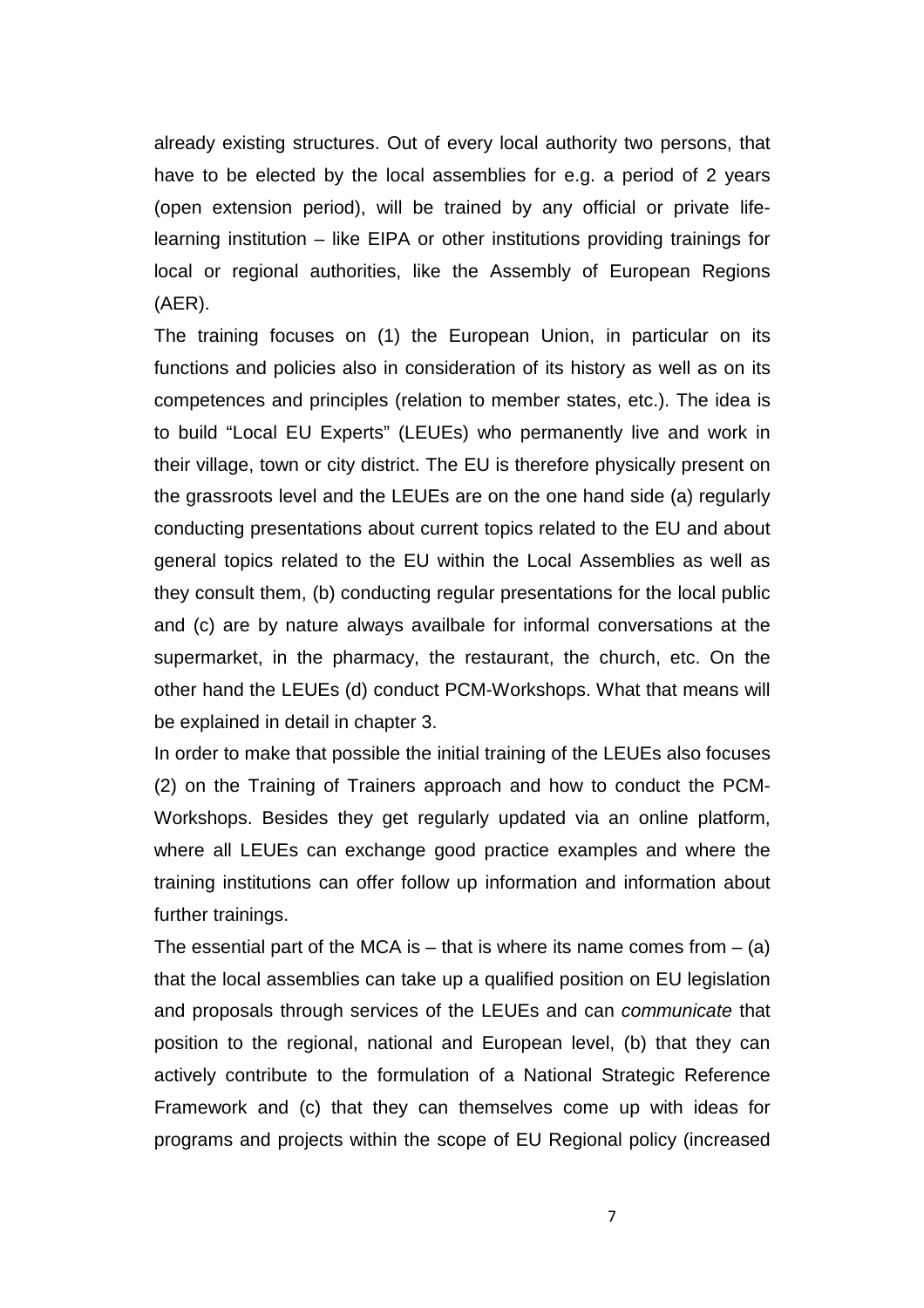already existing structures. Out of every local authority two persons, that have to be elected by the local assemblies for e.g. a period of 2 years (open extension period), will be trained by any official or private life-learning institution – like EIPA or other institutions providing trainings for local or regional authorities, like the Assembly of European Regions (AER).

The training focuses on (1) the European Union, in particular on its functions and policies also in consideration of its history as well as on its competences and principles (relation to member states, etc.). The idea is to build "Local EU Experts" (LEUEs) who permanently live and work in their village, town or city district. The EU is therefore physically present on the grassroots level and the LEUEs are on the one hand side (a) regularly conducting presentations about current topics related to the EU and about general topics related to the EU within the Local Assemblies as well as they consult them, (b) conducting regular presentations for the local public and (c) are by nature always availbale for informal conversations at the supermarket, in the pharmacy, the restaurant, the church, etc. On the other hand the LEUEs (d) conduct PCM-Workshops. What that means will be explained in detail in chapter 3.

In order to make that possible the initial training of the LEUEs also focuses (2) on the Training of Trainers approach and how to conduct the PCM-Workshops. Besides they get regularly updated via an online platform, where all LEUEs can exchange good practice examples and where the training institutions can offer follow up information and information about further trainings.

The essential part of the MCA is – that is where its name comes from – (a) that the local assemblies can take up a qualified position on EU legislation and proposals through services of the LEUEs and can *communicate* that position to the regional, national and European level, (b) that they can actively contribute to the formulation of a National Strategic Reference Framework and (c) that they can themselves come up with ideas for programs and projects within the scope of EU Regional policy (increased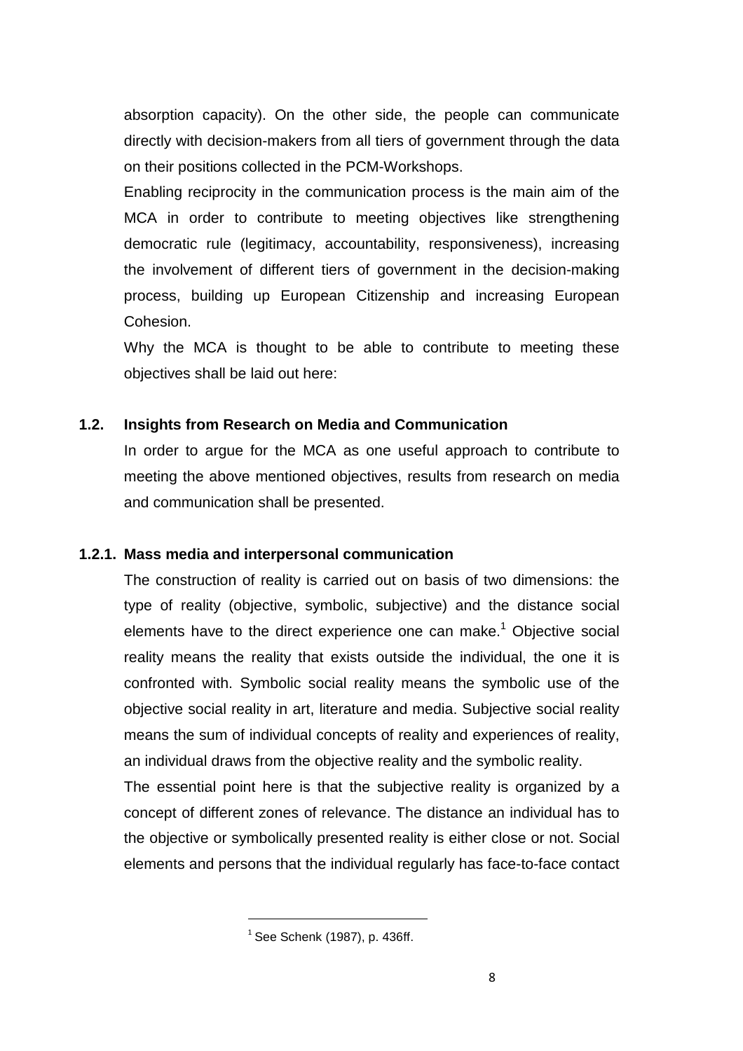absorption capacity). On the other side, the people can communicate directly with decision-makers from all tiers of government through the data on their positions collected in the PCM-Workshops.

Enabling reciprocity in the communication process is the main aim of the MCA in order to contribute to meeting objectives like strengthening democratic rule (legitimacy, accountability, responsiveness), increasing the involvement of different tiers of government in the decision-making process, building up European Citizenship and increasing European Cohesion.

Why the MCA is thought to be able to contribute to meeting these objectives shall be laid out here:

### 1.2. Insights from Research on Media and Communication

In order to argue for the MCA as one useful approach to contribute to meeting the above mentioned objectives, results from research on media and communication shall be presented.

#### 1.2.1. Mass media and interpersonal communication

The construction of reality is carried out on basis of two dimensions: the type of reality (objective, symbolic, subjective) and the distance social elements have to the direct experience one can make.[1] Objective social reality means the reality that exists outside the individual, the one it is confronted with. Symbolic social reality means the symbolic use of the objective social reality in art, literature and media. Subjective social reality means the sum of individual concepts of reality and experiences of reality, an individual draws from the objective reality and the symbolic reality.

The essential point here is that the subjective reality is organized by a concept of different zones of relevance. The distance an individual has to the objective or symbolically presented reality is either close or not. Social elements and persons that the individual regularly has face-to-face contact

[1] See Schenk (1987), p. 436ff.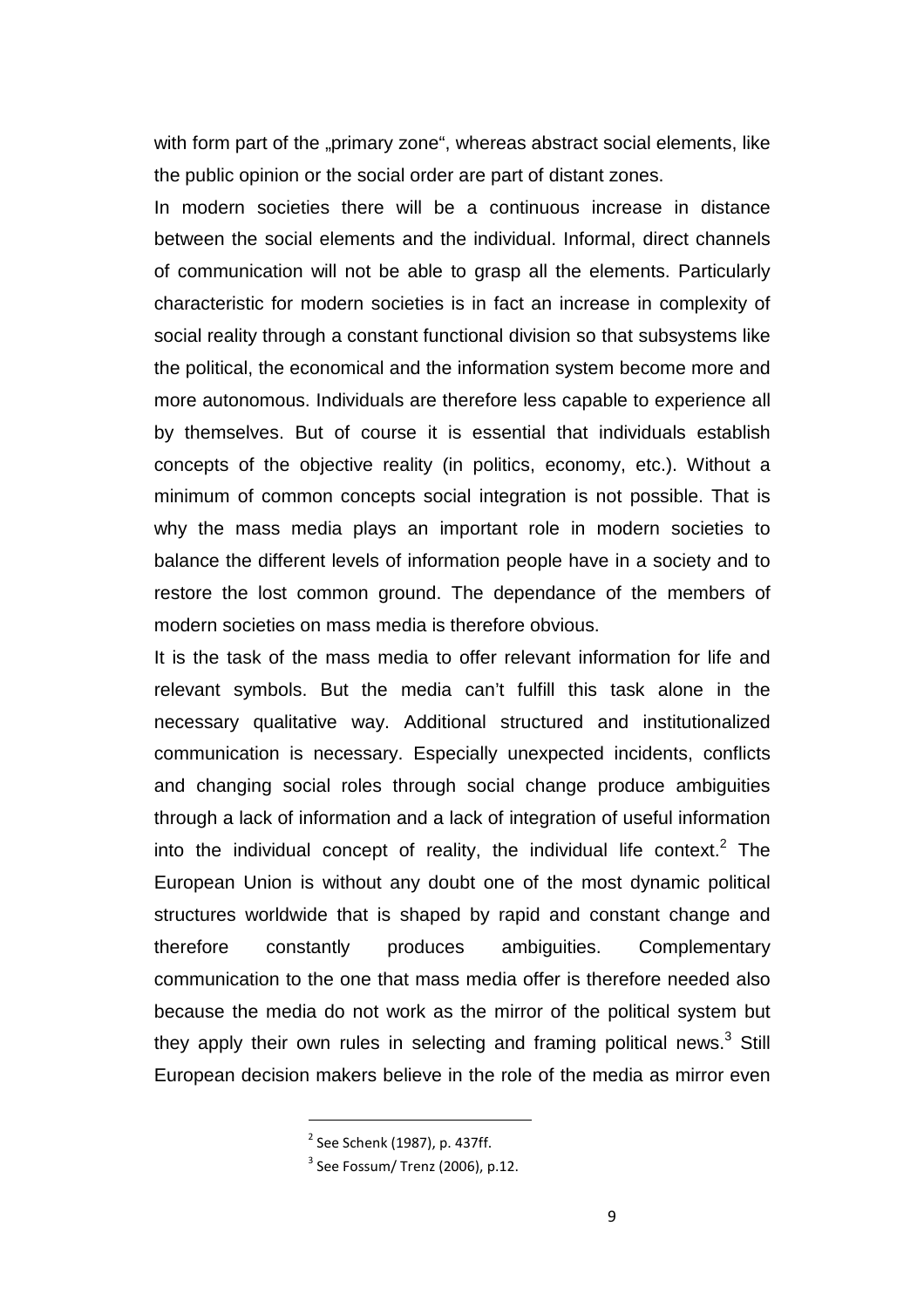with form part of the „primary zone", whereas abstract social elements, like the public opinion or the social order are part of distant zones.

In modern societies there will be a continuous increase in distance between the social elements and the individual. Informal, direct channels of communication will not be able to grasp all the elements. Particularly characteristic for modern societies is in fact an increase in complexity of social reality through a constant functional division so that subsystems like the political, the economical and the information system become more and more autonomous. Individuals are therefore less capable to experience all by themselves. But of course it is essential that individuals establish concepts of the objective reality (in politics, economy, etc.). Without a minimum of common concepts social integration is not possible. That is why the mass media plays an important role in modern societies to balance the different levels of information people have in a society and to restore the lost common ground. The dependance of the members of modern societies on mass media is therefore obvious.

It is the task of the mass media to offer relevant information for life and relevant symbols. But the media can't fulfill this task alone in the necessary qualitative way. Additional structured and institutionalized communication is necessary. Especially unexpected incidents, conflicts and changing social roles through social change produce ambiguities through a lack of information and a lack of integration of useful information into the individual concept of reality, the individual life context.[2] The European Union is without any doubt one of the most dynamic political structures worldwide that is shaped by rapid and constant change and therefore constantly produces ambiguities. Complementary communication to the one that mass media offer is therefore needed also because the media do not work as the mirror of the political system but they apply their own rules in selecting and framing political news.[3] Still European decision makers believe in the role of the media as mirror even

---

[2] See Schenk (1987), p. 437ff.

[3] See Fossum/ Trenz (2006), p.12.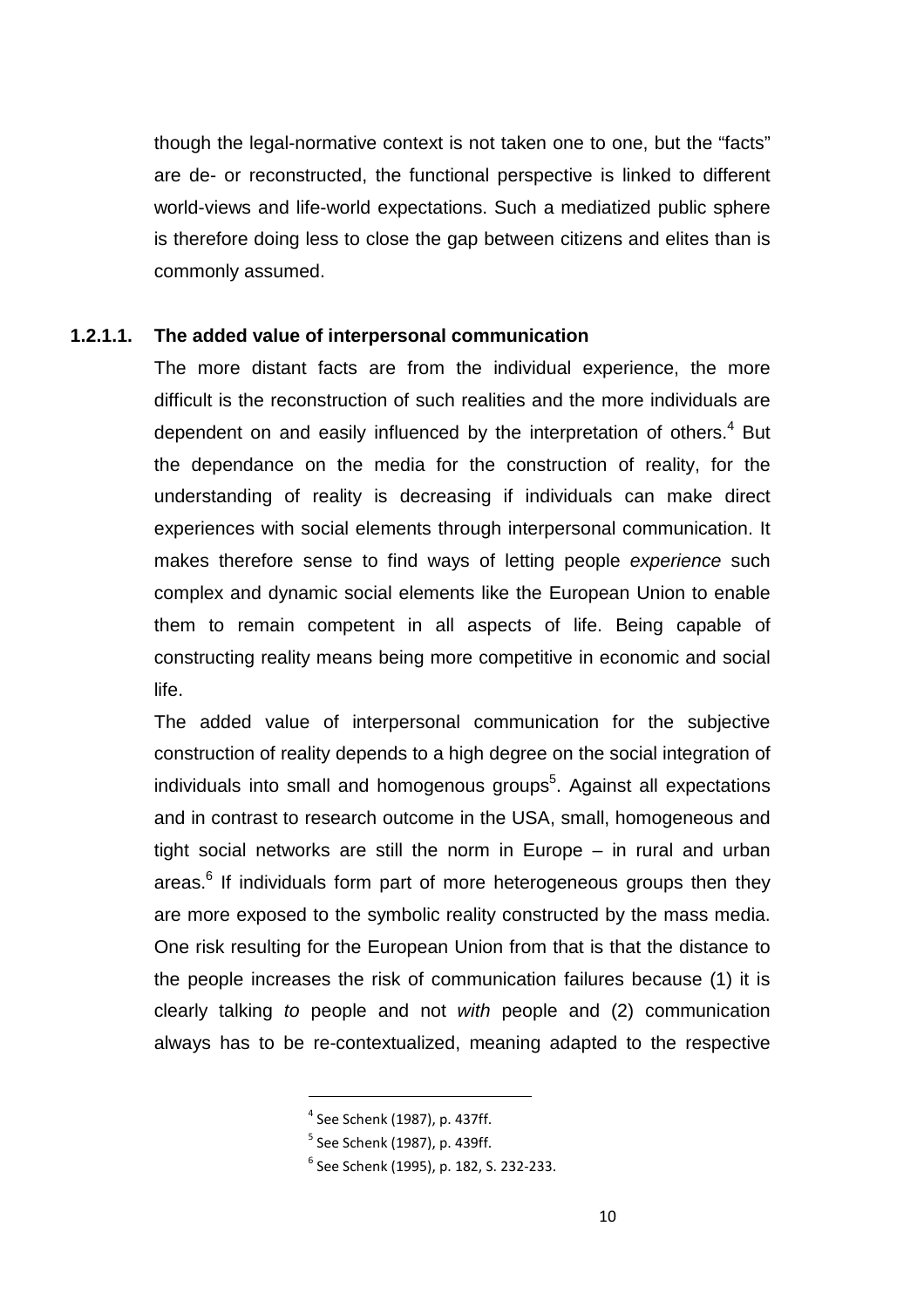though the legal-normative context is not taken one to one, but the "facts" are de- or reconstructed, the functional perspective is linked to different world-views and life-world expectations. Such a mediatized public sphere is therefore doing less to close the gap between citizens and elites than is commonly assumed.

#### 1.2.1.1. The added value of interpersonal communication

The more distant facts are from the individual experience, the more difficult is the reconstruction of such realities and the more individuals are dependent on and easily influenced by the interpretation of others.[4] But the dependance on the media for the construction of reality, for the understanding of reality is decreasing if individuals can make direct experiences with social elements through interpersonal communication. It makes therefore sense to find ways of letting people *experience* such complex and dynamic social elements like the European Union to enable them to remain competent in all aspects of life. Being capable of constructing reality means being more competitive in economic and social life.

The added value of interpersonal communication for the subjective construction of reality depends to a high degree on the social integration of individuals into small and homogenous groups[5]. Against all expectations and in contrast to research outcome in the USA, small, homogeneous and tight social networks are still the norm in Europe – in rural and urban areas.[6] If individuals form part of more heterogeneous groups then they are more exposed to the symbolic reality constructed by the mass media. One risk resulting for the European Union from that is that the distance to the people increases the risk of communication failures because (1) it is clearly talking *to* people and not *with* people and (2) communication always has to be re-contextualized, meaning adapted to the respective

---

[4] See Schenk (1987), p. 437ff.

[5] See Schenk (1987), p. 439ff.

[6] See Schenk (1995), p. 182, S. 232-233.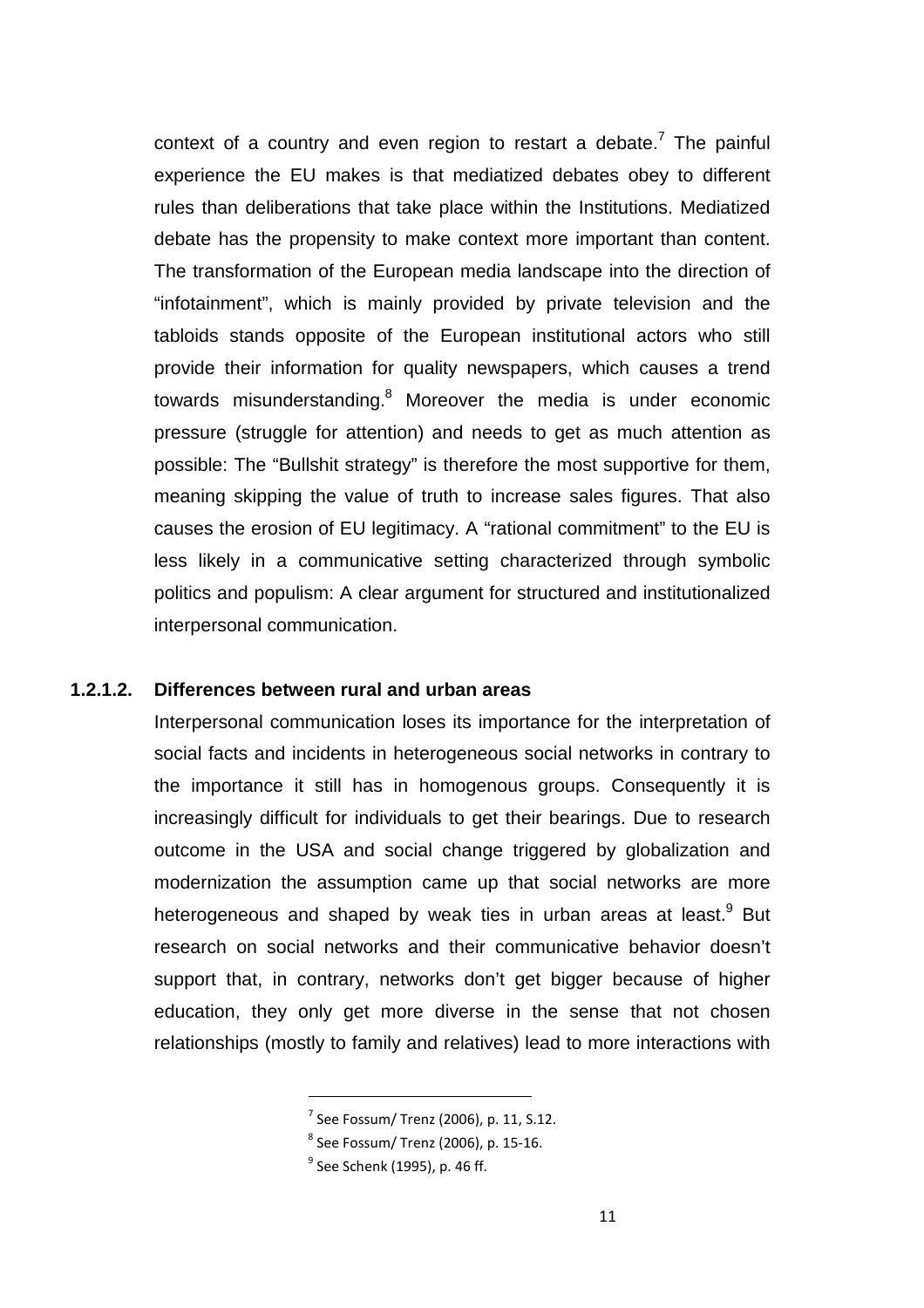context of a country and even region to restart a debate.[7] The painful experience the EU makes is that mediatized debates obey to different rules than deliberations that take place within the Institutions. Mediatized debate has the propensity to make context more important than content. The transformation of the European media landscape into the direction of "infotainment", which is mainly provided by private television and the tabloids stands opposite of the European institutional actors who still provide their information for quality newspapers, which causes a trend towards misunderstanding.[8] Moreover the media is under economic pressure (struggle for attention) and needs to get as much attention as possible: The "Bullshit strategy" is therefore the most supportive for them, meaning skipping the value of truth to increase sales figures. That also causes the erosion of EU legitimacy. A "rational commitment" to the EU is less likely in a communicative setting characterized through symbolic politics and populism: A clear argument for structured and institutionalized interpersonal communication.

#### 1.2.1.2. Differences between rural and urban areas

Interpersonal communication loses its importance for the interpretation of social facts and incidents in heterogeneous social networks in contrary to the importance it still has in homogenous groups. Consequently it is increasingly difficult for individuals to get their bearings. Due to research outcome in the USA and social change triggered by globalization and modernization the assumption came up that social networks are more heterogeneous and shaped by weak ties in urban areas at least.[9] But research on social networks and their communicative behavior doesn't support that, in contrary, networks don't get bigger because of higher education, they only get more diverse in the sense that not chosen relationships (mostly to family and relatives) lead to more interactions with

[7] See Fossum/ Trenz (2006), p. 11, S.12.

[8] See Fossum/ Trenz (2006), p. 15-16.

[9] See Schenk (1995), p. 46 ff.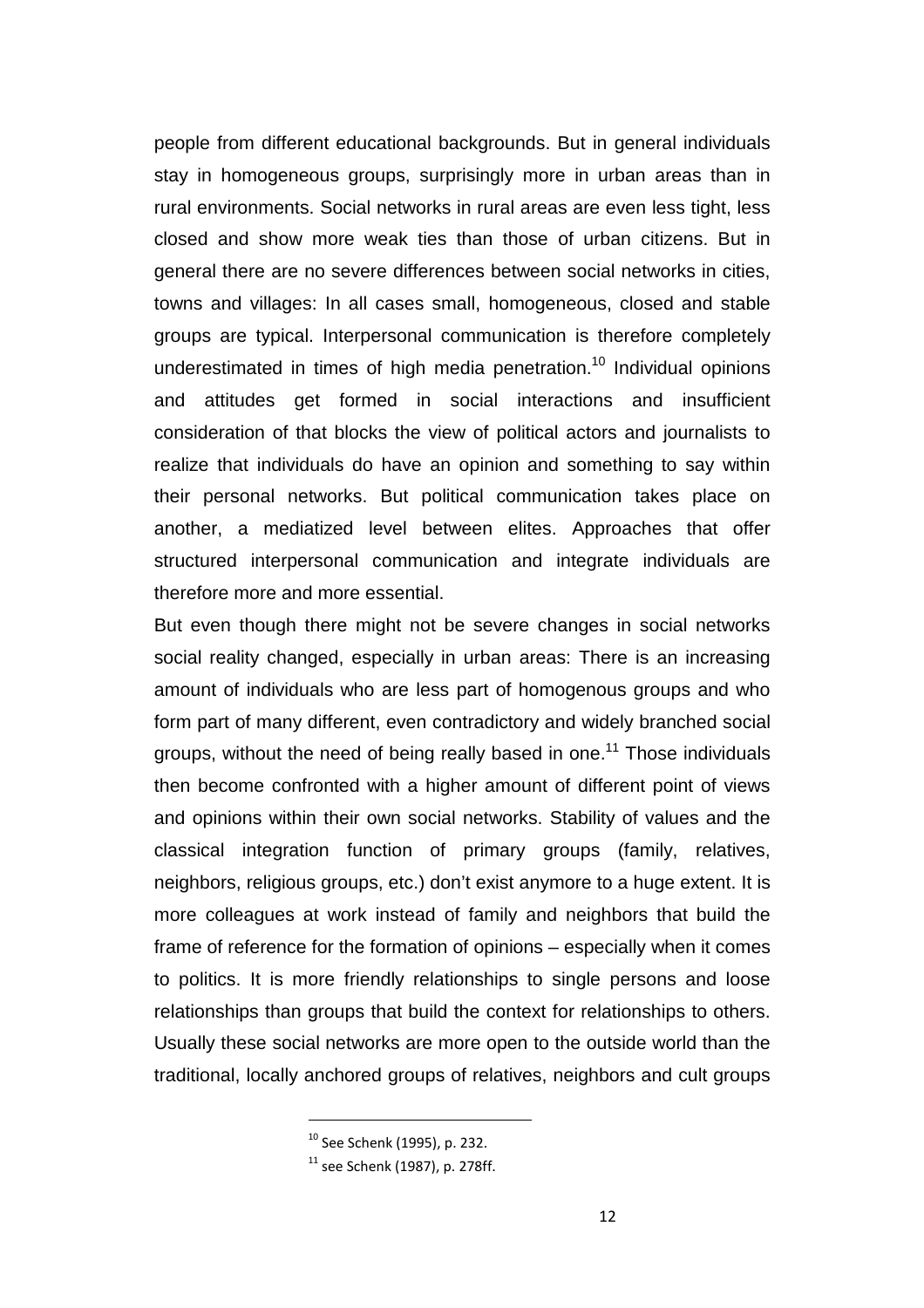people from different educational backgrounds. But in general individuals stay in homogeneous groups, surprisingly more in urban areas than in rural environments. Social networks in rural areas are even less tight, less closed and show more weak ties than those of urban citizens. But in general there are no severe differences between social networks in cities, towns and villages: In all cases small, homogeneous, closed and stable groups are typical. Interpersonal communication is therefore completely underestimated in times of high media penetration.[10] Individual opinions and attitudes get formed in social interactions and insufficient consideration of that blocks the view of political actors and journalists to realize that individuals do have an opinion and something to say within their personal networks. But political communication takes place on another, a mediatized level between elites. Approaches that offer structured interpersonal communication and integrate individuals are therefore more and more essential.

But even though there might not be severe changes in social networks social reality changed, especially in urban areas: There is an increasing amount of individuals who are less part of homogenous groups and who form part of many different, even contradictory and widely branched social groups, without the need of being really based in one.[11] Those individuals then become confronted with a higher amount of different point of views and opinions within their own social networks. Stability of values and the classical integration function of primary groups (family, relatives, neighbors, religious groups, etc.) don't exist anymore to a huge extent. It is more colleagues at work instead of family and neighbors that build the frame of reference for the formation of opinions – especially when it comes to politics. It is more friendly relationships to single persons and loose relationships than groups that build the context for relationships to others. Usually these social networks are more open to the outside world than the traditional, locally anchored groups of relatives, neighbors and cult groups

---

[10] See Schenk (1995), p. 232.

[11] see Schenk (1987), p. 278ff.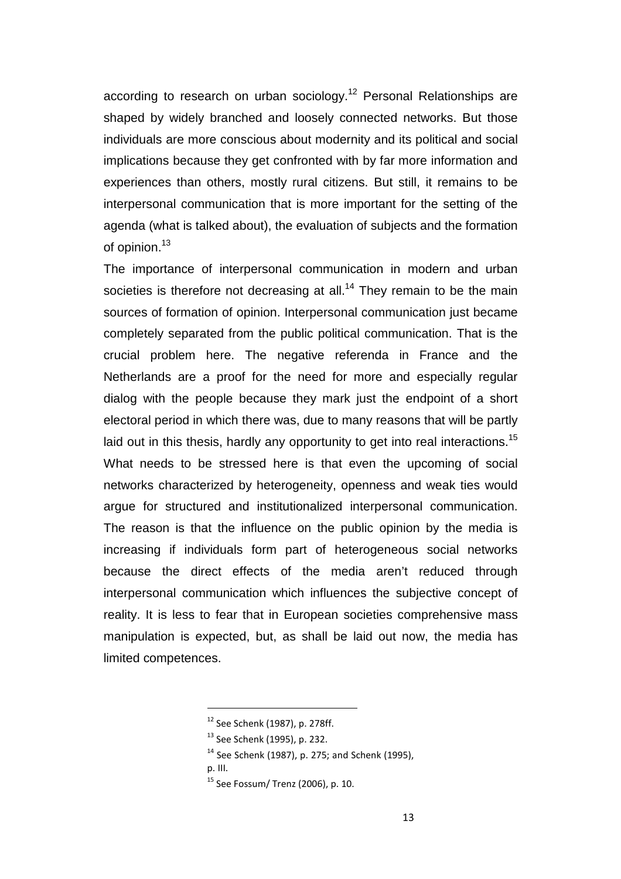according to research on urban sociology.[12] Personal Relationships are shaped by widely branched and loosely connected networks. But those individuals are more conscious about modernity and its political and social implications because they get confronted with by far more information and experiences than others, mostly rural citizens. But still, it remains to be interpersonal communication that is more important for the setting of the agenda (what is talked about), the evaluation of subjects and the formation of opinion.[13]

The importance of interpersonal communication in modern and urban societies is therefore not decreasing at all.[14] They remain to be the main sources of formation of opinion. Interpersonal communication just became completely separated from the public political communication. That is the crucial problem here. The negative referenda in France and the Netherlands are a proof for the need for more and especially regular dialog with the people because they mark just the endpoint of a short electoral period in which there was, due to many reasons that will be partly laid out in this thesis, hardly any opportunity to get into real interactions.[15] What needs to be stressed here is that even the upcoming of social networks characterized by heterogeneity, openness and weak ties would argue for structured and institutionalized interpersonal communication. The reason is that the influence on the public opinion by the media is increasing if individuals form part of heterogeneous social networks because the direct effects of the media aren't reduced through interpersonal communication which influences the subjective concept of reality. It is less to fear that in European societies comprehensive mass manipulation is expected, but, as shall be laid out now, the media has limited competences.

---

[12] See Schenk (1987), p. 278ff.

[13] See Schenk (1995), p. 232.

[14] See Schenk (1987), p. 275; and Schenk (1995), p. III.

[15] See Fossum/ Trenz (2006), p. 10.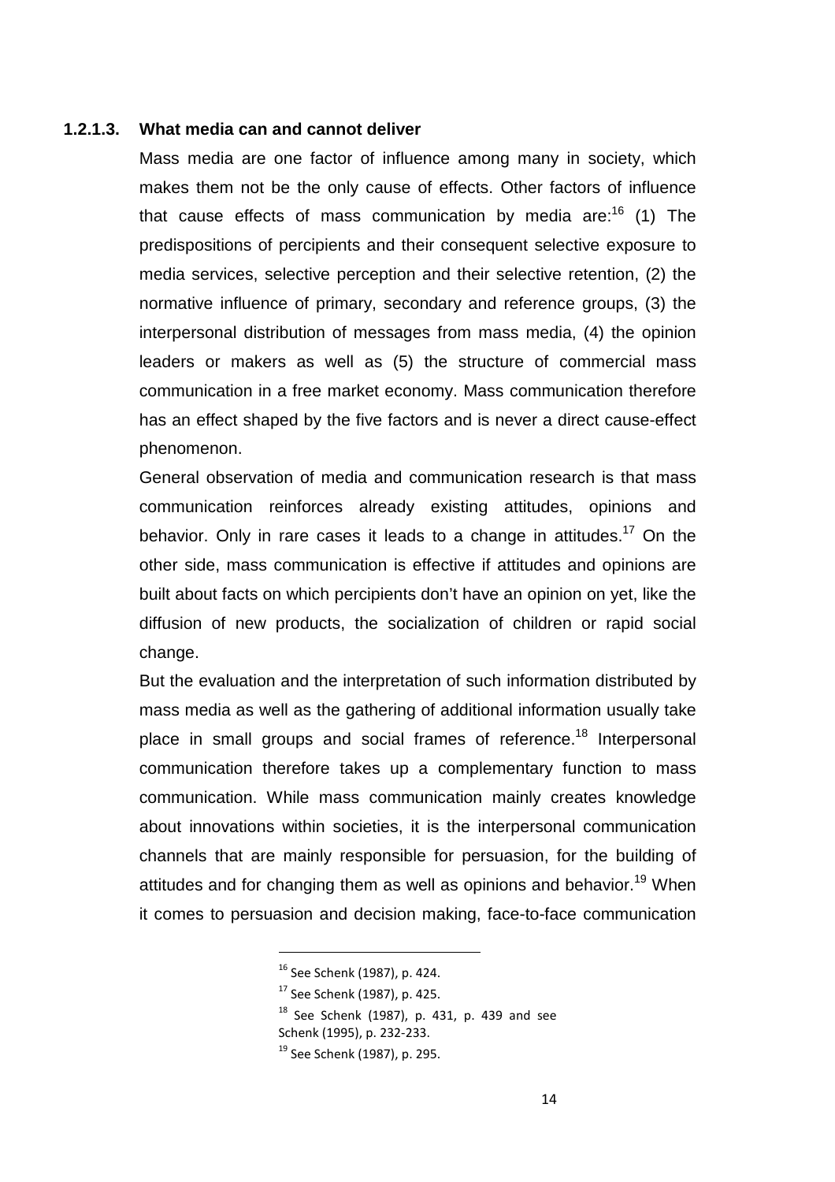#### 1.2.1.3. What media can and cannot deliver

Mass media are one factor of influence among many in society, which makes them not be the only cause of effects. Other factors of influence that cause effects of mass communication by media are:[16] (1) The predispositions of percipients and their consequent selective exposure to media services, selective perception and their selective retention, (2) the normative influence of primary, secondary and reference groups, (3) the interpersonal distribution of messages from mass media, (4) the opinion leaders or makers as well as (5) the structure of commercial mass communication in a free market economy. Mass communication therefore has an effect shaped by the five factors and is never a direct cause-effect phenomenon.

General observation of media and communication research is that mass communication reinforces already existing attitudes, opinions and behavior. Only in rare cases it leads to a change in attitudes.[17] On the other side, mass communication is effective if attitudes and opinions are built about facts on which percipients don't have an opinion on yet, like the diffusion of new products, the socialization of children or rapid social change.

But the evaluation and the interpretation of such information distributed by mass media as well as the gathering of additional information usually take place in small groups and social frames of reference.[18] Interpersonal communication therefore takes up a complementary function to mass communication. While mass communication mainly creates knowledge about innovations within societies, it is the interpersonal communication channels that are mainly responsible for persuasion, for the building of attitudes and for changing them as well as opinions and behavior.[19] When it comes to persuasion and decision making, face-to-face communication

---

[16] See Schenk (1987), p. 424.

[17] See Schenk (1987), p. 425.

[18] See Schenk (1987), p. 431, p. 439 and see Schenk (1995), p. 232-233.

[19] See Schenk (1987), p. 295.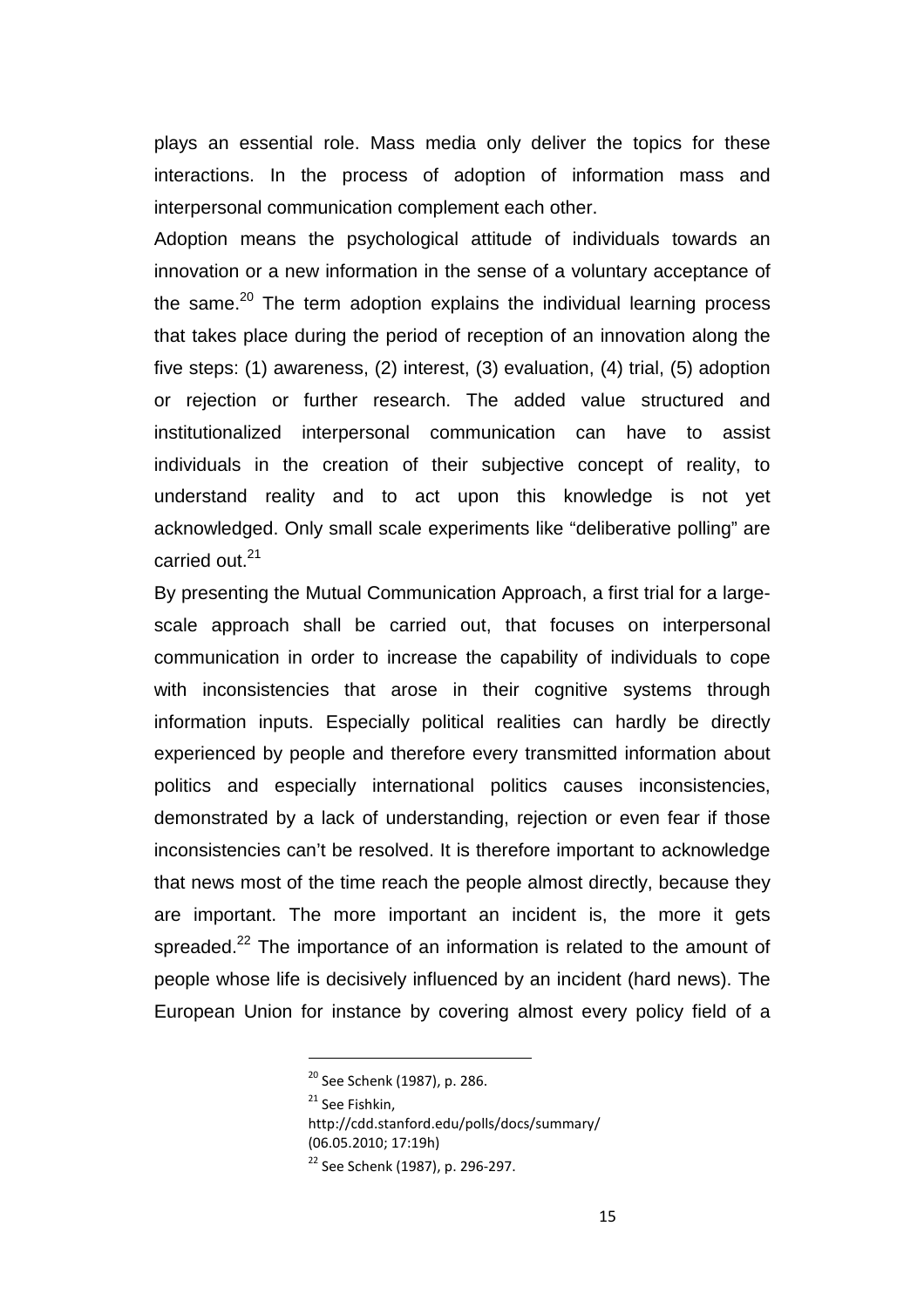plays an essential role. Mass media only deliver the topics for these interactions. In the process of adoption of information mass and interpersonal communication complement each other.

Adoption means the psychological attitude of individuals towards an innovation or a new information in the sense of a voluntary acceptance of the same.[20] The term adoption explains the individual learning process that takes place during the period of reception of an innovation along the five steps: (1) awareness, (2) interest, (3) evaluation, (4) trial, (5) adoption or rejection or further research. The added value structured and institutionalized interpersonal communication can have to assist individuals in the creation of their subjective concept of reality, to understand reality and to act upon this knowledge is not yet acknowledged. Only small scale experiments like "deliberative polling" are carried out.[21]

By presenting the Mutual Communication Approach, a first trial for a large-scale approach shall be carried out, that focuses on interpersonal communication in order to increase the capability of individuals to cope with inconsistencies that arose in their cognitive systems through information inputs. Especially political realities can hardly be directly experienced by people and therefore every transmitted information about politics and especially international politics causes inconsistencies, demonstrated by a lack of understanding, rejection or even fear if those inconsistencies can't be resolved. It is therefore important to acknowledge that news most of the time reach the people almost directly, because they are important. The more important an incident is, the more it gets spreaded.[22] The importance of an information is related to the amount of people whose life is decisively influenced by an incident (hard news). The European Union for instance by covering almost every policy field of a

---

[20] See Schenk (1987), p. 286.

[21] See Fishkin, http://cdd.stanford.edu/polls/docs/summary/ (06.05.2010; 17:19h)

[22] See Schenk (1987), p. 296-297.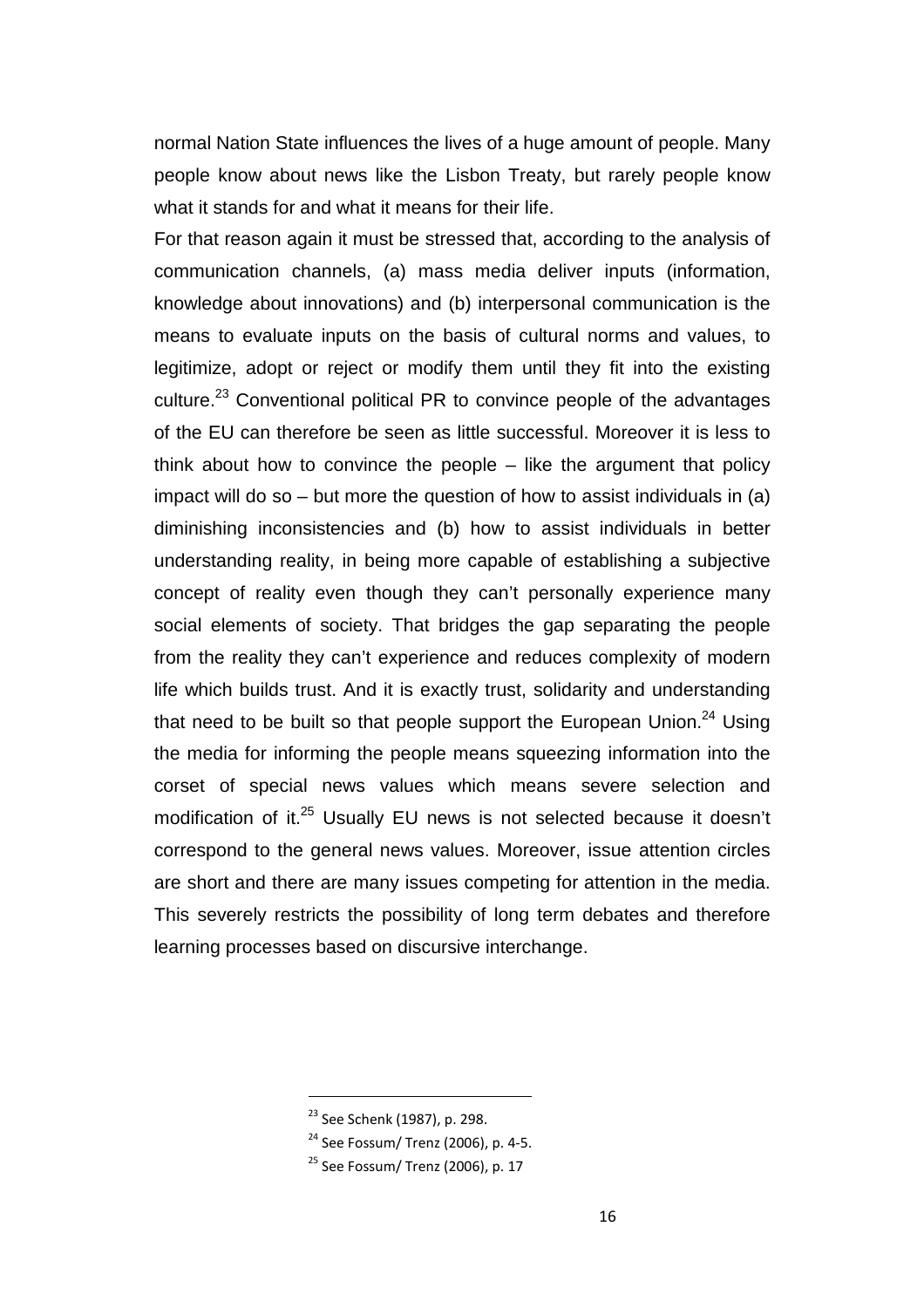normal Nation State influences the lives of a huge amount of people. Many people know about news like the Lisbon Treaty, but rarely people know what it stands for and what it means for their life.

For that reason again it must be stressed that, according to the analysis of communication channels, (a) mass media deliver inputs (information, knowledge about innovations) and (b) interpersonal communication is the means to evaluate inputs on the basis of cultural norms and values, to legitimize, adopt or reject or modify them until they fit into the existing culture.[23] Conventional political PR to convince people of the advantages of the EU can therefore be seen as little successful. Moreover it is less to think about how to convince the people – like the argument that policy impact will do so – but more the question of how to assist individuals in (a) diminishing inconsistencies and (b) how to assist individuals in better understanding reality, in being more capable of establishing a subjective concept of reality even though they can't personally experience many social elements of society. That bridges the gap separating the people from the reality they can't experience and reduces complexity of modern life which builds trust. And it is exactly trust, solidarity and understanding that need to be built so that people support the European Union.[24] Using the media for informing the people means squeezing information into the corset of special news values which means severe selection and modification of it.[25] Usually EU news is not selected because it doesn't correspond to the general news values. Moreover, issue attention circles are short and there are many issues competing for attention in the media. This severely restricts the possibility of long term debates and therefore learning processes based on discursive interchange.

[23] See Schenk (1987), p. 298.

[24] See Fossum/ Trenz (2006), p. 4-5.

[25] See Fossum/ Trenz (2006), p. 17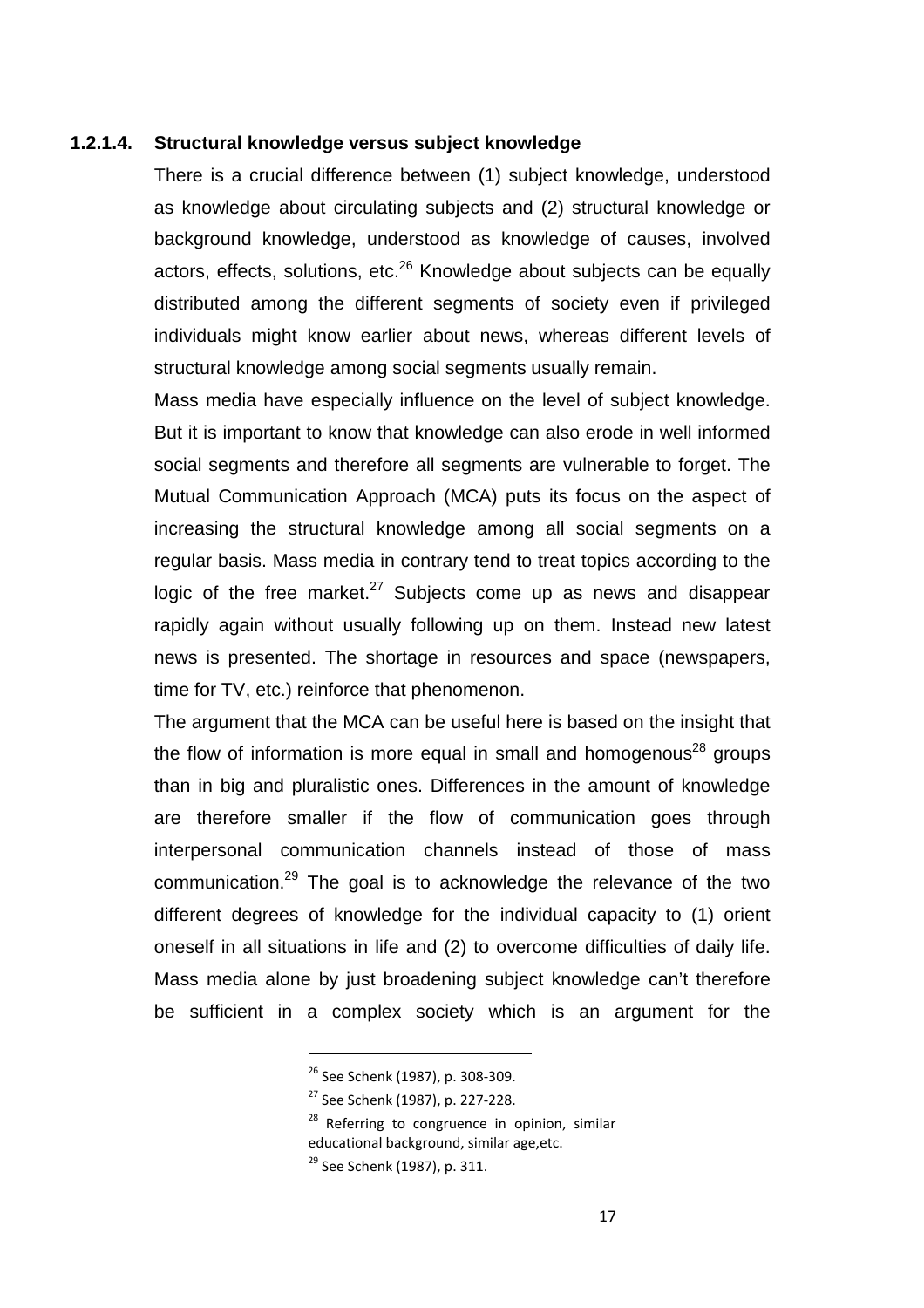#### 1.2.1.4. Structural knowledge versus subject knowledge

There is a crucial difference between (1) subject knowledge, understood as knowledge about circulating subjects and (2) structural knowledge or background knowledge, understood as knowledge of causes, involved actors, effects, solutions, etc.[26] Knowledge about subjects can be equally distributed among the different segments of society even if privileged individuals might know earlier about news, whereas different levels of structural knowledge among social segments usually remain.

Mass media have especially influence on the level of subject knowledge. But it is important to know that knowledge can also erode in well informed social segments and therefore all segments are vulnerable to forget. The Mutual Communication Approach (MCA) puts its focus on the aspect of increasing the structural knowledge among all social segments on a regular basis. Mass media in contrary tend to treat topics according to the logic of the free market.[27] Subjects come up as news and disappear rapidly again without usually following up on them. Instead new latest news is presented. The shortage in resources and space (newspapers, time for TV, etc.) reinforce that phenomenon.

The argument that the MCA can be useful here is based on the insight that the flow of information is more equal in small and homogenous[28] groups than in big and pluralistic ones. Differences in the amount of knowledge are therefore smaller if the flow of communication goes through interpersonal communication channels instead of those of mass communication.[29] The goal is to acknowledge the relevance of the two different degrees of knowledge for the individual capacity to (1) orient oneself in all situations in life and (2) to overcome difficulties of daily life. Mass media alone by just broadening subject knowledge can't therefore be sufficient in a complex society which is an argument for the

---

[26] See Schenk (1987), p. 308-309.

[27] See Schenk (1987), p. 227-228.

[28] Referring to congruence in opinion, similar educational background, similar age,etc.

[29] See Schenk (1987), p. 311.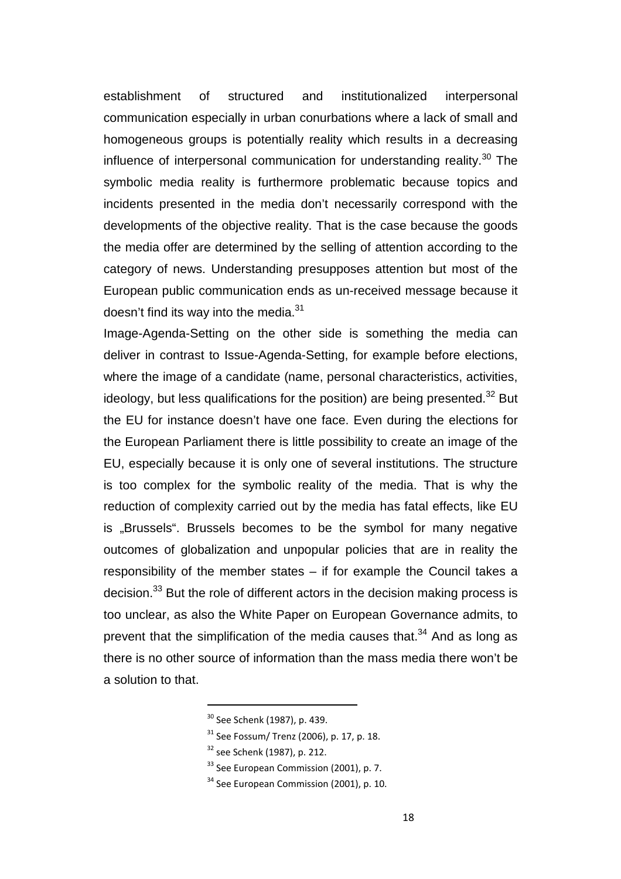establishment of structured and institutionalized interpersonal communication especially in urban conurbations where a lack of small and homogeneous groups is potentially reality which results in a decreasing influence of interpersonal communication for understanding reality.[30] The symbolic media reality is furthermore problematic because topics and incidents presented in the media don't necessarily correspond with the developments of the objective reality. That is the case because the goods the media offer are determined by the selling of attention according to the category of news. Understanding presupposes attention but most of the European public communication ends as un-received message because it doesn't find its way into the media.[31]

Image-Agenda-Setting on the other side is something the media can deliver in contrast to Issue-Agenda-Setting, for example before elections, where the image of a candidate (name, personal characteristics, activities, ideology, but less qualifications for the position) are being presented.[32] But the EU for instance doesn't have one face. Even during the elections for the European Parliament there is little possibility to create an image of the EU, especially because it is only one of several institutions. The structure is too complex for the symbolic reality of the media. That is why the reduction of complexity carried out by the media has fatal effects, like EU is „Brussels". Brussels becomes to be the symbol for many negative outcomes of globalization and unpopular policies that are in reality the responsibility of the member states – if for example the Council takes a decision.[33] But the role of different actors in the decision making process is too unclear, as also the White Paper on European Governance admits, to prevent that the simplification of the media causes that.[34] And as long as there is no other source of information than the mass media there won't be a solution to that.

[30] See Schenk (1987), p. 439.

[31] See Fossum/ Trenz (2006), p. 17, p. 18.

[32] see Schenk (1987), p. 212.

[33] See European Commission (2001), p. 7.

[34] See European Commission (2001), p. 10.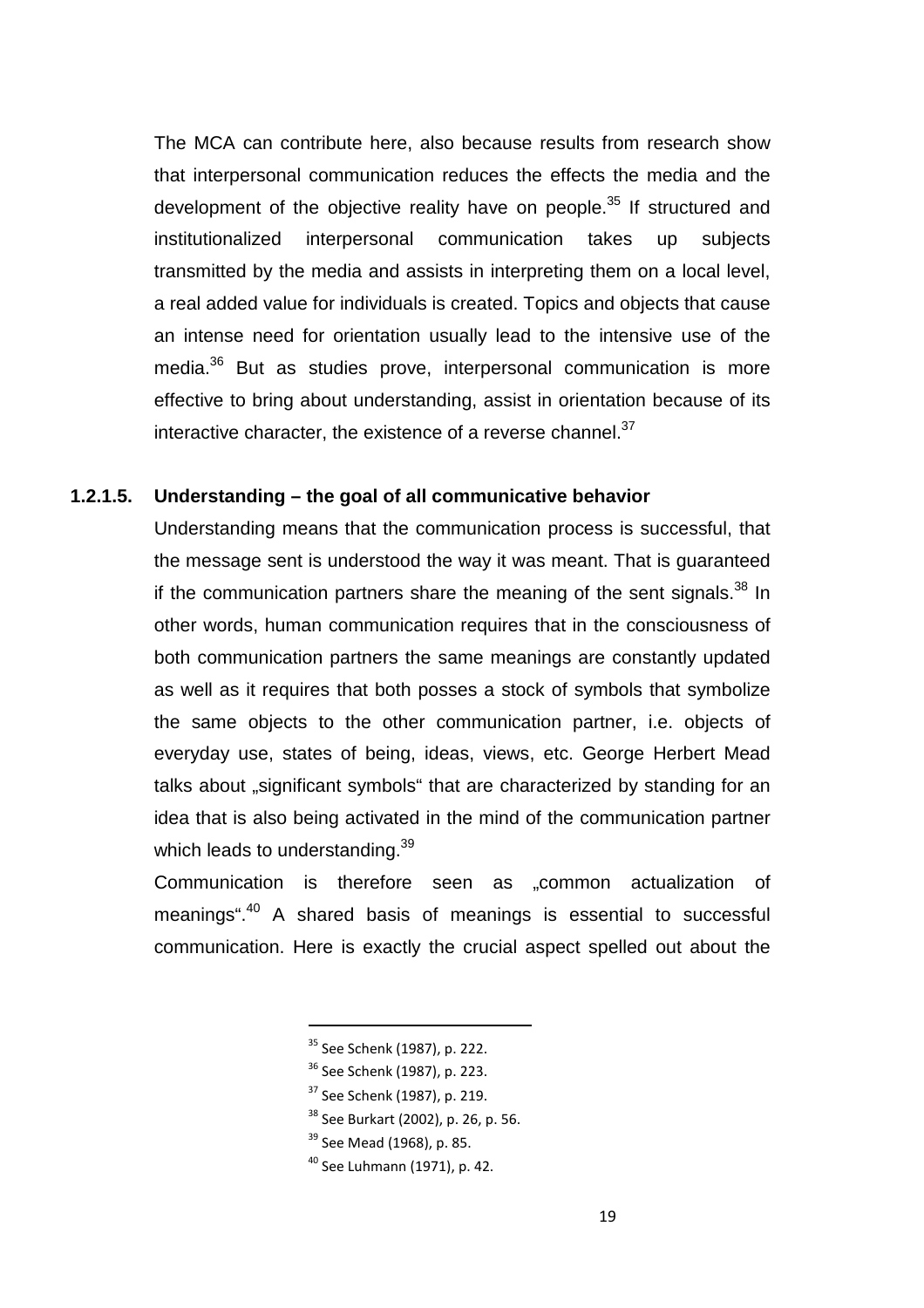The MCA can contribute here, also because results from research show that interpersonal communication reduces the effects the media and the development of the objective reality have on people.[35] If structured and institutionalized interpersonal communication takes up subjects transmitted by the media and assists in interpreting them on a local level, a real added value for individuals is created. Topics and objects that cause an intense need for orientation usually lead to the intensive use of the media.[36] But as studies prove, interpersonal communication is more effective to bring about understanding, assist in orientation because of its interactive character, the existence of a reverse channel.[37]

#### 1.2.1.5. Understanding – the goal of all communicative behavior

Understanding means that the communication process is successful, that the message sent is understood the way it was meant. That is guaranteed if the communication partners share the meaning of the sent signals.[38] In other words, human communication requires that in the consciousness of both communication partners the same meanings are constantly updated as well as it requires that both posses a stock of symbols that symbolize the same objects to the other communication partner, i.e. objects of everyday use, states of being, ideas, views, etc. George Herbert Mead talks about „significant symbols“ that are characterized by standing for an idea that is also being activated in the mind of the communication partner which leads to understanding.[39]

Communication is therefore seen as „common actualization of meanings“.[40] A shared basis of meanings is essential to successful communication. Here is exactly the crucial aspect spelled out about the

---

[35] See Schenk (1987), p. 222.

[36] See Schenk (1987), p. 223.

[37] See Schenk (1987), p. 219.

[38] See Burkart (2002), p. 26, p. 56.

[39] See Mead (1968), p. 85.

[40] See Luhmann (1971), p. 42.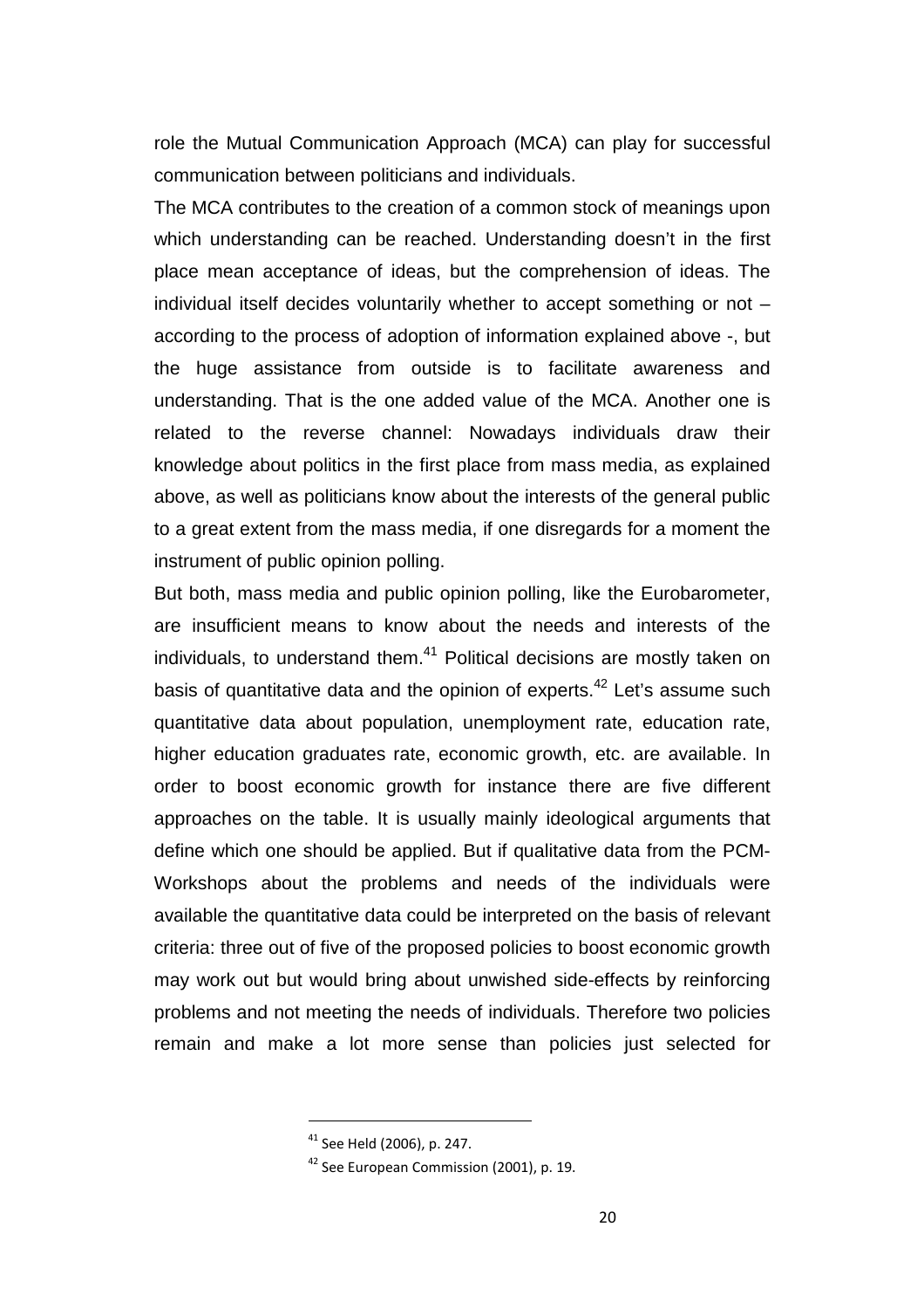role the Mutual Communication Approach (MCA) can play for successful communication between politicians and individuals.

The MCA contributes to the creation of a common stock of meanings upon which understanding can be reached. Understanding doesn't in the first place mean acceptance of ideas, but the comprehension of ideas. The individual itself decides voluntarily whether to accept something or not – according to the process of adoption of information explained above -, but the huge assistance from outside is to facilitate awareness and understanding. That is the one added value of the MCA. Another one is related to the reverse channel: Nowadays individuals draw their knowledge about politics in the first place from mass media, as explained above, as well as politicians know about the interests of the general public to a great extent from the mass media, if one disregards for a moment the instrument of public opinion polling.

But both, mass media and public opinion polling, like the Eurobarometer, are insufficient means to know about the needs and interests of the individuals, to understand them.[41] Political decisions are mostly taken on basis of quantitative data and the opinion of experts.[42] Let's assume such quantitative data about population, unemployment rate, education rate, higher education graduates rate, economic growth, etc. are available. In order to boost economic growth for instance there are five different approaches on the table. It is usually mainly ideological arguments that define which one should be applied. But if qualitative data from the PCM-Workshops about the problems and needs of the individuals were available the quantitative data could be interpreted on the basis of relevant criteria: three out of five of the proposed policies to boost economic growth may work out but would bring about unwished side-effects by reinforcing problems and not meeting the needs of individuals. Therefore two policies remain and make a lot more sense than policies just selected for

---

[41] See Held (2006), p. 247.

[42] See European Commission (2001), p. 19.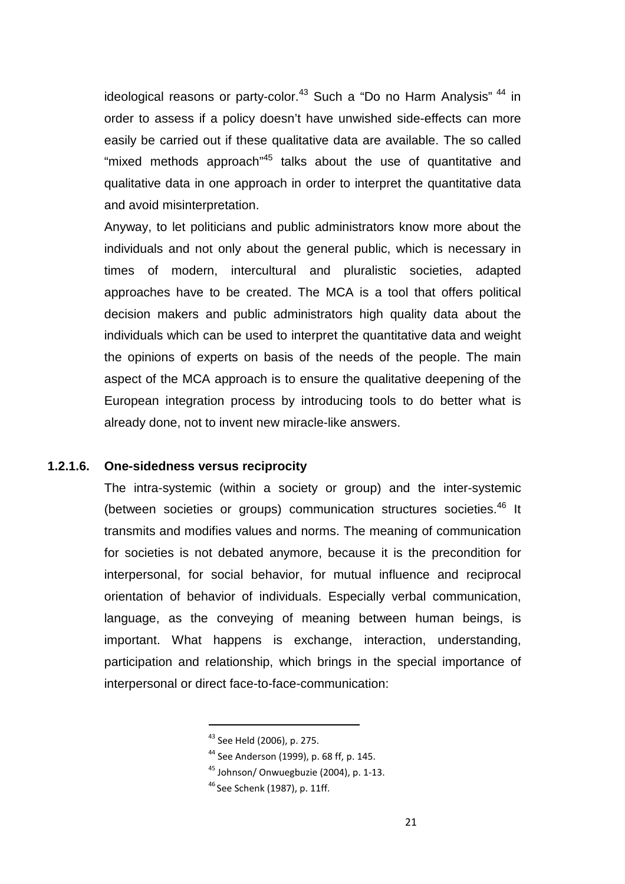ideological reasons or party-color.[43] Such a "Do no Harm Analysis" [44] in order to assess if a policy doesn't have unwished side-effects can more easily be carried out if these qualitative data are available. The so called "mixed methods approach"[45] talks about the use of quantitative and qualitative data in one approach in order to interpret the quantitative data and avoid misinterpretation.

Anyway, to let politicians and public administrators know more about the individuals and not only about the general public, which is necessary in times of modern, intercultural and pluralistic societies, adapted approaches have to be created. The MCA is a tool that offers political decision makers and public administrators high quality data about the individuals which can be used to interpret the quantitative data and weight the opinions of experts on basis of the needs of the people. The main aspect of the MCA approach is to ensure the qualitative deepening of the European integration process by introducing tools to do better what is already done, not to invent new miracle-like answers.

#### 1.2.1.6. One-sidedness versus reciprocity

The intra-systemic (within a society or group) and the inter-systemic (between societies or groups) communication structures societies.[46] It transmits and modifies values and norms. The meaning of communication for societies is not debated anymore, because it is the precondition for interpersonal, for social behavior, for mutual influence and reciprocal orientation of behavior of individuals. Especially verbal communication, language, as the conveying of meaning between human beings, is important. What happens is exchange, interaction, understanding, participation and relationship, which brings in the special importance of interpersonal or direct face-to-face-communication:

---

[43] See Held (2006), p. 275.

[44] See Anderson (1999), p. 68 ff, p. 145.

[45] Johnson/ Onwuegbuzie (2004), p. 1-13.

[46] See Schenk (1987), p. 11ff.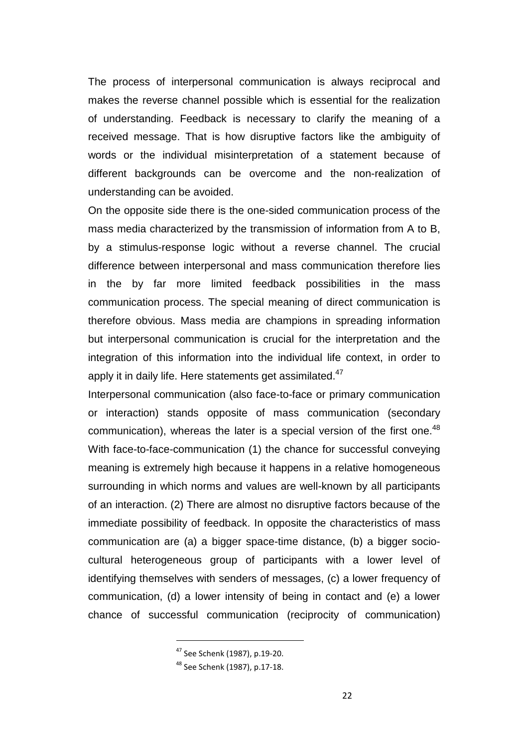The process of interpersonal communication is always reciprocal and makes the reverse channel possible which is essential for the realization of understanding. Feedback is necessary to clarify the meaning of a received message. That is how disruptive factors like the ambiguity of words or the individual misinterpretation of a statement because of different backgrounds can be overcome and the non-realization of understanding can be avoided.

On the opposite side there is the one-sided communication process of the mass media characterized by the transmission of information from A to B, by a stimulus-response logic without a reverse channel. The crucial difference between interpersonal and mass communication therefore lies in the by far more limited feedback possibilities in the mass communication process. The special meaning of direct communication is therefore obvious. Mass media are champions in spreading information but interpersonal communication is crucial for the interpretation and the integration of this information into the individual life context, in order to apply it in daily life. Here statements get assimilated.[47]

Interpersonal communication (also face-to-face or primary communication or interaction) stands opposite of mass communication (secondary communication), whereas the later is a special version of the first one.[48] With face-to-face-communication (1) the chance for successful conveying meaning is extremely high because it happens in a relative homogeneous surrounding in which norms and values are well-known by all participants of an interaction. (2) There are almost no disruptive factors because of the immediate possibility of feedback. In opposite the characteristics of mass communication are (a) a bigger space-time distance, (b) a bigger socio-cultural heterogeneous group of participants with a lower level of identifying themselves with senders of messages, (c) a lower frequency of communication, (d) a lower intensity of being in contact and (e) a lower chance of successful communication (reciprocity of communication)

[47] See Schenk (1987), p.19-20.

[48] See Schenk (1987), p.17-18.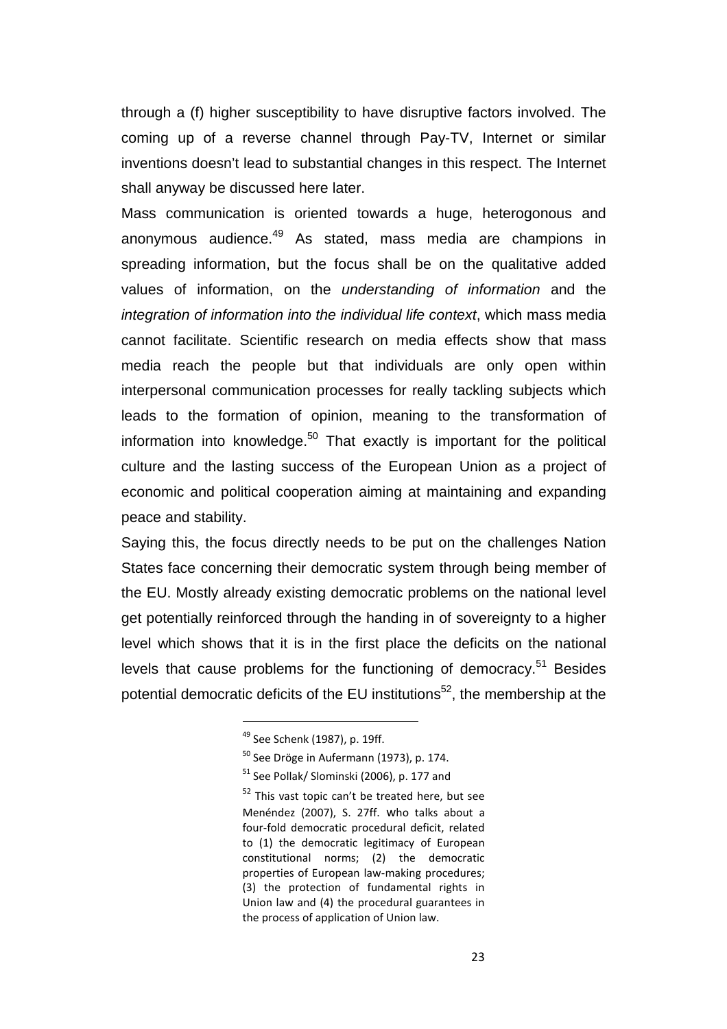through a (f) higher susceptibility to have disruptive factors involved. The coming up of a reverse channel through Pay-TV, Internet or similar inventions doesn't lead to substantial changes in this respect. The Internet shall anyway be discussed here later.

Mass communication is oriented towards a huge, heterogonous and anonymous audience.[49] As stated, mass media are champions in spreading information, but the focus shall be on the qualitative added values of information, on the *understanding of information* and the *integration of information into the individual life context*, which mass media cannot facilitate. Scientific research on media effects show that mass media reach the people but that individuals are only open within interpersonal communication processes for really tackling subjects which leads to the formation of opinion, meaning to the transformation of information into knowledge.[50] That exactly is important for the political culture and the lasting success of the European Union as a project of economic and political cooperation aiming at maintaining and expanding peace and stability.

Saying this, the focus directly needs to be put on the challenges Nation States face concerning their democratic system through being member of the EU. Mostly already existing democratic problems on the national level get potentially reinforced through the handing in of sovereignty to a higher level which shows that it is in the first place the deficits on the national levels that cause problems for the functioning of democracy.[51] Besides potential democratic deficits of the EU institutions[52], the membership at the

---

[49] See Schenk (1987), p. 19ff.

[50] See Dröge in Aufermann (1973), p. 174.

[51] See Pollak/ Slominski (2006), p. 177 and

[52] This vast topic can't be treated here, but see Menéndez (2007), S. 27ff. who talks about a four-fold democratic procedural deficit, related to (1) the democratic legitimacy of European constitutional norms; (2) the democratic properties of European law-making procedures; (3) the protection of fundamental rights in Union law and (4) the procedural guarantees in the process of application of Union law.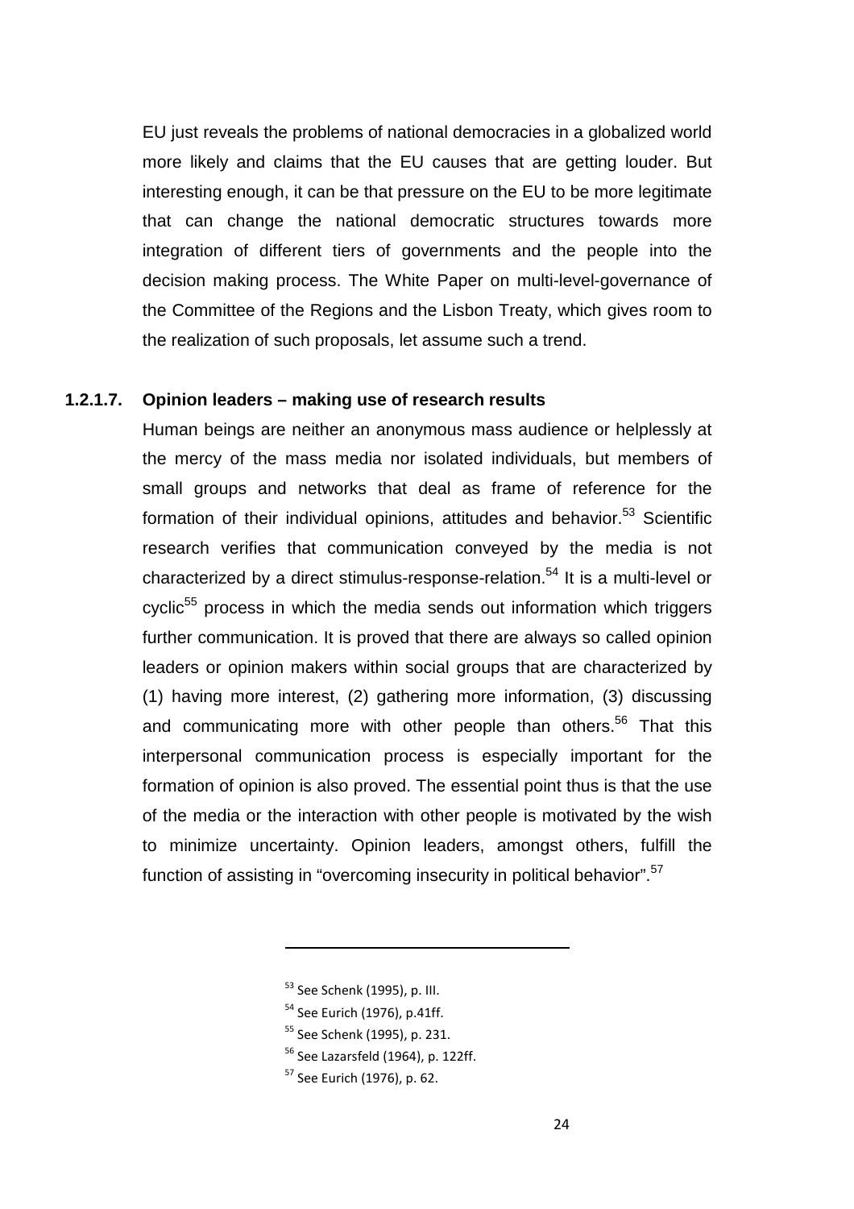EU just reveals the problems of national democracies in a globalized world more likely and claims that the EU causes that are getting louder. But interesting enough, it can be that pressure on the EU to be more legitimate that can change the national democratic structures towards more integration of different tiers of governments and the people into the decision making process. The White Paper on multi-level-governance of the Committee of the Regions and the Lisbon Treaty, which gives room to the realization of such proposals, let assume such a trend.

#### 1.2.1.7. Opinion leaders – making use of research results

Human beings are neither an anonymous mass audience or helplessly at the mercy of the mass media nor isolated individuals, but members of small groups and networks that deal as frame of reference for the formation of their individual opinions, attitudes and behavior.[53] Scientific research verifies that communication conveyed by the media is not characterized by a direct stimulus-response-relation.[54] It is a multi-level or cyclic[55] process in which the media sends out information which triggers further communication. It is proved that there are always so called opinion leaders or opinion makers within social groups that are characterized by (1) having more interest, (2) gathering more information, (3) discussing and communicating more with other people than others.[56] That this interpersonal communication process is especially important for the formation of opinion is also proved. The essential point thus is that the use of the media or the interaction with other people is motivated by the wish to minimize uncertainty. Opinion leaders, amongst others, fulfill the function of assisting in "overcoming insecurity in political behavior".[57]

---

[53] See Schenk (1995), p. III.

[54] See Eurich (1976), p.41ff.

[55] See Schenk (1995), p. 231.

[56] See Lazarsfeld (1964), p. 122ff.

[57] See Eurich (1976), p. 62.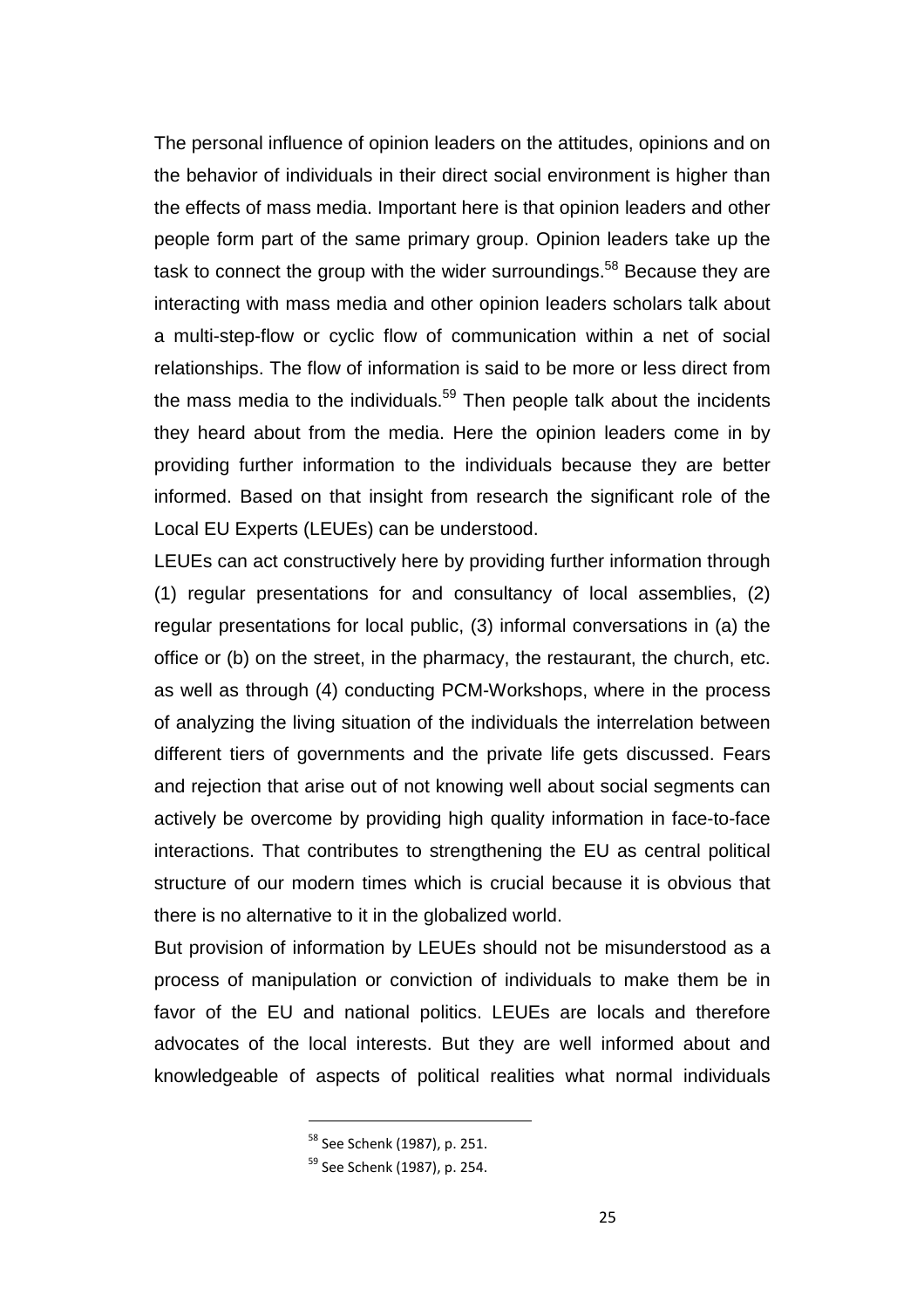The personal influence of opinion leaders on the attitudes, opinions and on the behavior of individuals in their direct social environment is higher than the effects of mass media. Important here is that opinion leaders and other people form part of the same primary group. Opinion leaders take up the task to connect the group with the wider surroundings.[58] Because they are interacting with mass media and other opinion leaders scholars talk about a multi-step-flow or cyclic flow of communication within a net of social relationships. The flow of information is said to be more or less direct from the mass media to the individuals.[59] Then people talk about the incidents they heard about from the media. Here the opinion leaders come in by providing further information to the individuals because they are better informed. Based on that insight from research the significant role of the Local EU Experts (LEUEs) can be understood.

LEUEs can act constructively here by providing further information through (1) regular presentations for and consultancy of local assemblies, (2) regular presentations for local public, (3) informal conversations in (a) the office or (b) on the street, in the pharmacy, the restaurant, the church, etc. as well as through (4) conducting PCM-Workshops, where in the process of analyzing the living situation of the individuals the interrelation between different tiers of governments and the private life gets discussed. Fears and rejection that arise out of not knowing well about social segments can actively be overcome by providing high quality information in face-to-face interactions. That contributes to strengthening the EU as central political structure of our modern times which is crucial because it is obvious that there is no alternative to it in the globalized world.

But provision of information by LEUEs should not be misunderstood as a process of manipulation or conviction of individuals to make them be in favor of the EU and national politics. LEUEs are locals and therefore advocates of the local interests. But they are well informed about and knowledgeable of aspects of political realities what normal individuals

---

[58] See Schenk (1987), p. 251.

[59] See Schenk (1987), p. 254.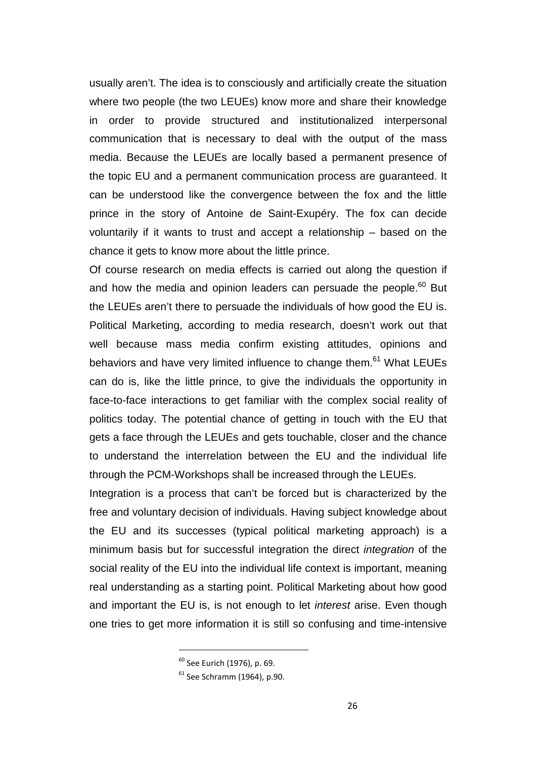usually aren't. The idea is to consciously and artificially create the situation where two people (the two LEUEs) know more and share their knowledge in order to provide structured and institutionalized interpersonal communication that is necessary to deal with the output of the mass media. Because the LEUEs are locally based a permanent presence of the topic EU and a permanent communication process are guaranteed. It can be understood like the convergence between the fox and the little prince in the story of Antoine de Saint-Exupéry. The fox can decide voluntarily if it wants to trust and accept a relationship – based on the chance it gets to know more about the little prince.

Of course research on media effects is carried out along the question if and how the media and opinion leaders can persuade the people.[60] But the LEUEs aren't there to persuade the individuals of how good the EU is. Political Marketing, according to media research, doesn't work out that well because mass media confirm existing attitudes, opinions and behaviors and have very limited influence to change them.[61] What LEUEs can do is, like the little prince, to give the individuals the opportunity in face-to-face interactions to get familiar with the complex social reality of politics today. The potential chance of getting in touch with the EU that gets a face through the LEUEs and gets touchable, closer and the chance to understand the interrelation between the EU and the individual life through the PCM-Workshops shall be increased through the LEUEs.

Integration is a process that can't be forced but is characterized by the free and voluntary decision of individuals. Having subject knowledge about the EU and its successes (typical political marketing approach) is a minimum basis but for successful integration the direct *integration* of the social reality of the EU into the individual life context is important, meaning real understanding as a starting point. Political Marketing about how good and important the EU is, is not enough to let *interest* arise. Even though one tries to get more information it is still so confusing and time-intensive

[60] See Eurich (1976), p. 69.

[61] See Schramm (1964), p.90.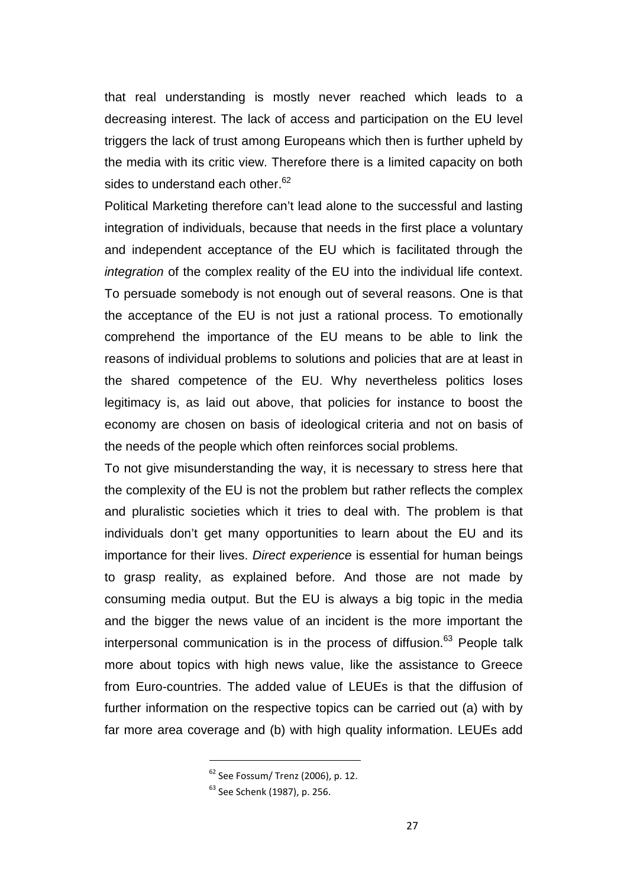that real understanding is mostly never reached which leads to a decreasing interest. The lack of access and participation on the EU level triggers the lack of trust among Europeans which then is further upheld by the media with its critic view. Therefore there is a limited capacity on both sides to understand each other.[62]

Political Marketing therefore can't lead alone to the successful and lasting integration of individuals, because that needs in the first place a voluntary and independent acceptance of the EU which is facilitated through the *integration* of the complex reality of the EU into the individual life context. To persuade somebody is not enough out of several reasons. One is that the acceptance of the EU is not just a rational process. To emotionally comprehend the importance of the EU means to be able to link the reasons of individual problems to solutions and policies that are at least in the shared competence of the EU. Why nevertheless politics loses legitimacy is, as laid out above, that policies for instance to boost the economy are chosen on basis of ideological criteria and not on basis of the needs of the people which often reinforces social problems.

To not give misunderstanding the way, it is necessary to stress here that the complexity of the EU is not the problem but rather reflects the complex and pluralistic societies which it tries to deal with. The problem is that individuals don't get many opportunities to learn about the EU and its importance for their lives. *Direct experience* is essential for human beings to grasp reality, as explained before. And those are not made by consuming media output. But the EU is always a big topic in the media and the bigger the news value of an incident is the more important the interpersonal communication is in the process of diffusion.[63] People talk more about topics with high news value, like the assistance to Greece from Euro-countries. The added value of LEUEs is that the diffusion of further information on the respective topics can be carried out (a) with by far more area coverage and (b) with high quality information. LEUEs add

[62] See Fossum/ Trenz (2006), p. 12.

[63] See Schenk (1987), p. 256.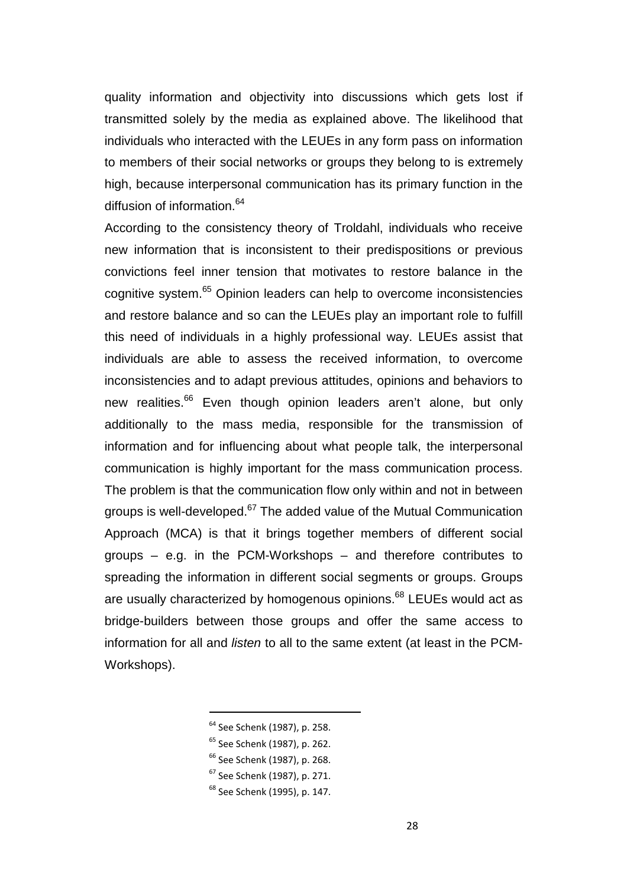quality information and objectivity into discussions which gets lost if transmitted solely by the media as explained above. The likelihood that individuals who interacted with the LEUEs in any form pass on information to members of their social networks or groups they belong to is extremely high, because interpersonal communication has its primary function in the diffusion of information.[64]

According to the consistency theory of Troldahl, individuals who receive new information that is inconsistent to their predispositions or previous convictions feel inner tension that motivates to restore balance in the cognitive system.[65] Opinion leaders can help to overcome inconsistencies and restore balance and so can the LEUEs play an important role to fulfill this need of individuals in a highly professional way. LEUEs assist that individuals are able to assess the received information, to overcome inconsistencies and to adapt previous attitudes, opinions and behaviors to new realities.[66] Even though opinion leaders aren't alone, but only additionally to the mass media, responsible for the transmission of information and for influencing about what people talk, the interpersonal communication is highly important for the mass communication process. The problem is that the communication flow only within and not in between groups is well-developed.[67] The added value of the Mutual Communication Approach (MCA) is that it brings together members of different social groups – e.g. in the PCM-Workshops – and therefore contributes to spreading the information in different social segments or groups. Groups are usually characterized by homogenous opinions.[68] LEUEs would act as bridge-builders between those groups and offer the same access to information for all and *listen* to all to the same extent (at least in the PCM-Workshops).

---

[64] See Schenk (1987), p. 258.

[65] See Schenk (1987), p. 262.

[66] See Schenk (1987), p. 268.

[67] See Schenk (1987), p. 271.

[68] See Schenk (1995), p. 147.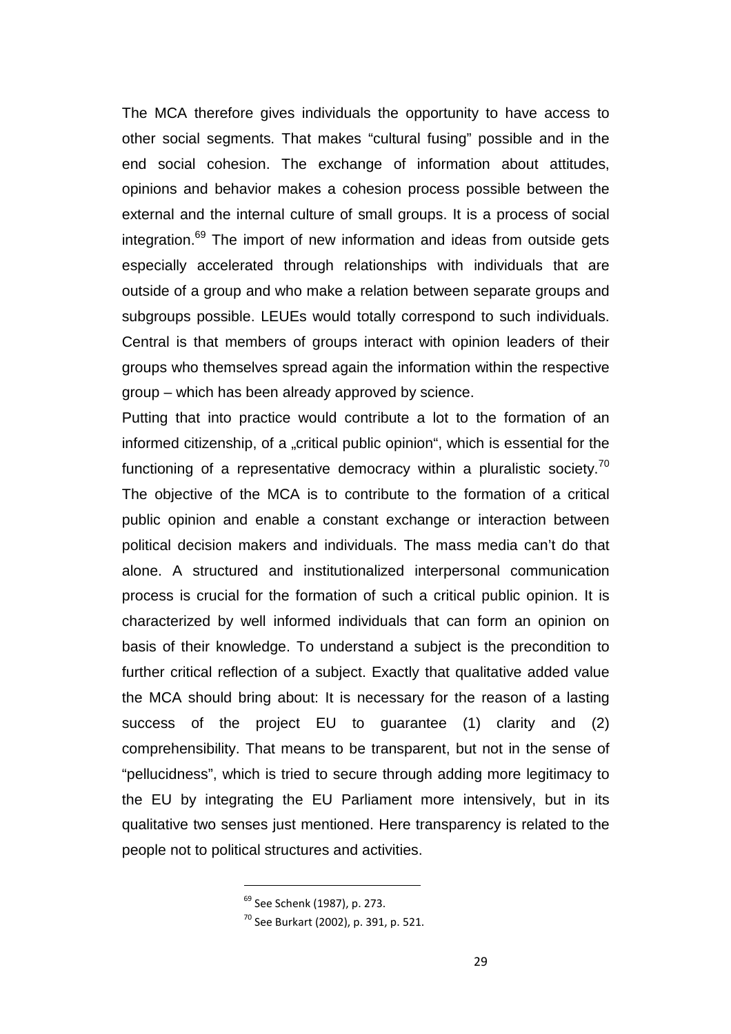The MCA therefore gives individuals the opportunity to have access to other social segments. That makes "cultural fusing" possible and in the end social cohesion. The exchange of information about attitudes, opinions and behavior makes a cohesion process possible between the external and the internal culture of small groups. It is a process of social integration.[69] The import of new information and ideas from outside gets especially accelerated through relationships with individuals that are outside of a group and who make a relation between separate groups and subgroups possible. LEUEs would totally correspond to such individuals. Central is that members of groups interact with opinion leaders of their groups who themselves spread again the information within the respective group – which has been already approved by science.

Putting that into practice would contribute a lot to the formation of an informed citizenship, of a „critical public opinion", which is essential for the functioning of a representative democracy within a pluralistic society.[70] The objective of the MCA is to contribute to the formation of a critical public opinion and enable a constant exchange or interaction between political decision makers and individuals. The mass media can't do that alone. A structured and institutionalized interpersonal communication process is crucial for the formation of such a critical public opinion. It is characterized by well informed individuals that can form an opinion on basis of their knowledge. To understand a subject is the precondition to further critical reflection of a subject. Exactly that qualitative added value the MCA should bring about: It is necessary for the reason of a lasting success of the project EU to guarantee (1) clarity and (2) comprehensibility. That means to be transparent, but not in the sense of "pellucidness", which is tried to secure through adding more legitimacy to the EU by integrating the EU Parliament more intensively, but in its qualitative two senses just mentioned. Here transparency is related to the people not to political structures and activities.

---

[69] See Schenk (1987), p. 273.

[70] See Burkart (2002), p. 391, p. 521.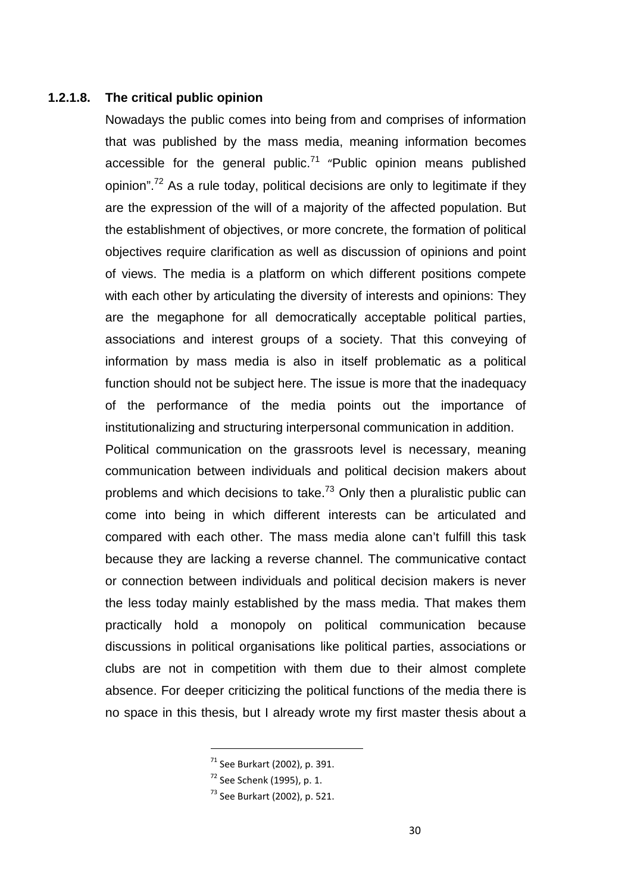#### 1.2.1.8. The critical public opinion

Nowadays the public comes into being from and comprises of information that was published by the mass media, meaning information becomes accessible for the general public.[71] "Public opinion means published opinion".[72] As a rule today, political decisions are only to legitimate if they are the expression of the will of a majority of the affected population. But the establishment of objectives, or more concrete, the formation of political objectives require clarification as well as discussion of opinions and point of views. The media is a platform on which different positions compete with each other by articulating the diversity of interests and opinions: They are the megaphone for all democratically acceptable political parties, associations and interest groups of a society. That this conveying of information by mass media is also in itself problematic as a political function should not be subject here. The issue is more that the inadequacy of the performance of the media points out the importance of institutionalizing and structuring interpersonal communication in addition.

Political communication on the grassroots level is necessary, meaning communication between individuals and political decision makers about problems and which decisions to take.[73] Only then a pluralistic public can come into being in which different interests can be articulated and compared with each other. The mass media alone can't fulfill this task because they are lacking a reverse channel. The communicative contact or connection between individuals and political decision makers is never the less today mainly established by the mass media. That makes them practically hold a monopoly on political communication because discussions in political organisations like political parties, associations or clubs are not in competition with them due to their almost complete absence. For deeper criticizing the political functions of the media there is no space in this thesis, but I already wrote my first master thesis about a

---

[71] See Burkart (2002), p. 391.

[72] See Schenk (1995), p. 1.

[73] See Burkart (2002), p. 521.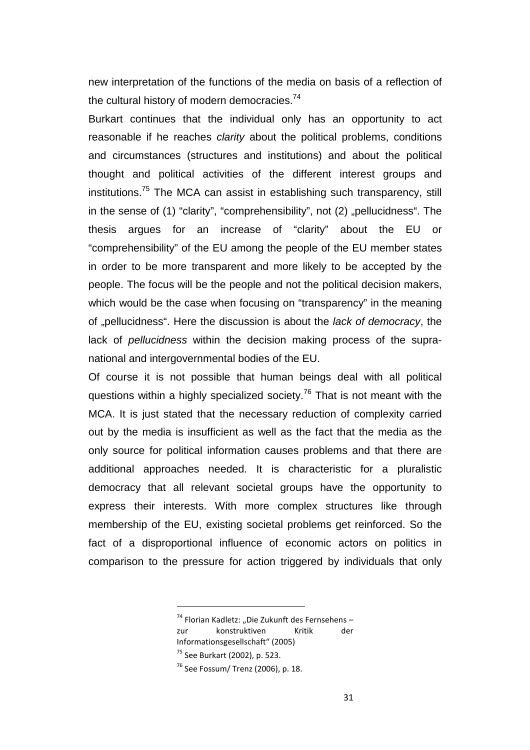new interpretation of the functions of the media on basis of a reflection of the cultural history of modern democracies.[74]

Burkart continues that the individual only has an opportunity to act reasonable if he reaches *clarity* about the political problems, conditions and circumstances (structures and institutions) and about the political thought and political activities of the different interest groups and institutions.[75] The MCA can assist in establishing such transparency, still in the sense of (1) "clarity", "comprehensibility", not (2) „pellucidness". The thesis argues for an increase of "clarity" about the EU or "comprehensibility" of the EU among the people of the EU member states in order to be more transparent and more likely to be accepted by the people. The focus will be the people and not the political decision makers, which would be the case when focusing on "transparency" in the meaning of „pellucidness". Here the discussion is about the *lack of democracy*, the lack of *pellucidness* within the decision making process of the supra-national and intergovernmental bodies of the EU.

Of course it is not possible that human beings deal with all political questions within a highly specialized society.[76] That is not meant with the MCA. It is just stated that the necessary reduction of complexity carried out by the media is insufficient as well as the fact that the media as the only source for political information causes problems and that there are additional approaches needed. It is characteristic for a pluralistic democracy that all relevant societal groups have the opportunity to express their interests. With more complex structures like through membership of the EU, existing societal problems get reinforced. So the fact of a disproportional influence of economic actors on politics in comparison to the pressure for action triggered by individuals that only

---

[74] Florian Kadletz: „Die Zukunft des Fernsehens – zur konstruktiven Kritik der Informationsgesellschaft" (2005)

[75] See Burkart (2002), p. 523.

[76] See Fossum/ Trenz (2006), p. 18.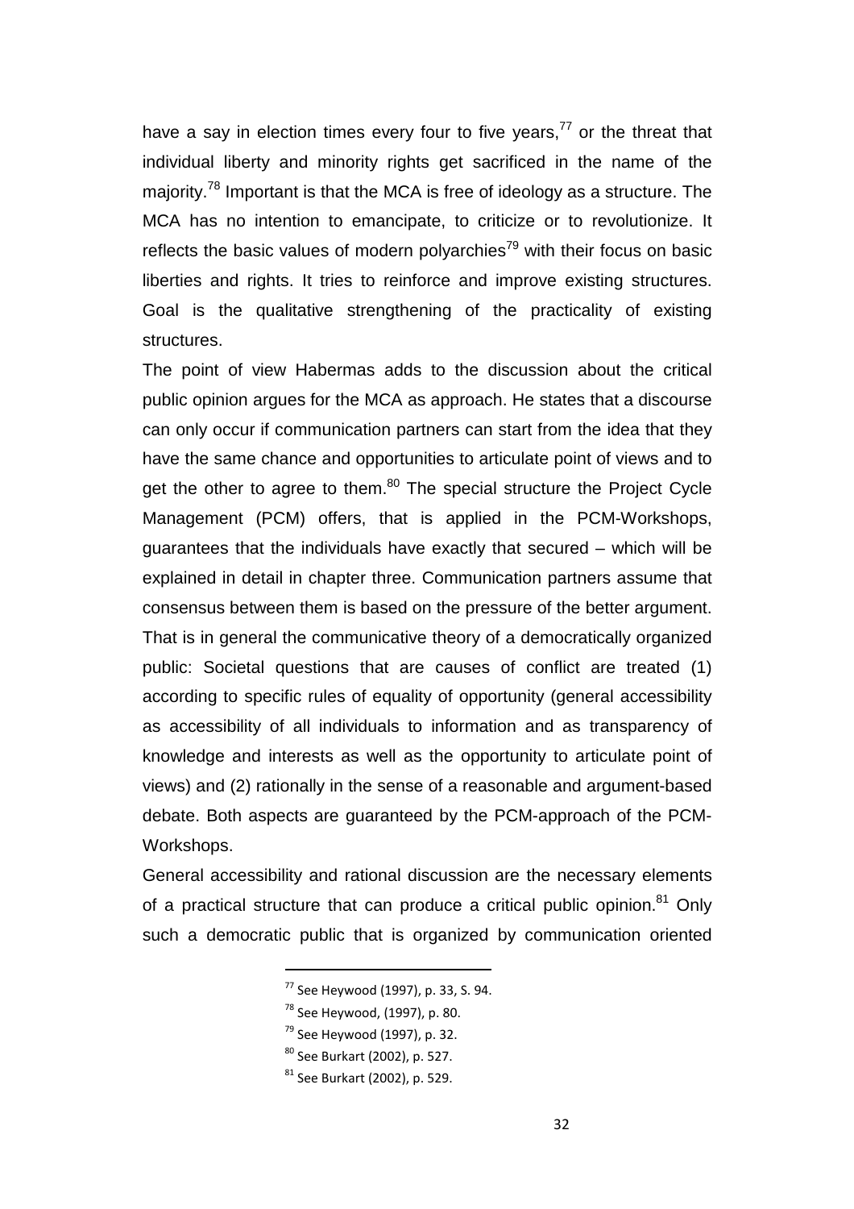have a say in election times every four to five years,[77] or the threat that individual liberty and minority rights get sacrificed in the name of the majority.[78] Important is that the MCA is free of ideology as a structure. The MCA has no intention to emancipate, to criticize or to revolutionize. It reflects the basic values of modern polyarchies[79] with their focus on basic liberties and rights. It tries to reinforce and improve existing structures. Goal is the qualitative strengthening of the practicality of existing structures.

The point of view Habermas adds to the discussion about the critical public opinion argues for the MCA as approach. He states that a discourse can only occur if communication partners can start from the idea that they have the same chance and opportunities to articulate point of views and to get the other to agree to them.[80] The special structure the Project Cycle Management (PCM) offers, that is applied in the PCM-Workshops, guarantees that the individuals have exactly that secured – which will be explained in detail in chapter three. Communication partners assume that consensus between them is based on the pressure of the better argument. That is in general the communicative theory of a democratically organized public: Societal questions that are causes of conflict are treated (1) according to specific rules of equality of opportunity (general accessibility as accessibility of all individuals to information and as transparency of knowledge and interests as well as the opportunity to articulate point of views) and (2) rationally in the sense of a reasonable and argument-based debate. Both aspects are guaranteed by the PCM-approach of the PCM-Workshops.

General accessibility and rational discussion are the necessary elements of a practical structure that can produce a critical public opinion.[81] Only such a democratic public that is organized by communication oriented

---

[77] See Heywood (1997), p. 33, S. 94.

[78] See Heywood, (1997), p. 80.

[79] See Heywood (1997), p. 32.

[80] See Burkart (2002), p. 527.

[81] See Burkart (2002), p. 529.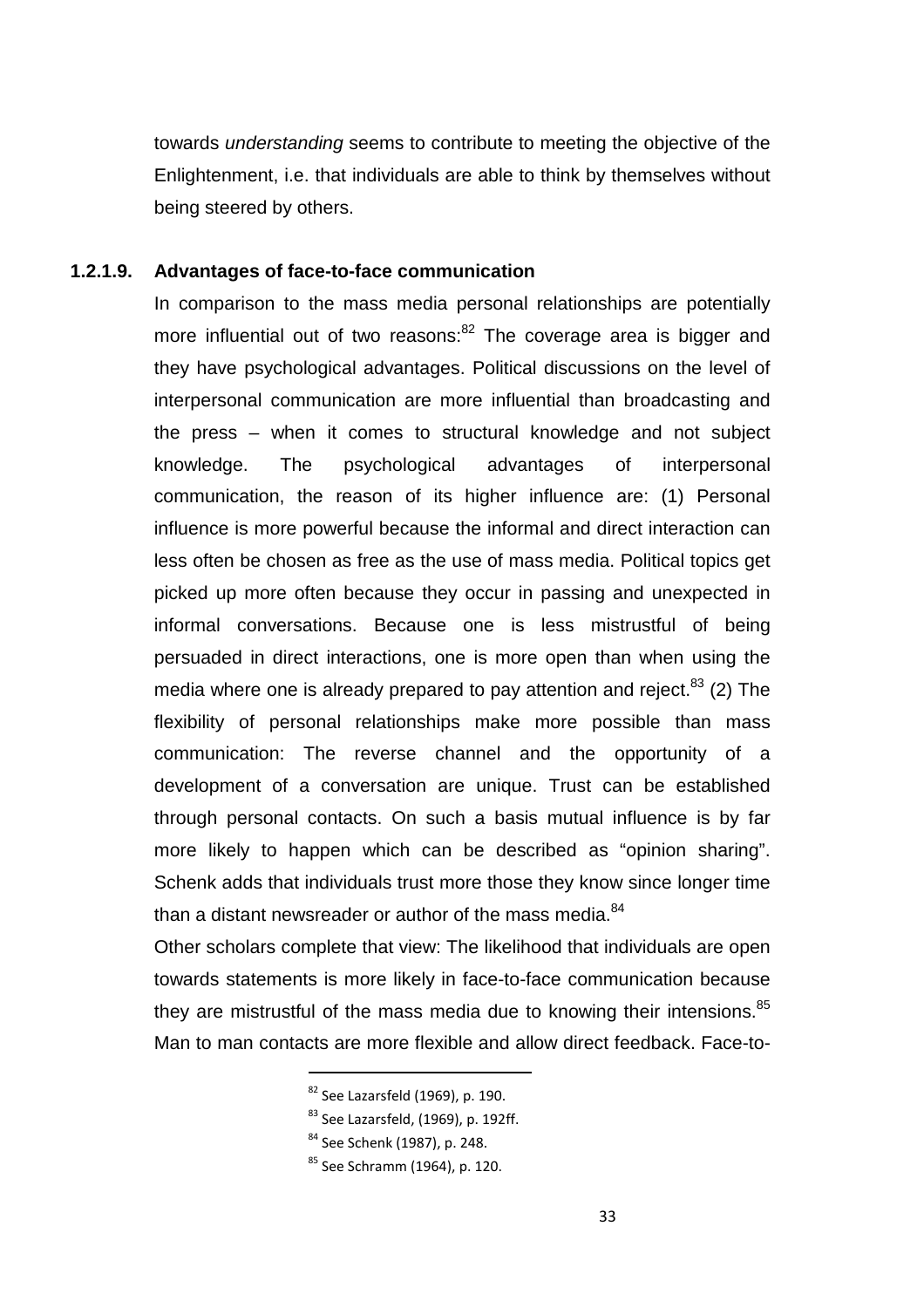towards *understanding* seems to contribute to meeting the objective of the Enlightenment, i.e. that individuals are able to think by themselves without being steered by others.

#### 1.2.1.9. Advantages of face-to-face communication

In comparison to the mass media personal relationships are potentially more influential out of two reasons:[82] The coverage area is bigger and they have psychological advantages. Political discussions on the level of interpersonal communication are more influential than broadcasting and the press – when it comes to structural knowledge and not subject knowledge. The psychological advantages of interpersonal communication, the reason of its higher influence are: (1) Personal influence is more powerful because the informal and direct interaction can less often be chosen as free as the use of mass media. Political topics get picked up more often because they occur in passing and unexpected in informal conversations. Because one is less mistrustful of being persuaded in direct interactions, one is more open than when using the media where one is already prepared to pay attention and reject.[83] (2) The flexibility of personal relationships make more possible than mass communication: The reverse channel and the opportunity of a development of a conversation are unique. Trust can be established through personal contacts. On such a basis mutual influence is by far more likely to happen which can be described as "opinion sharing". Schenk adds that individuals trust more those they know since longer time than a distant newsreader or author of the mass media.[84]

Other scholars complete that view: The likelihood that individuals are open towards statements is more likely in face-to-face communication because they are mistrustful of the mass media due to knowing their intensions.[85] Man to man contacts are more flexible and allow direct feedback. Face-to-

---

[82] See Lazarsfeld (1969), p. 190.

[83] See Lazarsfeld, (1969), p. 192ff.

[84] See Schenk (1987), p. 248.

[85] See Schramm (1964), p. 120.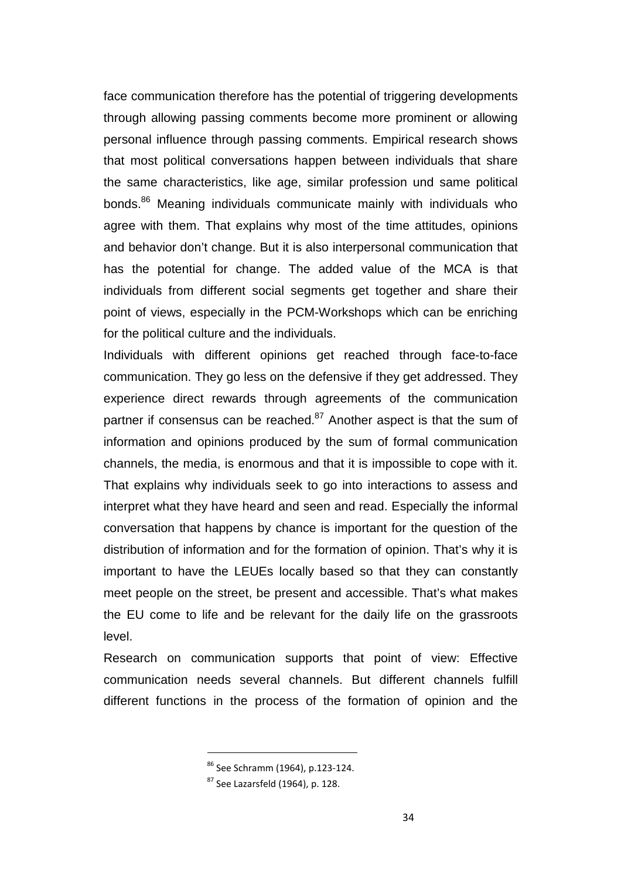face communication therefore has the potential of triggering developments through allowing passing comments become more prominent or allowing personal influence through passing comments. Empirical research shows that most political conversations happen between individuals that share the same characteristics, like age, similar profession und same political bonds.[86] Meaning individuals communicate mainly with individuals who agree with them. That explains why most of the time attitudes, opinions and behavior don't change. But it is also interpersonal communication that has the potential for change. The added value of the MCA is that individuals from different social segments get together and share their point of views, especially in the PCM-Workshops which can be enriching for the political culture and the individuals.

Individuals with different opinions get reached through face-to-face communication. They go less on the defensive if they get addressed. They experience direct rewards through agreements of the communication partner if consensus can be reached.[87] Another aspect is that the sum of information and opinions produced by the sum of formal communication channels, the media, is enormous and that it is impossible to cope with it. That explains why individuals seek to go into interactions to assess and interpret what they have heard and seen and read. Especially the informal conversation that happens by chance is important for the question of the distribution of information and for the formation of opinion. That's why it is important to have the LEUEs locally based so that they can constantly meet people on the street, be present and accessible. That's what makes the EU come to life and be relevant for the daily life on the grassroots level.

Research on communication supports that point of view: Effective communication needs several channels. But different channels fulfill different functions in the process of the formation of opinion and the

[86] See Schramm (1964), p.123-124.

[87] See Lazarsfeld (1964), p. 128.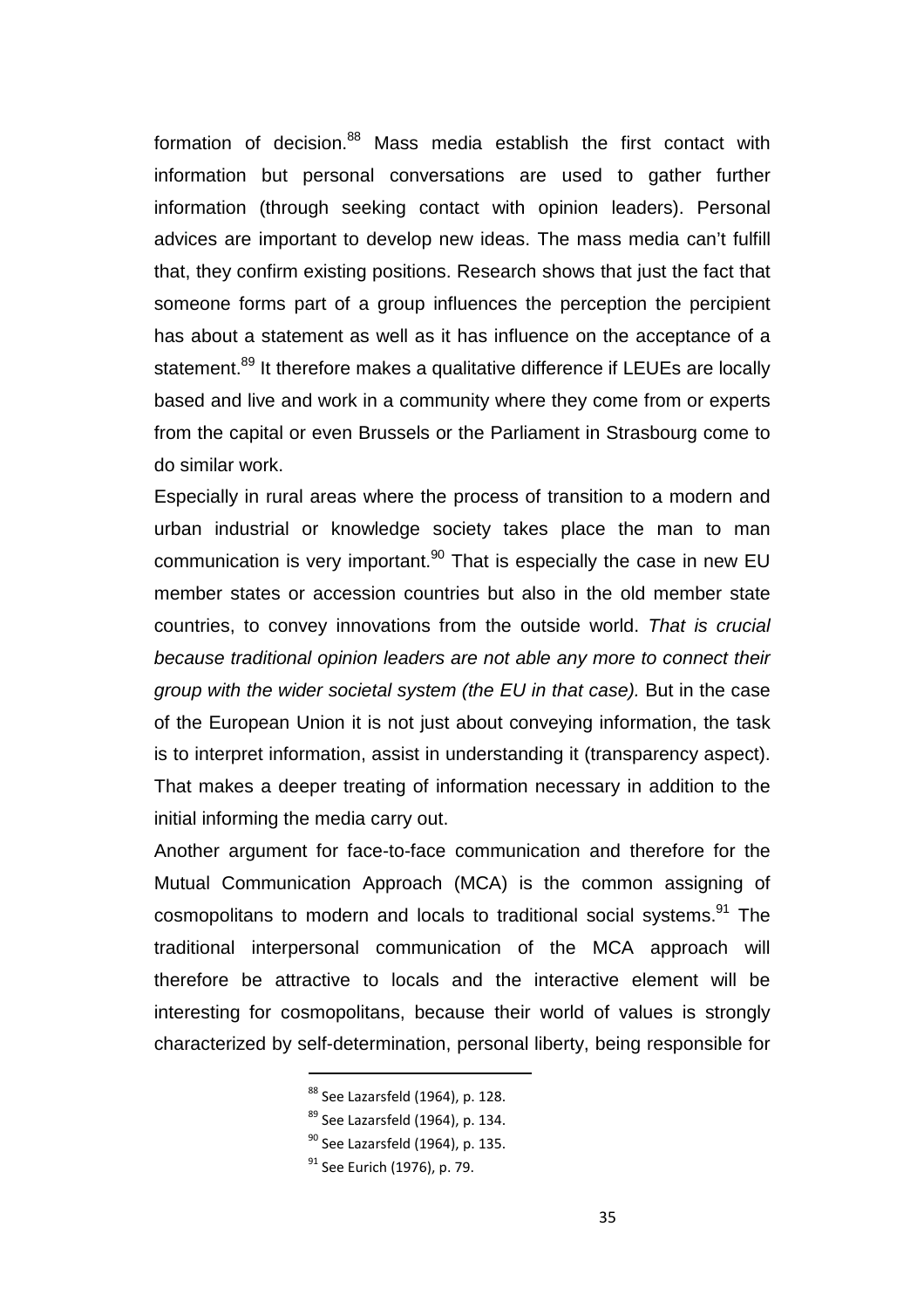formation of decision.[88] Mass media establish the first contact with information but personal conversations are used to gather further information (through seeking contact with opinion leaders). Personal advices are important to develop new ideas. The mass media can't fulfill that, they confirm existing positions. Research shows that just the fact that someone forms part of a group influences the perception the percipient has about a statement as well as it has influence on the acceptance of a statement.[89] It therefore makes a qualitative difference if LEUEs are locally based and live and work in a community where they come from or experts from the capital or even Brussels or the Parliament in Strasbourg come to do similar work.

Especially in rural areas where the process of transition to a modern and urban industrial or knowledge society takes place the man to man communication is very important.[90] That is especially the case in new EU member states or accession countries but also in the old member state countries, to convey innovations from the outside world. *That is crucial because traditional opinion leaders are not able any more to connect their group with the wider societal system (the EU in that case).* But in the case of the European Union it is not just about conveying information, the task is to interpret information, assist in understanding it (transparency aspect). That makes a deeper treating of information necessary in addition to the initial informing the media carry out.

Another argument for face-to-face communication and therefore for the Mutual Communication Approach (MCA) is the common assigning of cosmopolitans to modern and locals to traditional social systems.[91] The traditional interpersonal communication of the MCA approach will therefore be attractive to locals and the interactive element will be interesting for cosmopolitans, because their world of values is strongly characterized by self-determination, personal liberty, being responsible for

---

[88] See Lazarsfeld (1964), p. 128.

[89] See Lazarsfeld (1964), p. 134.

[90] See Lazarsfeld (1964), p. 135.

[91] See Eurich (1976), p. 79.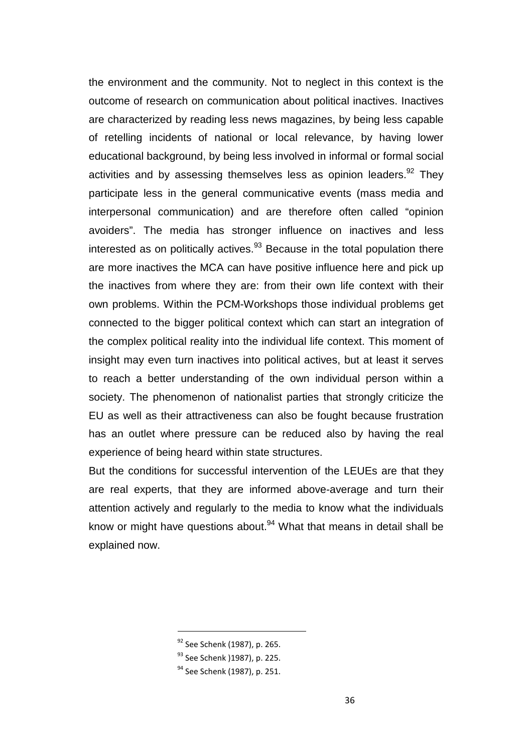the environment and the community. Not to neglect in this context is the outcome of research on communication about political inactives. Inactives are characterized by reading less news magazines, by being less capable of retelling incidents of national or local relevance, by having lower educational background, by being less involved in informal or formal social activities and by assessing themselves less as opinion leaders.[92] They participate less in the general communicative events (mass media and interpersonal communication) and are therefore often called “opinion avoiders”. The media has stronger influence on inactives and less interested as on politically actives.[93] Because in the total population there are more inactives the MCA can have positive influence here and pick up the inactives from where they are: from their own life context with their own problems. Within the PCM-Workshops those individual problems get connected to the bigger political context which can start an integration of the complex political reality into the individual life context. This moment of insight may even turn inactives into political actives, but at least it serves to reach a better understanding of the own individual person within a society. The phenomenon of nationalist parties that strongly criticize the EU as well as their attractiveness can also be fought because frustration has an outlet where pressure can be reduced also by having the real experience of being heard within state structures.

But the conditions for successful intervention of the LEUEs are that they are real experts, that they are informed above-average and turn their attention actively and regularly to the media to know what the individuals know or might have questions about.[94] What that means in detail shall be explained now.

---

[92] See Schenk (1987), p. 265.

[93] See Schenk )1987), p. 225.

[94] See Schenk (1987), p. 251.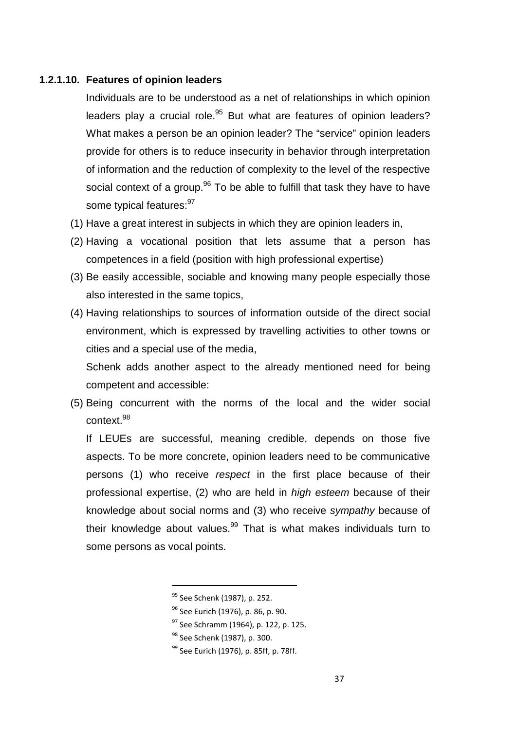#### 1.2.1.10. Features of opinion leaders

Individuals are to be understood as a net of relationships in which opinion leaders play a crucial role.[95] But what are features of opinion leaders? What makes a person be an opinion leader? The "service" opinion leaders provide for others is to reduce insecurity in behavior through interpretation of information and the reduction of complexity to the level of the respective social context of a group.[96] To be able to fulfill that task they have to have some typical features:[97]

(1) Have a great interest in subjects in which they are opinion leaders in,

(2) Having a vocational position that lets assume that a person has competences in a field (position with high professional expertise)

(3) Be easily accessible, sociable and knowing many people especially those also interested in the same topics,

(4) Having relationships to sources of information outside of the direct social environment, which is expressed by travelling activities to other towns or cities and a special use of the media,

Schenk adds another aspect to the already mentioned need for being competent and accessible:

(5) Being concurrent with the norms of the local and the wider social context.[98]

If LEUEs are successful, meaning credible, depends on those five aspects. To be more concrete, opinion leaders need to be communicative persons (1) who receive *respect* in the first place because of their professional expertise, (2) who are held in *high esteem* because of their knowledge about social norms and (3) who receive *sympathy* because of their knowledge about values.[99] That is what makes individuals turn to some persons as vocal points.

---

[95] See Schenk (1987), p. 252.

[96] See Eurich (1976), p. 86, p. 90.

[97] See Schramm (1964), p. 122, p. 125.

[98] See Schenk (1987), p. 300.

[99] See Eurich (1976), p. 85ff, p. 78ff.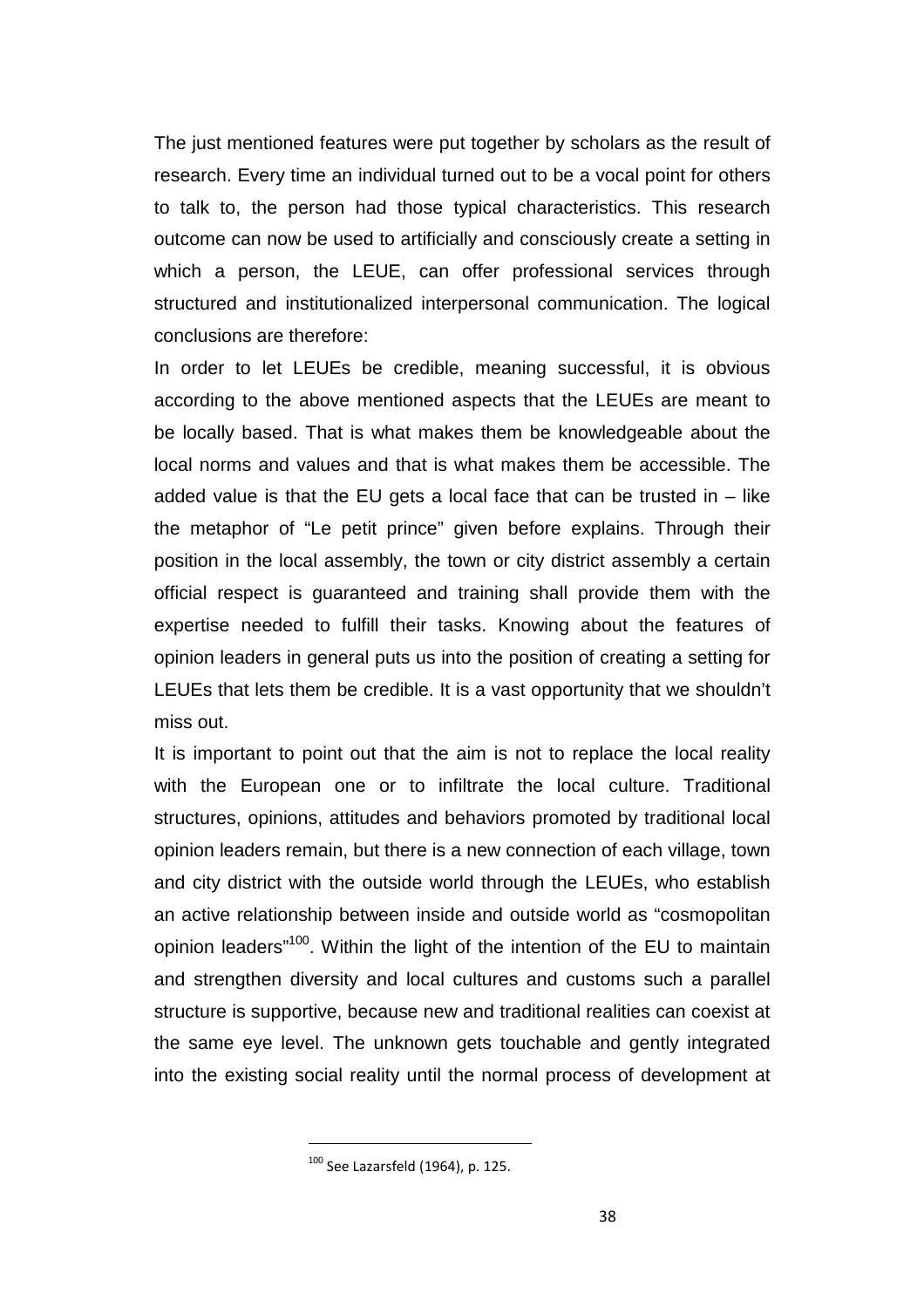The just mentioned features were put together by scholars as the result of research. Every time an individual turned out to be a vocal point for others to talk to, the person had those typical characteristics. This research outcome can now be used to artificially and consciously create a setting in which a person, the LEUE, can offer professional services through structured and institutionalized interpersonal communication. The logical conclusions are therefore:

In order to let LEUEs be credible, meaning successful, it is obvious according to the above mentioned aspects that the LEUEs are meant to be locally based. That is what makes them be knowledgeable about the local norms and values and that is what makes them be accessible. The added value is that the EU gets a local face that can be trusted in – like the metaphor of "Le petit prince" given before explains. Through their position in the local assembly, the town or city district assembly a certain official respect is guaranteed and training shall provide them with the expertise needed to fulfill their tasks. Knowing about the features of opinion leaders in general puts us into the position of creating a setting for LEUEs that lets them be credible. It is a vast opportunity that we shouldn't miss out.

It is important to point out that the aim is not to replace the local reality with the European one or to infiltrate the local culture. Traditional structures, opinions, attitudes and behaviors promoted by traditional local opinion leaders remain, but there is a new connection of each village, town and city district with the outside world through the LEUEs, who establish an active relationship between inside and outside world as "cosmopolitan opinion leaders"[100]. Within the light of the intention of the EU to maintain and strengthen diversity and local cultures and customs such a parallel structure is supportive, because new and traditional realities can coexist at the same eye level. The unknown gets touchable and gently integrated into the existing social reality until the normal process of development at

[100] See Lazarsfeld (1964), p. 125.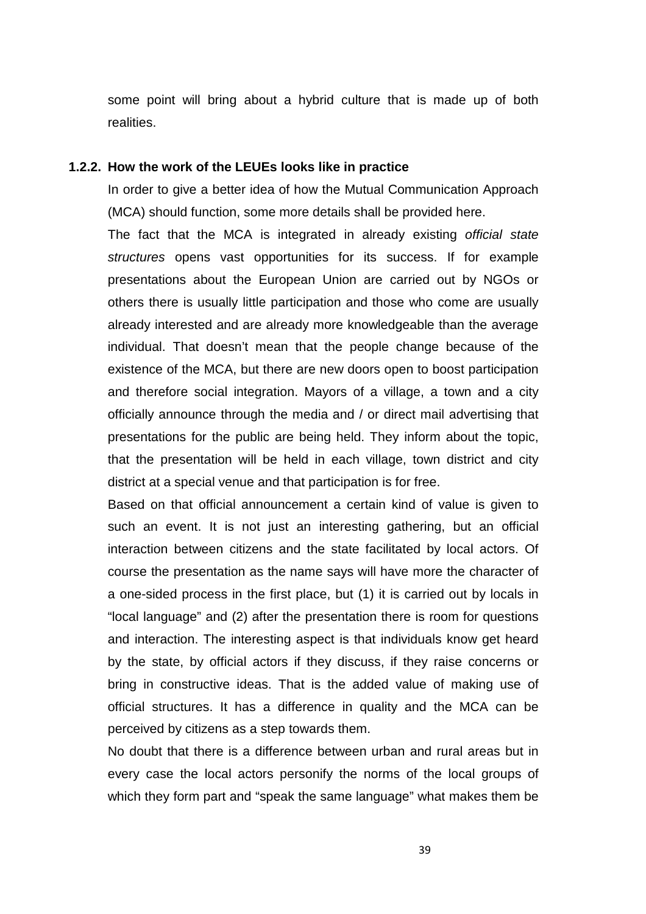some point will bring about a hybrid culture that is made up of both realities.

### 1.2.2. How the work of the LEUEs looks like in practice

In order to give a better idea of how the Mutual Communication Approach (MCA) should function, some more details shall be provided here.

The fact that the MCA is integrated in already existing *official state structures* opens vast opportunities for its success. If for example presentations about the European Union are carried out by NGOs or others there is usually little participation and those who come are usually already interested and are already more knowledgeable than the average individual. That doesn't mean that the people change because of the existence of the MCA, but there are new doors open to boost participation and therefore social integration. Mayors of a village, a town and a city officially announce through the media and / or direct mail advertising that presentations for the public are being held. They inform about the topic, that the presentation will be held in each village, town district and city district at a special venue and that participation is for free.

Based on that official announcement a certain kind of value is given to such an event. It is not just an interesting gathering, but an official interaction between citizens and the state facilitated by local actors. Of course the presentation as the name says will have more the character of a one-sided process in the first place, but (1) it is carried out by locals in "local language" and (2) after the presentation there is room for questions and interaction. The interesting aspect is that individuals know get heard by the state, by official actors if they discuss, if they raise concerns or bring in constructive ideas. That is the added value of making use of official structures. It has a difference in quality and the MCA can be perceived by citizens as a step towards them.

No doubt that there is a difference between urban and rural areas but in every case the local actors personify the norms of the local groups of which they form part and "speak the same language" what makes them be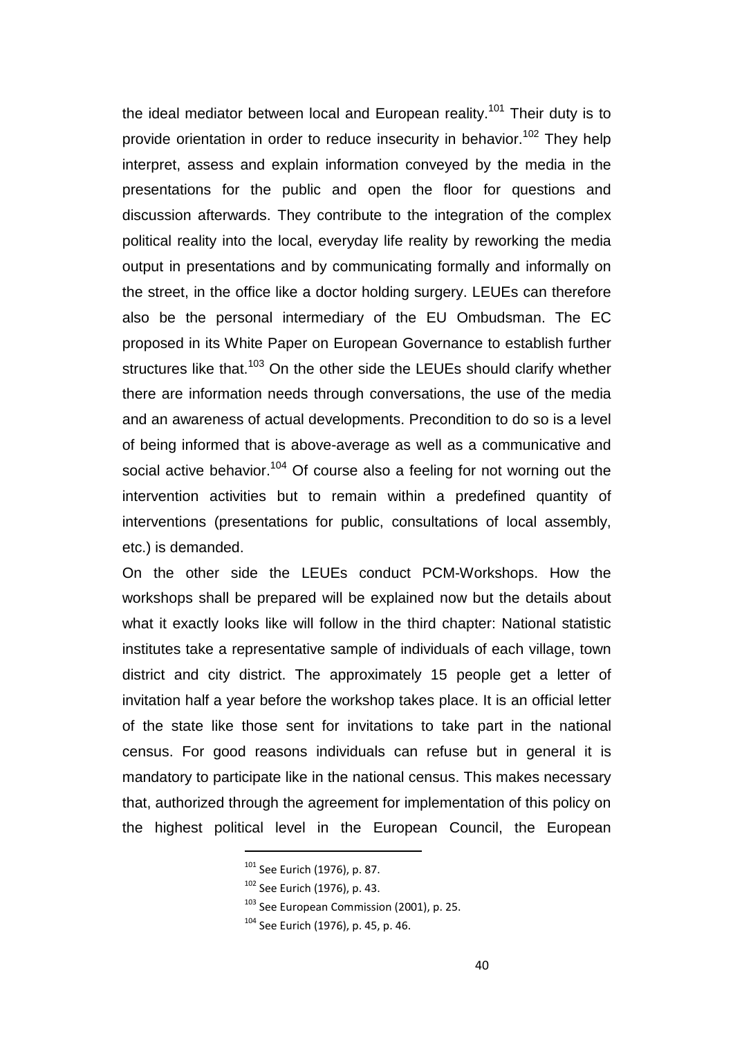the ideal mediator between local and European reality.[101] Their duty is to provide orientation in order to reduce insecurity in behavior.[102] They help interpret, assess and explain information conveyed by the media in the presentations for the public and open the floor for questions and discussion afterwards. They contribute to the integration of the complex political reality into the local, everyday life reality by reworking the media output in presentations and by communicating formally and informally on the street, in the office like a doctor holding surgery. LEUEs can therefore also be the personal intermediary of the EU Ombudsman. The EC proposed in its White Paper on European Governance to establish further structures like that.[103] On the other side the LEUEs should clarify whether there are information needs through conversations, the use of the media and an awareness of actual developments. Precondition to do so is a level of being informed that is above-average as well as a communicative and social active behavior.[104] Of course also a feeling for not worning out the intervention activities but to remain within a predefined quantity of interventions (presentations for public, consultations of local assembly, etc.) is demanded.

On the other side the LEUEs conduct PCM-Workshops. How the workshops shall be prepared will be explained now but the details about what it exactly looks like will follow in the third chapter: National statistic institutes take a representative sample of individuals of each village, town district and city district. The approximately 15 people get a letter of invitation half a year before the workshop takes place. It is an official letter of the state like those sent for invitations to take part in the national census. For good reasons individuals can refuse but in general it is mandatory to participate like in the national census. This makes necessary that, authorized through the agreement for implementation of this policy on the highest political level in the European Council, the European

---

[101] See Eurich (1976), p. 87.

[102] See Eurich (1976), p. 43.

[103] See European Commission (2001), p. 25.

[104] See Eurich (1976), p. 45, p. 46.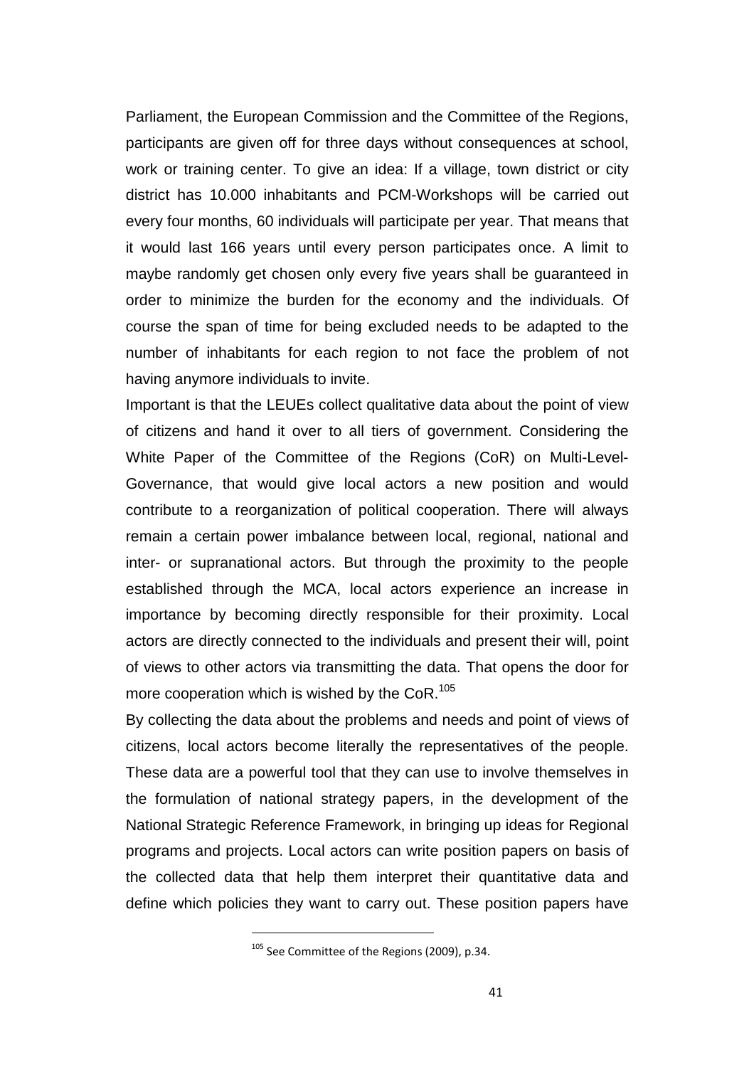Parliament, the European Commission and the Committee of the Regions, participants are given off for three days without consequences at school, work or training center. To give an idea: If a village, town district or city district has 10.000 inhabitants and PCM-Workshops will be carried out every four months, 60 individuals will participate per year. That means that it would last 166 years until every person participates once. A limit to maybe randomly get chosen only every five years shall be guaranteed in order to minimize the burden for the economy and the individuals. Of course the span of time for being excluded needs to be adapted to the number of inhabitants for each region to not face the problem of not having anymore individuals to invite.

Important is that the LEUEs collect qualitative data about the point of view of citizens and hand it over to all tiers of government. Considering the White Paper of the Committee of the Regions (CoR) on Multi-Level-Governance, that would give local actors a new position and would contribute to a reorganization of political cooperation. There will always remain a certain power imbalance between local, regional, national and inter- or supranational actors. But through the proximity to the people established through the MCA, local actors experience an increase in importance by becoming directly responsible for their proximity. Local actors are directly connected to the individuals and present their will, point of views to other actors via transmitting the data. That opens the door for more cooperation which is wished by the CoR.[105]

By collecting the data about the problems and needs and point of views of citizens, local actors become literally the representatives of the people. These data are a powerful tool that they can use to involve themselves in the formulation of national strategy papers, in the development of the National Strategic Reference Framework, in bringing up ideas for Regional programs and projects. Local actors can write position papers on basis of the collected data that help them interpret their quantitative data and define which policies they want to carry out. These position papers have

[105] See Committee of the Regions (2009), p.34.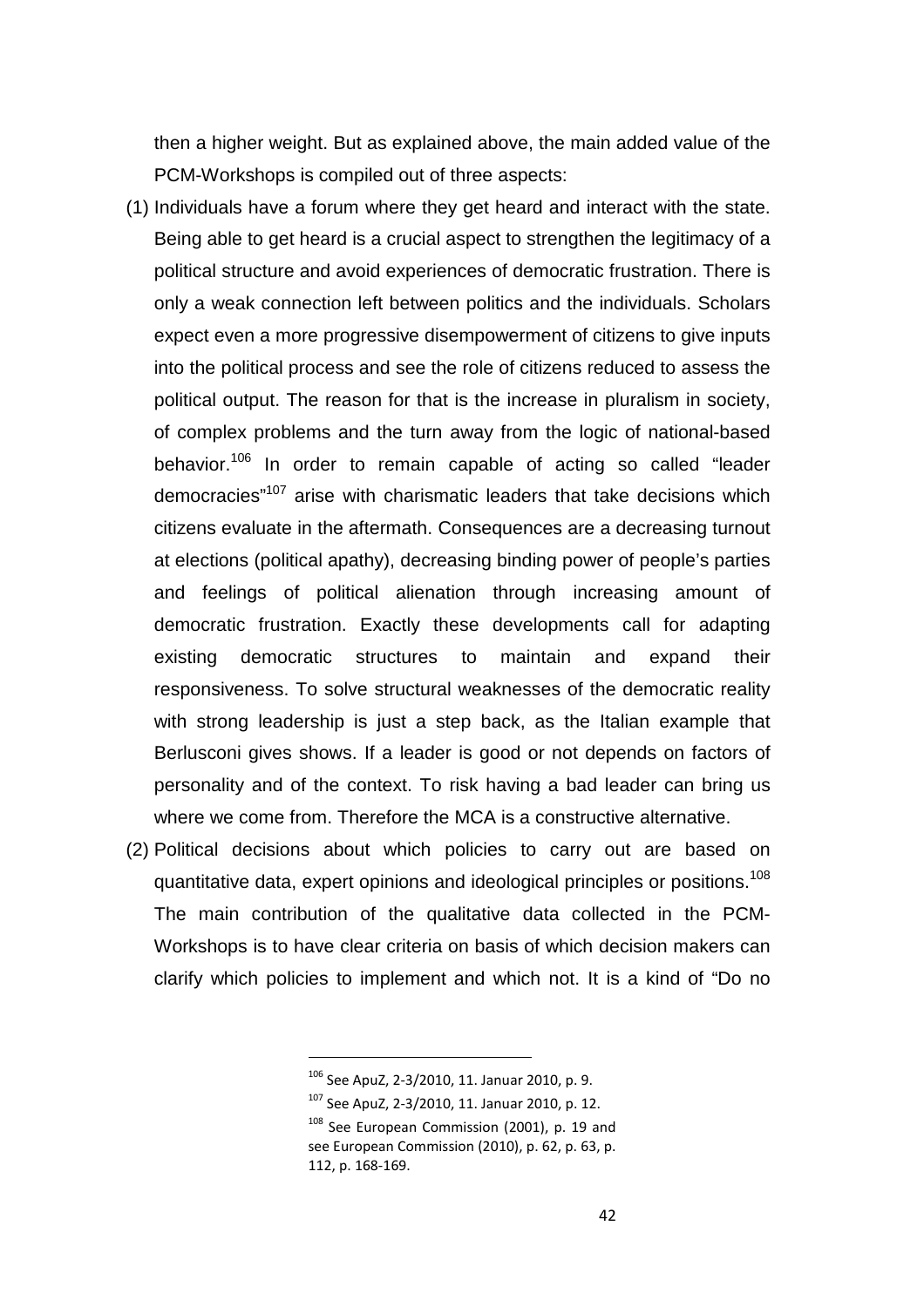then a higher weight. But as explained above, the main added value of the PCM-Workshops is compiled out of three aspects:

(1) Individuals have a forum where they get heard and interact with the state. Being able to get heard is a crucial aspect to strengthen the legitimacy of a political structure and avoid experiences of democratic frustration. There is only a weak connection left between politics and the individuals. Scholars expect even a more progressive disempowerment of citizens to give inputs into the political process and see the role of citizens reduced to assess the political output. The reason for that is the increase in pluralism in society, of complex problems and the turn away from the logic of national-based behavior.[106] In order to remain capable of acting so called "leader democracies"[107] arise with charismatic leaders that take decisions which citizens evaluate in the aftermath. Consequences are a decreasing turnout at elections (political apathy), decreasing binding power of people's parties and feelings of political alienation through increasing amount of democratic frustration. Exactly these developments call for adapting existing democratic structures to maintain and expand their responsiveness. To solve structural weaknesses of the democratic reality with strong leadership is just a step back, as the Italian example that Berlusconi gives shows. If a leader is good or not depends on factors of personality and of the context. To risk having a bad leader can bring us where we come from. Therefore the MCA is a constructive alternative.

(2) Political decisions about which policies to carry out are based on quantitative data, expert opinions and ideological principles or positions.[108] The main contribution of the qualitative data collected in the PCM-Workshops is to have clear criteria on basis of which decision makers can clarify which policies to implement and which not. It is a kind of "Do no

---

[106] See ApuZ, 2-3/2010, 11. Januar 2010, p. 9.

[107] See ApuZ, 2-3/2010, 11. Januar 2010, p. 12.

[108] See European Commission (2001), p. 19 and see European Commission (2010), p. 62, p. 63, p. 112, p. 168-169.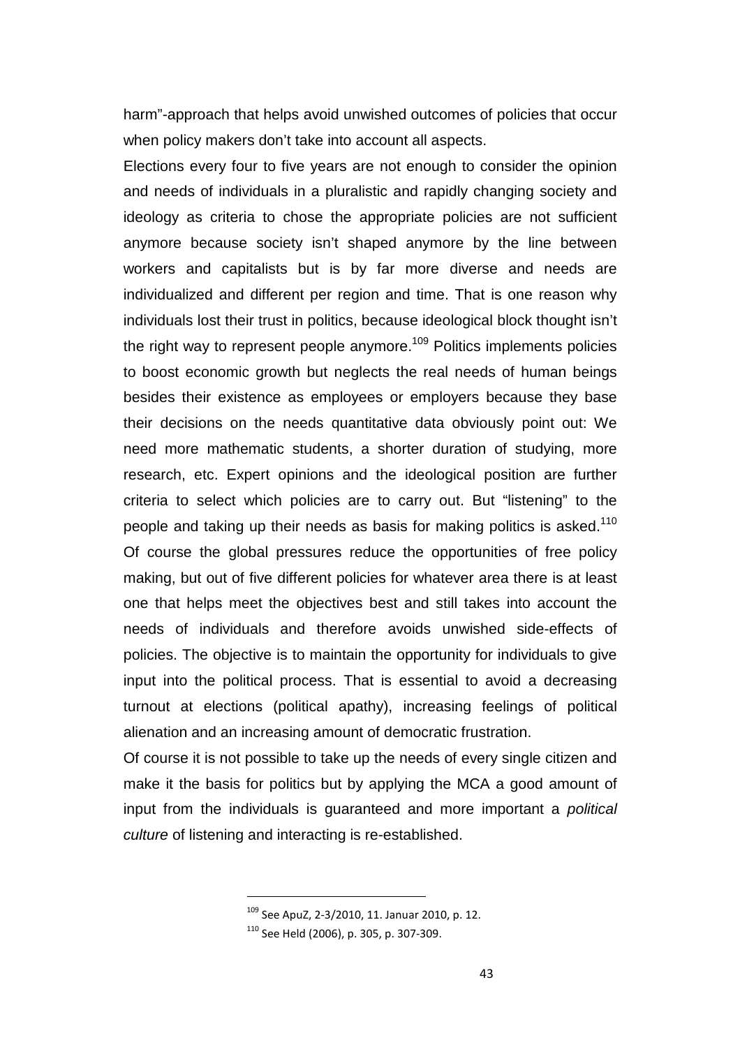harm"-approach that helps avoid unwished outcomes of policies that occur when policy makers don't take into account all aspects.

Elections every four to five years are not enough to consider the opinion and needs of individuals in a pluralistic and rapidly changing society and ideology as criteria to chose the appropriate policies are not sufficient anymore because society isn't shaped anymore by the line between workers and capitalists but is by far more diverse and needs are individualized and different per region and time. That is one reason why individuals lost their trust in politics, because ideological block thought isn't the right way to represent people anymore.[109] Politics implements policies to boost economic growth but neglects the real needs of human beings besides their existence as employees or employers because they base their decisions on the needs quantitative data obviously point out: We need more mathematic students, a shorter duration of studying, more research, etc. Expert opinions and the ideological position are further criteria to select which policies are to carry out. But "listening" to the people and taking up their needs as basis for making politics is asked.[110] Of course the global pressures reduce the opportunities of free policy making, but out of five different policies for whatever area there is at least one that helps meet the objectives best and still takes into account the needs of individuals and therefore avoids unwished side-effects of policies. The objective is to maintain the opportunity for individuals to give input into the political process. That is essential to avoid a decreasing turnout at elections (political apathy), increasing feelings of political alienation and an increasing amount of democratic frustration.

Of course it is not possible to take up the needs of every single citizen and make it the basis for politics but by applying the MCA a good amount of input from the individuals is guaranteed and more important a *political culture* of listening and interacting is re-established.

---

[109] See ApuZ, 2-3/2010, 11. Januar 2010, p. 12.

[110] See Held (2006), p. 305, p. 307-309.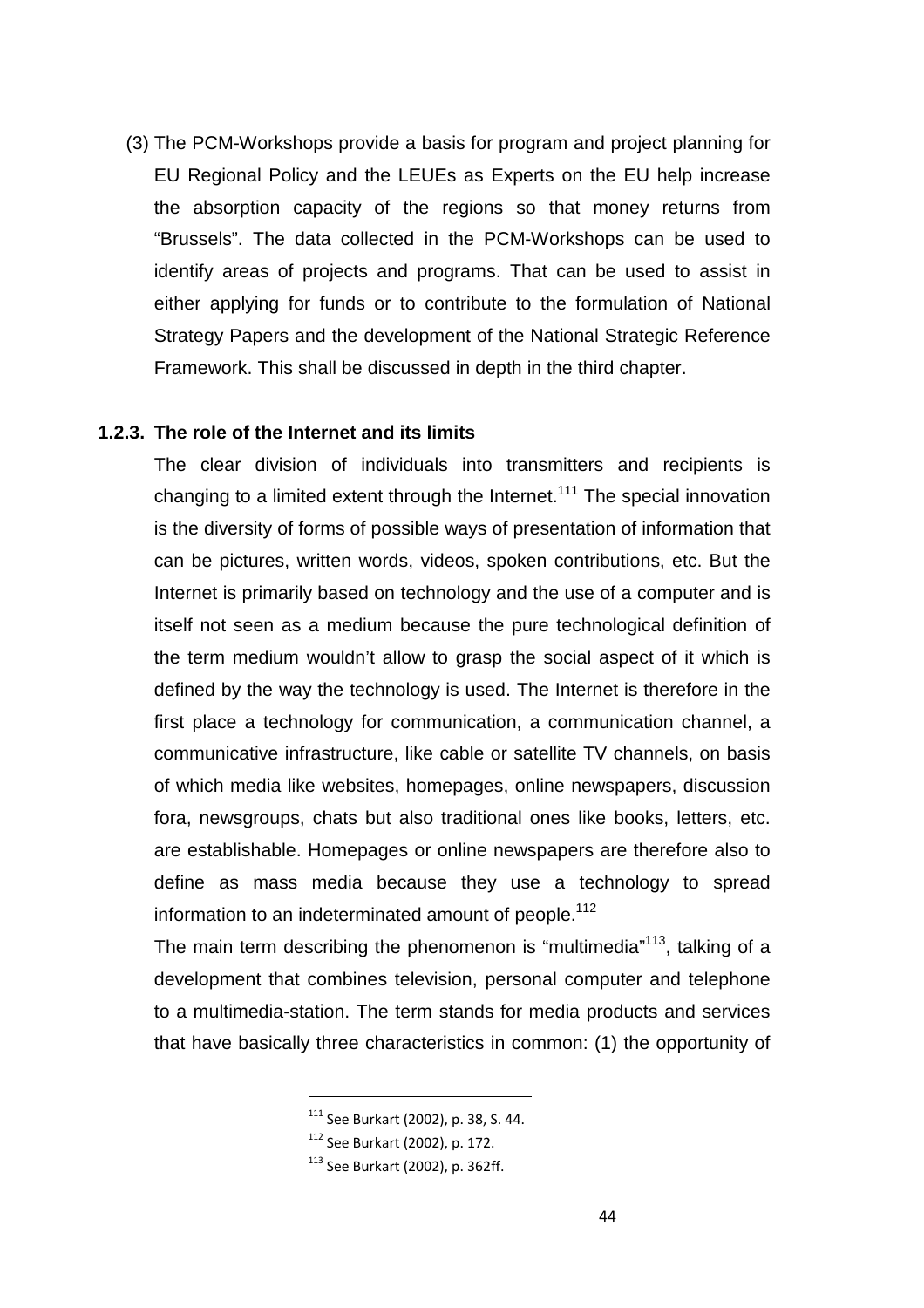(3) The PCM-Workshops provide a basis for program and project planning for EU Regional Policy and the LEUEs as Experts on the EU help increase the absorption capacity of the regions so that money returns from "Brussels". The data collected in the PCM-Workshops can be used to identify areas of projects and programs. That can be used to assist in either applying for funds or to contribute to the formulation of National Strategy Papers and the development of the National Strategic Reference Framework. This shall be discussed in depth in the third chapter.

### 1.2.3. The role of the Internet and its limits

The clear division of individuals into transmitters and recipients is changing to a limited extent through the Internet.[111] The special innovation is the diversity of forms of possible ways of presentation of information that can be pictures, written words, videos, spoken contributions, etc. But the Internet is primarily based on technology and the use of a computer and is itself not seen as a medium because the pure technological definition of the term medium wouldn't allow to grasp the social aspect of it which is defined by the way the technology is used. The Internet is therefore in the first place a technology for communication, a communication channel, a communicative infrastructure, like cable or satellite TV channels, on basis of which media like websites, homepages, online newspapers, discussion fora, newsgroups, chats but also traditional ones like books, letters, etc. are establishable. Homepages or online newspapers are therefore also to define as mass media because they use a technology to spread information to an indeterminated amount of people.[112]

The main term describing the phenomenon is "multimedia"[113], talking of a development that combines television, personal computer and telephone to a multimedia-station. The term stands for media products and services that have basically three characteristics in common: (1) the opportunity of

---

[111] See Burkart (2002), p. 38, S. 44.

[112] See Burkart (2002), p. 172.

[113] See Burkart (2002), p. 362ff.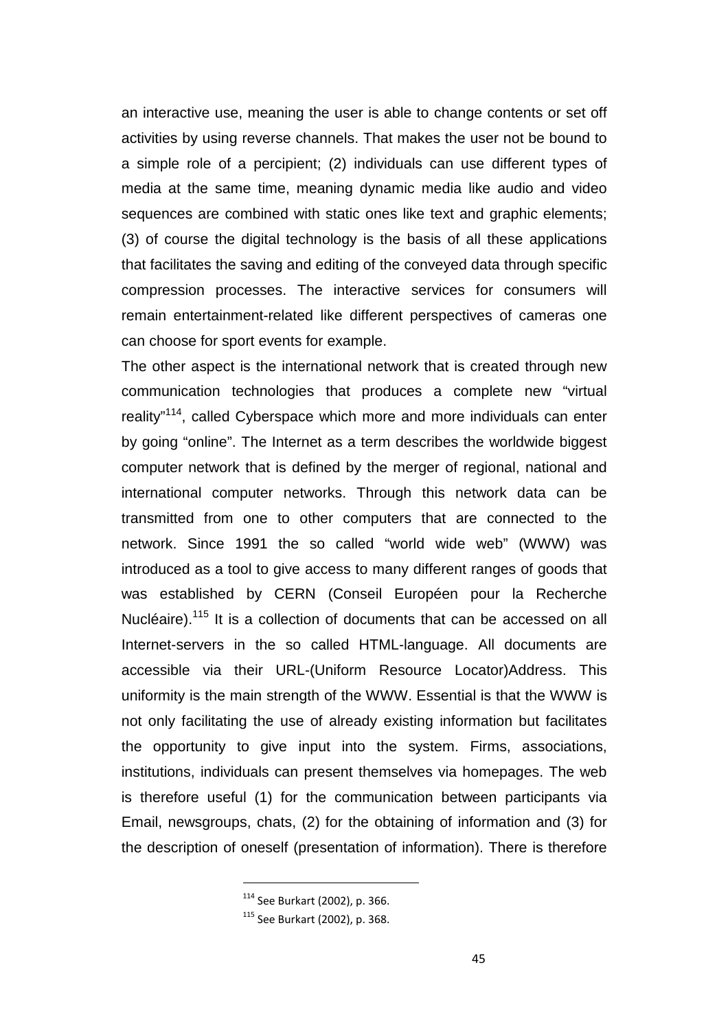an interactive use, meaning the user is able to change contents or set off activities by using reverse channels. That makes the user not be bound to a simple role of a percipient; (2) individuals can use different types of media at the same time, meaning dynamic media like audio and video sequences are combined with static ones like text and graphic elements; (3) of course the digital technology is the basis of all these applications that facilitates the saving and editing of the conveyed data through specific compression processes. The interactive services for consumers will remain entertainment-related like different perspectives of cameras one can choose for sport events for example.

The other aspect is the international network that is created through new communication technologies that produces a complete new "virtual reality"[114], called Cyberspace which more and more individuals can enter by going "online". The Internet as a term describes the worldwide biggest computer network that is defined by the merger of regional, national and international computer networks. Through this network data can be transmitted from one to other computers that are connected to the network. Since 1991 the so called "world wide web" (WWW) was introduced as a tool to give access to many different ranges of goods that was established by CERN (Conseil Européen pour la Recherche Nucléaire).[115] It is a collection of documents that can be accessed on all Internet-servers in the so called HTML-language. All documents are accessible via their URL-(Uniform Resource Locator)Address. This uniformity is the main strength of the WWW. Essential is that the WWW is not only facilitating the use of already existing information but facilitates the opportunity to give input into the system. Firms, associations, institutions, individuals can present themselves via homepages. The web is therefore useful (1) for the communication between participants via Email, newsgroups, chats, (2) for the obtaining of information and (3) for the description of oneself (presentation of information). There is therefore

[114] See Burkart (2002), p. 366.

[115] See Burkart (2002), p. 368.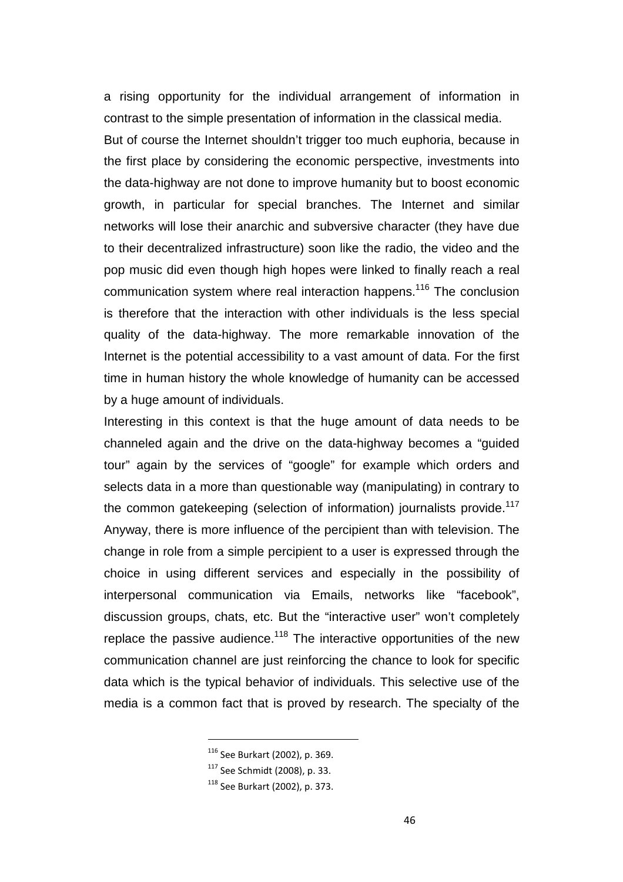a rising opportunity for the individual arrangement of information in contrast to the simple presentation of information in the classical media.

But of course the Internet shouldn't trigger too much euphoria, because in the first place by considering the economic perspective, investments into the data-highway are not done to improve humanity but to boost economic growth, in particular for special branches. The Internet and similar networks will lose their anarchic and subversive character (they have due to their decentralized infrastructure) soon like the radio, the video and the pop music did even though high hopes were linked to finally reach a real communication system where real interaction happens.[116] The conclusion is therefore that the interaction with other individuals is the less special quality of the data-highway. The more remarkable innovation of the Internet is the potential accessibility to a vast amount of data. For the first time in human history the whole knowledge of humanity can be accessed by a huge amount of individuals.

Interesting in this context is that the huge amount of data needs to be channeled again and the drive on the data-highway becomes a "guided tour" again by the services of "google" for example which orders and selects data in a more than questionable way (manipulating) in contrary to the common gatekeeping (selection of information) journalists provide.[117] Anyway, there is more influence of the percipient than with television. The change in role from a simple percipient to a user is expressed through the choice in using different services and especially in the possibility of interpersonal communication via Emails, networks like "facebook", discussion groups, chats, etc. But the "interactive user" won't completely replace the passive audience.[118] The interactive opportunities of the new communication channel are just reinforcing the chance to look for specific data which is the typical behavior of individuals. This selective use of the media is a common fact that is proved by research. The specialty of the

---

[116] See Burkart (2002), p. 369.

[117] See Schmidt (2008), p. 33.

[118] See Burkart (2002), p. 373.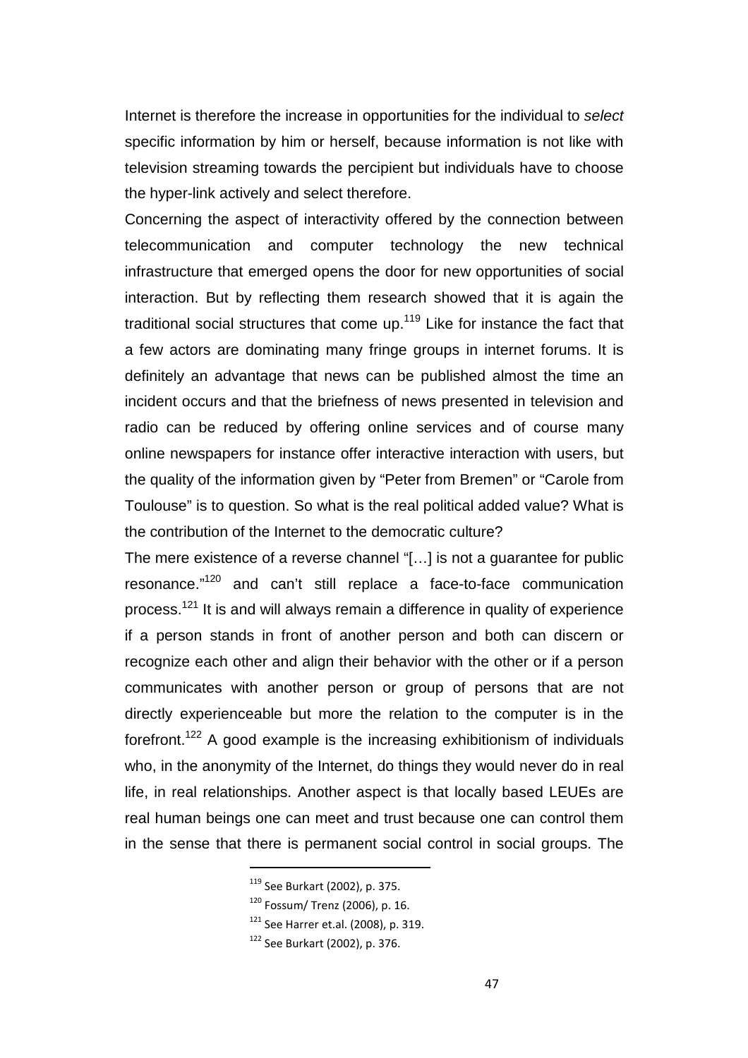Internet is therefore the increase in opportunities for the individual to *select* specific information by him or herself, because information is not like with television streaming towards the percipient but individuals have to choose the hyper-link actively and select therefore.

Concerning the aspect of interactivity offered by the connection between telecommunication and computer technology the new technical infrastructure that emerged opens the door for new opportunities of social interaction. But by reflecting them research showed that it is again the traditional social structures that come up.[119] Like for instance the fact that a few actors are dominating many fringe groups in internet forums. It is definitely an advantage that news can be published almost the time an incident occurs and that the briefness of news presented in television and radio can be reduced by offering online services and of course many online newspapers for instance offer interactive interaction with users, but the quality of the information given by "Peter from Bremen" or "Carole from Toulouse" is to question. So what is the real political added value? What is the contribution of the Internet to the democratic culture?

The mere existence of a reverse channel "[…] is not a guarantee for public resonance."[120] and can't still replace a face-to-face communication process.[121] It is and will always remain a difference in quality of experience if a person stands in front of another person and both can discern or recognize each other and align their behavior with the other or if a person communicates with another person or group of persons that are not directly experienceable but more the relation to the computer is in the forefront.[122] A good example is the increasing exhibitionism of individuals who, in the anonymity of the Internet, do things they would never do in real life, in real relationships. Another aspect is that locally based LEUEs are real human beings one can meet and trust because one can control them in the sense that there is permanent social control in social groups. The

---

[119] See Burkart (2002), p. 375.

[120] Fossum/ Trenz (2006), p. 16.

[121] See Harrer et.al. (2008), p. 319.

[122] See Burkart (2002), p. 376.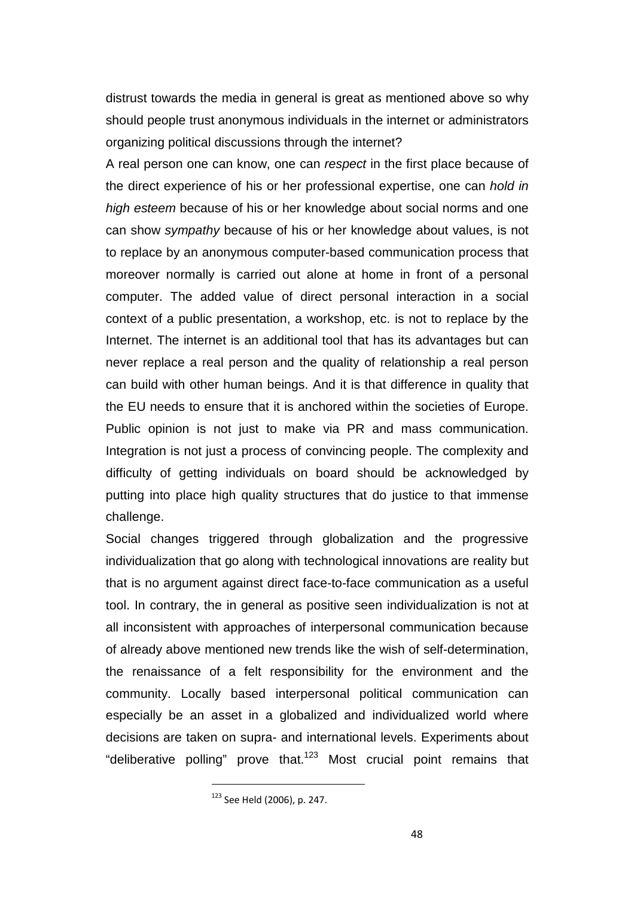distrust towards the media in general is great as mentioned above so why should people trust anonymous individuals in the internet or administrators organizing political discussions through the internet?

A real person one can know, one can *respect* in the first place because of the direct experience of his or her professional expertise, one can *hold in high esteem* because of his or her knowledge about social norms and one can show *sympathy* because of his or her knowledge about values, is not to replace by an anonymous computer-based communication process that moreover normally is carried out alone at home in front of a personal computer. The added value of direct personal interaction in a social context of a public presentation, a workshop, etc. is not to replace by the Internet. The internet is an additional tool that has its advantages but can never replace a real person and the quality of relationship a real person can build with other human beings. And it is that difference in quality that the EU needs to ensure that it is anchored within the societies of Europe. Public opinion is not just to make via PR and mass communication. Integration is not just a process of convincing people. The complexity and difficulty of getting individuals on board should be acknowledged by putting into place high quality structures that do justice to that immense challenge.

Social changes triggered through globalization and the progressive individualization that go along with technological innovations are reality but that is no argument against direct face-to-face communication as a useful tool. In contrary, the in general as positive seen individualization is not at all inconsistent with approaches of interpersonal communication because of already above mentioned new trends like the wish of self-determination, the renaissance of a felt responsibility for the environment and the community. Locally based interpersonal political communication can especially be an asset in a globalized and individualized world where decisions are taken on supra- and international levels. Experiments about "deliberative polling" prove that.[123] Most crucial point remains that

[123] See Held (2006), p. 247.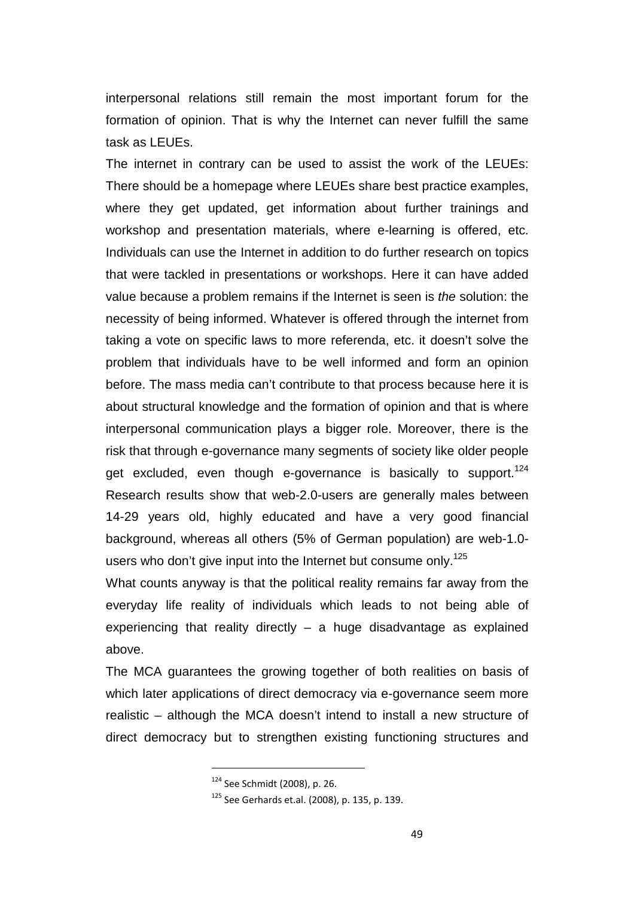interpersonal relations still remain the most important forum for the formation of opinion. That is why the Internet can never fulfill the same task as LEUEs.

The internet in contrary can be used to assist the work of the LEUEs: There should be a homepage where LEUEs share best practice examples, where they get updated, get information about further trainings and workshop and presentation materials, where e-learning is offered, etc. Individuals can use the Internet in addition to do further research on topics that were tackled in presentations or workshops. Here it can have added value because a problem remains if the Internet is seen is *the* solution: the necessity of being informed. Whatever is offered through the internet from taking a vote on specific laws to more referenda, etc. it doesn't solve the problem that individuals have to be well informed and form an opinion before. The mass media can't contribute to that process because here it is about structural knowledge and the formation of opinion and that is where interpersonal communication plays a bigger role. Moreover, there is the risk that through e-governance many segments of society like older people get excluded, even though e-governance is basically to support.[124] Research results show that web-2.0-users are generally males between 14-29 years old, highly educated and have a very good financial background, whereas all others (5% of German population) are web-1.0-users who don't give input into the Internet but consume only.[125]

What counts anyway is that the political reality remains far away from the everyday life reality of individuals which leads to not being able of experiencing that reality directly – a huge disadvantage as explained above.

The MCA guarantees the growing together of both realities on basis of which later applications of direct democracy via e-governance seem more realistic – although the MCA doesn't intend to install a new structure of direct democracy but to strengthen existing functioning structures and

---

[124] See Schmidt (2008), p. 26.

[125] See Gerhards et.al. (2008), p. 135, p. 139.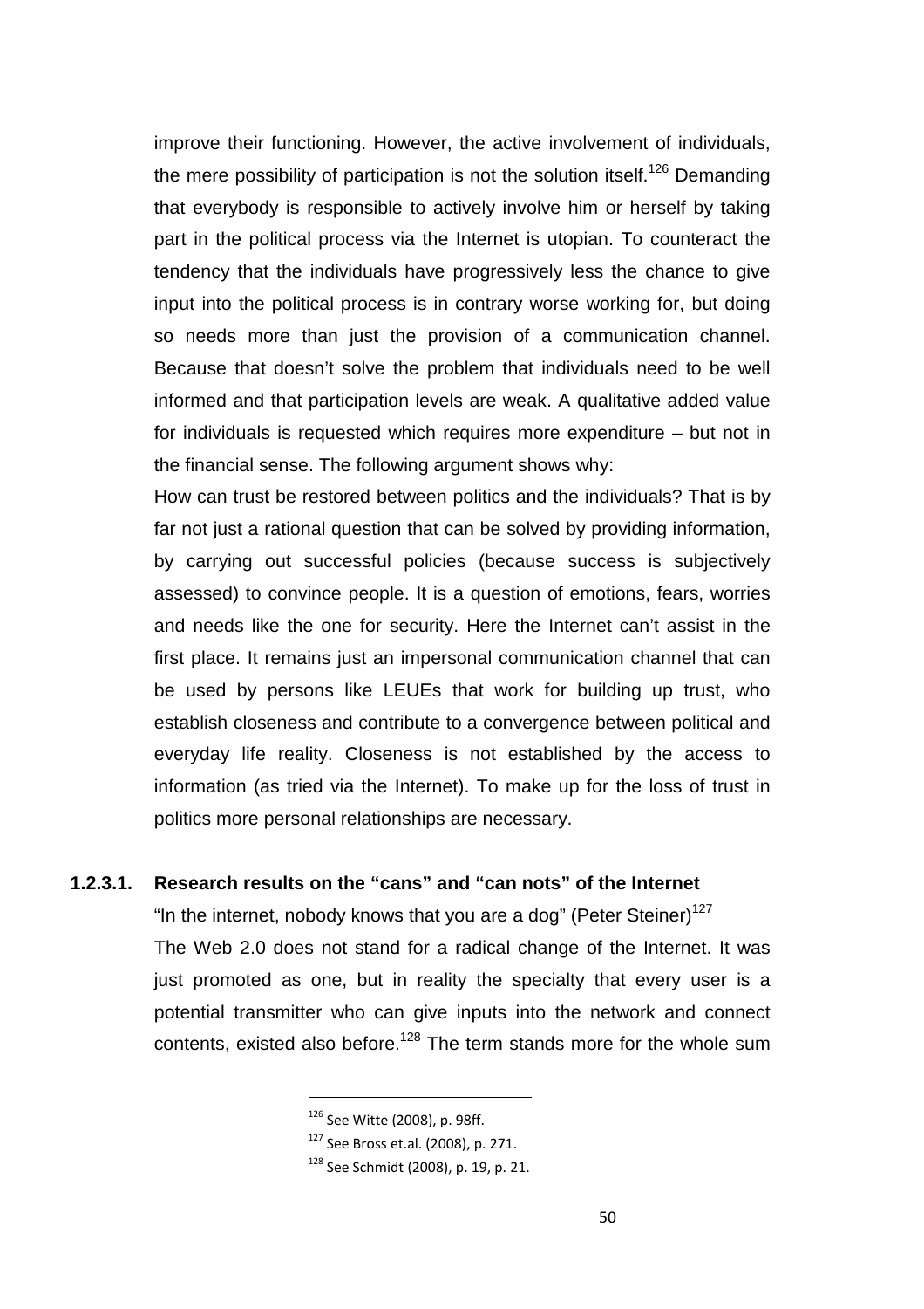improve their functioning. However, the active involvement of individuals, the mere possibility of participation is not the solution itself.[126] Demanding that everybody is responsible to actively involve him or herself by taking part in the political process via the Internet is utopian. To counteract the tendency that the individuals have progressively less the chance to give input into the political process is in contrary worse working for, but doing so needs more than just the provision of a communication channel. Because that doesn't solve the problem that individuals need to be well informed and that participation levels are weak. A qualitative added value for individuals is requested which requires more expenditure – but not in the financial sense. The following argument shows why:

How can trust be restored between politics and the individuals? That is by far not just a rational question that can be solved by providing information, by carrying out successful policies (because success is subjectively assessed) to convince people. It is a question of emotions, fears, worries and needs like the one for security. Here the Internet can't assist in the first place. It remains just an impersonal communication channel that can be used by persons like LEUEs that work for building up trust, who establish closeness and contribute to a convergence between political and everyday life reality. Closeness is not established by the access to information (as tried via the Internet). To make up for the loss of trust in politics more personal relationships are necessary.

#### 1.2.3.1. Research results on the "cans" and "can nots" of the Internet

"In the internet, nobody knows that you are a dog" (Peter Steiner)[127]

The Web 2.0 does not stand for a radical change of the Internet. It was just promoted as one, but in reality the specialty that every user is a potential transmitter who can give inputs into the network and connect contents, existed also before.[128] The term stands more for the whole sum

---

[126] See Witte (2008), p. 98ff.

[127] See Bross et.al. (2008), p. 271.

[128] See Schmidt (2008), p. 19, p. 21.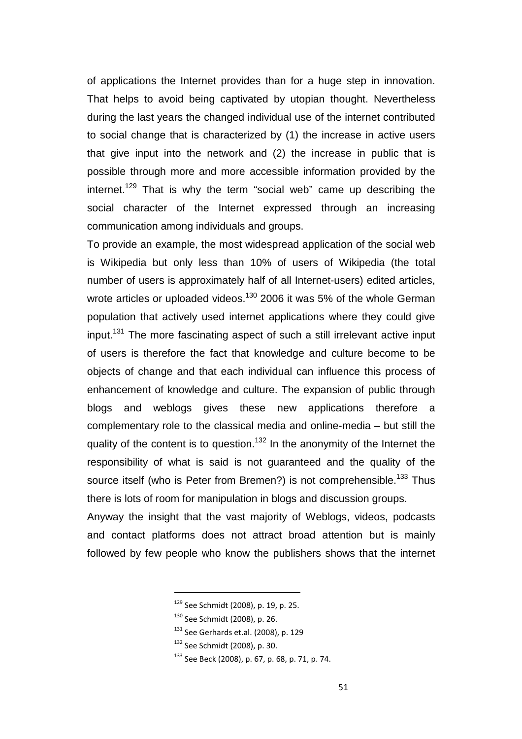of applications the Internet provides than for a huge step in innovation. That helps to avoid being captivated by utopian thought. Nevertheless during the last years the changed individual use of the internet contributed to social change that is characterized by (1) the increase in active users that give input into the network and (2) the increase in public that is possible through more and more accessible information provided by the internet.[129] That is why the term "social web" came up describing the social character of the Internet expressed through an increasing communication among individuals and groups.

To provide an example, the most widespread application of the social web is Wikipedia but only less than 10% of users of Wikipedia (the total number of users is approximately half of all Internet-users) edited articles, wrote articles or uploaded videos.[130] 2006 it was 5% of the whole German population that actively used internet applications where they could give input.[131] The more fascinating aspect of such a still irrelevant active input of users is therefore the fact that knowledge and culture become to be objects of change and that each individual can influence this process of enhancement of knowledge and culture. The expansion of public through blogs and weblogs gives these new applications therefore a complementary role to the classical media and online-media – but still the quality of the content is to question.[132] In the anonymity of the Internet the responsibility of what is said is not guaranteed and the quality of the source itself (who is Peter from Bremen?) is not comprehensible.[133] Thus there is lots of room for manipulation in blogs and discussion groups.

Anyway the insight that the vast majority of Weblogs, videos, podcasts and contact platforms does not attract broad attention but is mainly followed by few people who know the publishers shows that the internet

---

[129] See Schmidt (2008), p. 19, p. 25.

[130] See Schmidt (2008), p. 26.

[131] See Gerhards et.al. (2008), p. 129

[132] See Schmidt (2008), p. 30.

[133] See Beck (2008), p. 67, p. 68, p. 71, p. 74.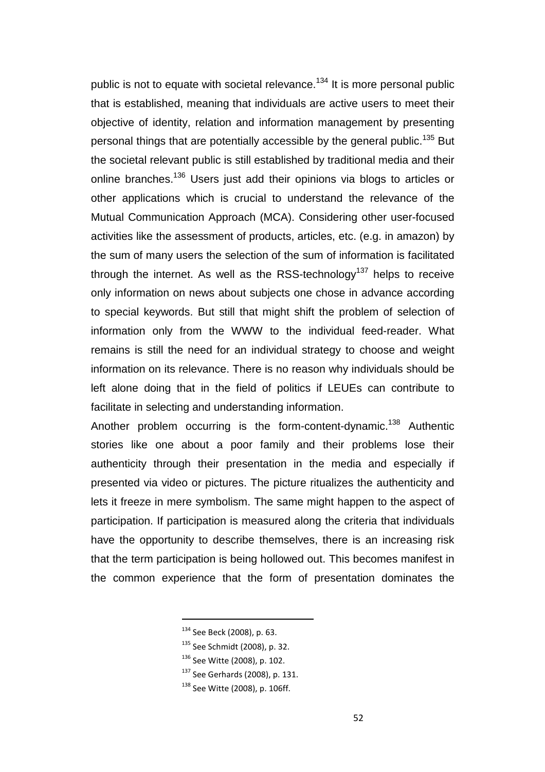public is not to equate with societal relevance.[134] It is more personal public that is established, meaning that individuals are active users to meet their objective of identity, relation and information management by presenting personal things that are potentially accessible by the general public.[135] But the societal relevant public is still established by traditional media and their online branches.[136] Users just add their opinions via blogs to articles or other applications which is crucial to understand the relevance of the Mutual Communication Approach (MCA). Considering other user-focused activities like the assessment of products, articles, etc. (e.g. in amazon) by the sum of many users the selection of the sum of information is facilitated through the internet. As well as the RSS-technology[137] helps to receive only information on news about subjects one chose in advance according to special keywords. But still that might shift the problem of selection of information only from the WWW to the individual feed-reader. What remains is still the need for an individual strategy to choose and weight information on its relevance. There is no reason why individuals should be left alone doing that in the field of politics if LEUEs can contribute to facilitate in selecting and understanding information.

Another problem occurring is the form-content-dynamic.[138] Authentic stories like one about a poor family and their problems lose their authenticity through their presentation in the media and especially if presented via video or pictures. The picture ritualizes the authenticity and lets it freeze in mere symbolism. The same might happen to the aspect of participation. If participation is measured along the criteria that individuals have the opportunity to describe themselves, there is an increasing risk that the term participation is being hollowed out. This becomes manifest in the common experience that the form of presentation dominates the

---

[134] See Beck (2008), p. 63.

[135] See Schmidt (2008), p. 32.

[136] See Witte (2008), p. 102.

[137] See Gerhards (2008), p. 131.

[138] See Witte (2008), p. 106ff.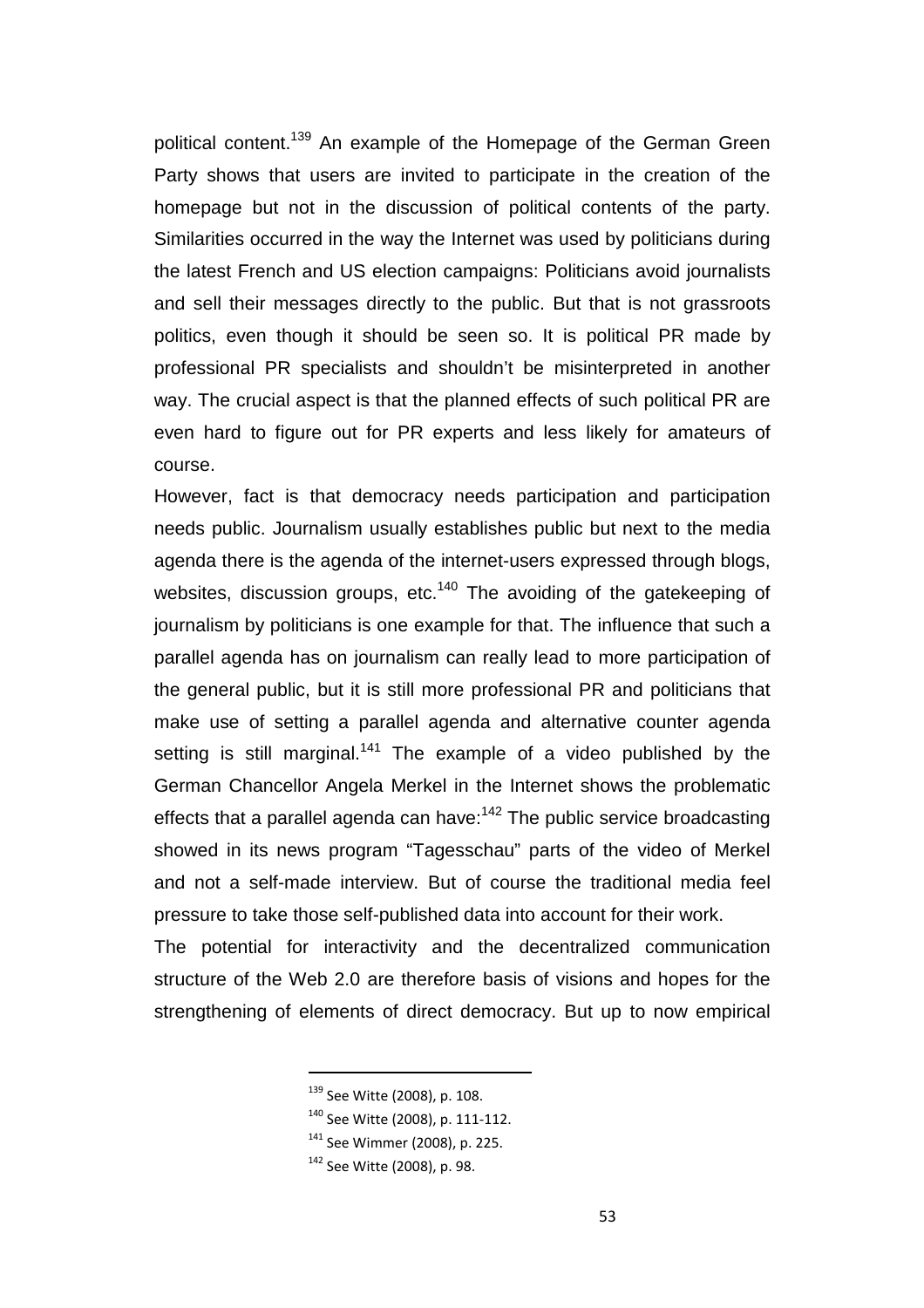political content.[139] An example of the Homepage of the German Green Party shows that users are invited to participate in the creation of the homepage but not in the discussion of political contents of the party. Similarities occurred in the way the Internet was used by politicians during the latest French and US election campaigns: Politicians avoid journalists and sell their messages directly to the public. But that is not grassroots politics, even though it should be seen so. It is political PR made by professional PR specialists and shouldn't be misinterpreted in another way. The crucial aspect is that the planned effects of such political PR are even hard to figure out for PR experts and less likely for amateurs of course.

However, fact is that democracy needs participation and participation needs public. Journalism usually establishes public but next to the media agenda there is the agenda of the internet-users expressed through blogs, websites, discussion groups, etc.[140] The avoiding of the gatekeeping of journalism by politicians is one example for that. The influence that such a parallel agenda has on journalism can really lead to more participation of the general public, but it is still more professional PR and politicians that make use of setting a parallel agenda and alternative counter agenda setting is still marginal.[141] The example of a video published by the German Chancellor Angela Merkel in the Internet shows the problematic effects that a parallel agenda can have:[142] The public service broadcasting showed in its news program "Tagesschau" parts of the video of Merkel and not a self-made interview. But of course the traditional media feel pressure to take those self-published data into account for their work.

The potential for interactivity and the decentralized communication structure of the Web 2.0 are therefore basis of visions and hopes for the strengthening of elements of direct democracy. But up to now empirical

---

[139] See Witte (2008), p. 108.

[140] See Witte (2008), p. 111-112.

[141] See Wimmer (2008), p. 225.

[142] See Witte (2008), p. 98.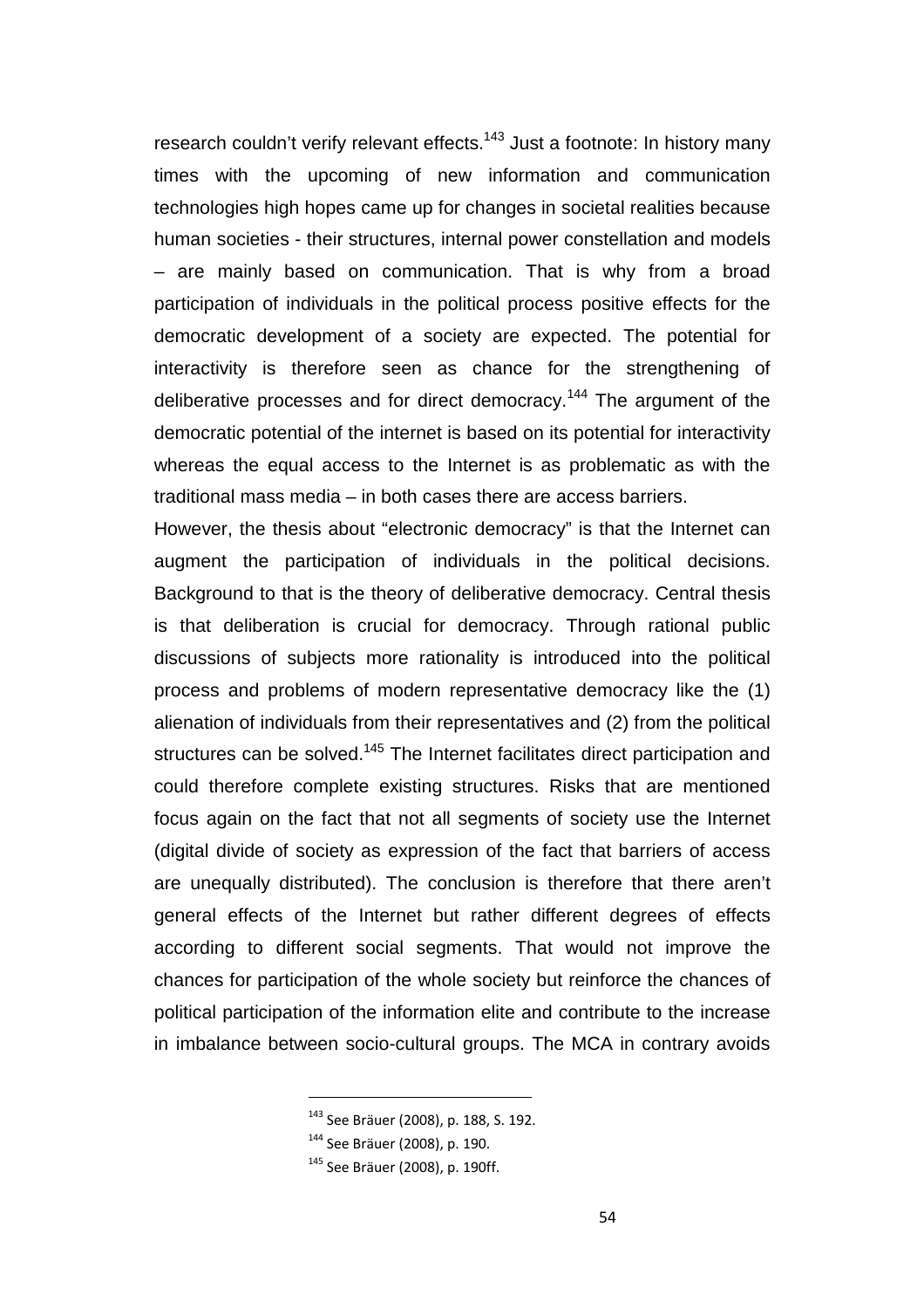research couldn't verify relevant effects.[143] Just a footnote: In history many times with the upcoming of new information and communication technologies high hopes came up for changes in societal realities because human societies - their structures, internal power constellation and models – are mainly based on communication. That is why from a broad participation of individuals in the political process positive effects for the democratic development of a society are expected. The potential for interactivity is therefore seen as chance for the strengthening of deliberative processes and for direct democracy.[144] The argument of the democratic potential of the internet is based on its potential for interactivity whereas the equal access to the Internet is as problematic as with the traditional mass media – in both cases there are access barriers.

However, the thesis about "electronic democracy" is that the Internet can augment the participation of individuals in the political decisions. Background to that is the theory of deliberative democracy. Central thesis is that deliberation is crucial for democracy. Through rational public discussions of subjects more rationality is introduced into the political process and problems of modern representative democracy like the (1) alienation of individuals from their representatives and (2) from the political structures can be solved.[145] The Internet facilitates direct participation and could therefore complete existing structures. Risks that are mentioned focus again on the fact that not all segments of society use the Internet (digital divide of society as expression of the fact that barriers of access are unequally distributed). The conclusion is therefore that there aren't general effects of the Internet but rather different degrees of effects according to different social segments. That would not improve the chances for participation of the whole society but reinforce the chances of political participation of the information elite and contribute to the increase in imbalance between socio-cultural groups. The MCA in contrary avoids

[143] See Bräuer (2008), p. 188, S. 192.

[144] See Bräuer (2008), p. 190.

[145] See Bräuer (2008), p. 190ff.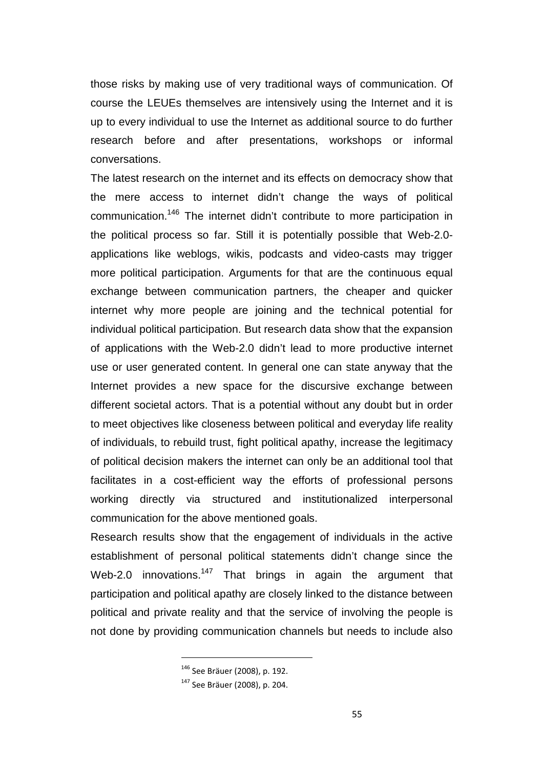those risks by making use of very traditional ways of communication. Of course the LEUEs themselves are intensively using the Internet and it is up to every individual to use the Internet as additional source to do further research before and after presentations, workshops or informal conversations.

The latest research on the internet and its effects on democracy show that the mere access to internet didn't change the ways of political communication.[146] The internet didn't contribute to more participation in the political process so far. Still it is potentially possible that Web-2.0-applications like weblogs, wikis, podcasts and video-casts may trigger more political participation. Arguments for that are the continuous equal exchange between communication partners, the cheaper and quicker internet why more people are joining and the technical potential for individual political participation. But research data show that the expansion of applications with the Web-2.0 didn't lead to more productive internet use or user generated content. In general one can state anyway that the Internet provides a new space for the discursive exchange between different societal actors. That is a potential without any doubt but in order to meet objectives like closeness between political and everyday life reality of individuals, to rebuild trust, fight political apathy, increase the legitimacy of political decision makers the internet can only be an additional tool that facilitates in a cost-efficient way the efforts of professional persons working directly via structured and institutionalized interpersonal communication for the above mentioned goals.

Research results show that the engagement of individuals in the active establishment of personal political statements didn't change since the Web-2.0 innovations.[147] That brings in again the argument that participation and political apathy are closely linked to the distance between political and private reality and that the service of involving the people is not done by providing communication channels but needs to include also

---

[146] See Bräuer (2008), p. 192.

[147] See Bräuer (2008), p. 204.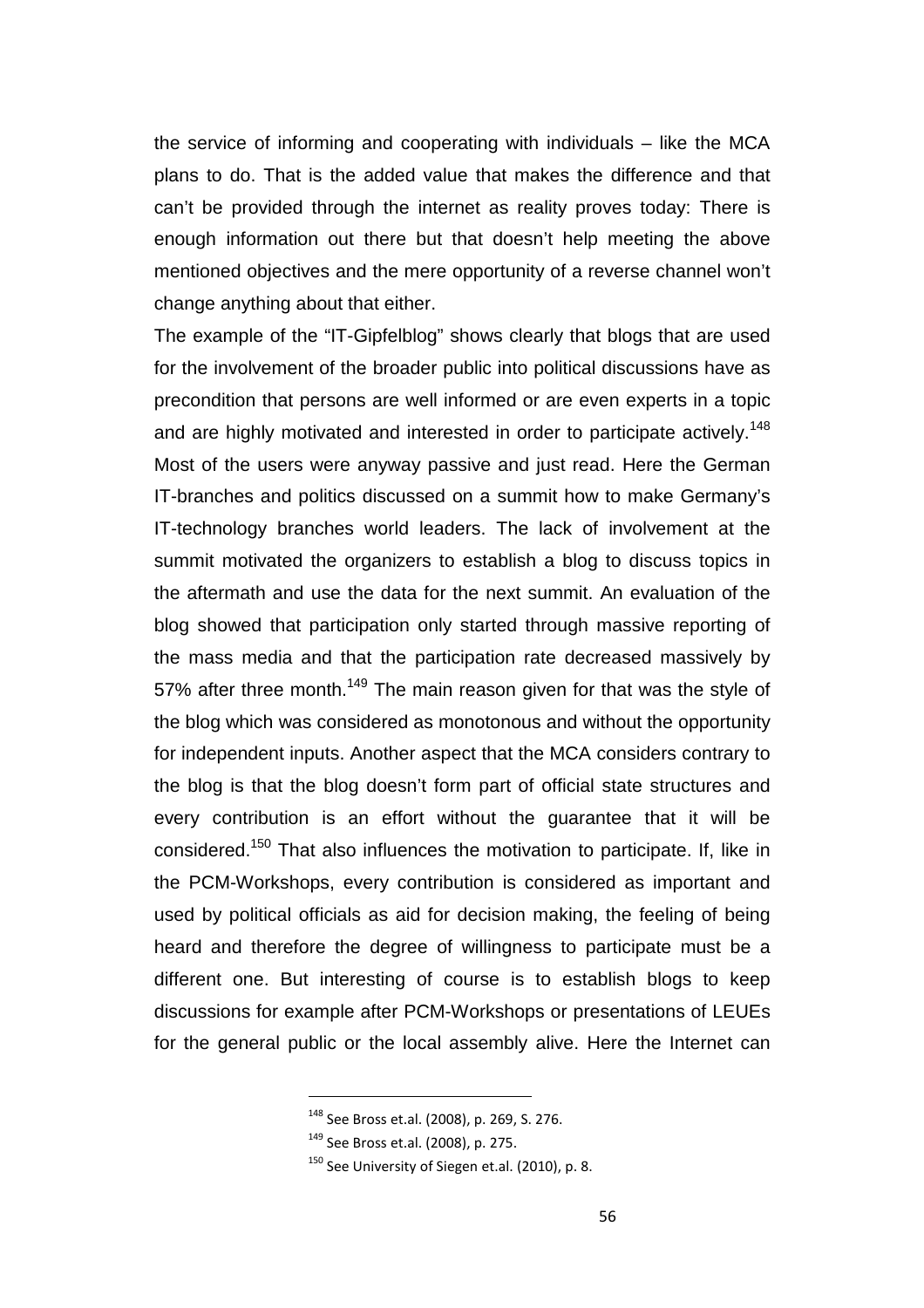the service of informing and cooperating with individuals – like the MCA plans to do. That is the added value that makes the difference and that can't be provided through the internet as reality proves today: There is enough information out there but that doesn't help meeting the above mentioned objectives and the mere opportunity of a reverse channel won't change anything about that either.

The example of the "IT-Gipfelblog" shows clearly that blogs that are used for the involvement of the broader public into political discussions have as precondition that persons are well informed or are even experts in a topic and are highly motivated and interested in order to participate actively.[148] Most of the users were anyway passive and just read. Here the German IT-branches and politics discussed on a summit how to make Germany's IT-technology branches world leaders. The lack of involvement at the summit motivated the organizers to establish a blog to discuss topics in the aftermath and use the data for the next summit. An evaluation of the blog showed that participation only started through massive reporting of the mass media and that the participation rate decreased massively by 57% after three month.[149] The main reason given for that was the style of the blog which was considered as monotonous and without the opportunity for independent inputs. Another aspect that the MCA considers contrary to the blog is that the blog doesn't form part of official state structures and every contribution is an effort without the guarantee that it will be considered.[150] That also influences the motivation to participate. If, like in the PCM-Workshops, every contribution is considered as important and used by political officials as aid for decision making, the feeling of being heard and therefore the degree of willingness to participate must be a different one. But interesting of course is to establish blogs to keep discussions for example after PCM-Workshops or presentations of LEUEs for the general public or the local assembly alive. Here the Internet can

---

[148] See Bross et.al. (2008), p. 269, S. 276.

[149] See Bross et.al. (2008), p. 275.

[150] See University of Siegen et.al. (2010), p. 8.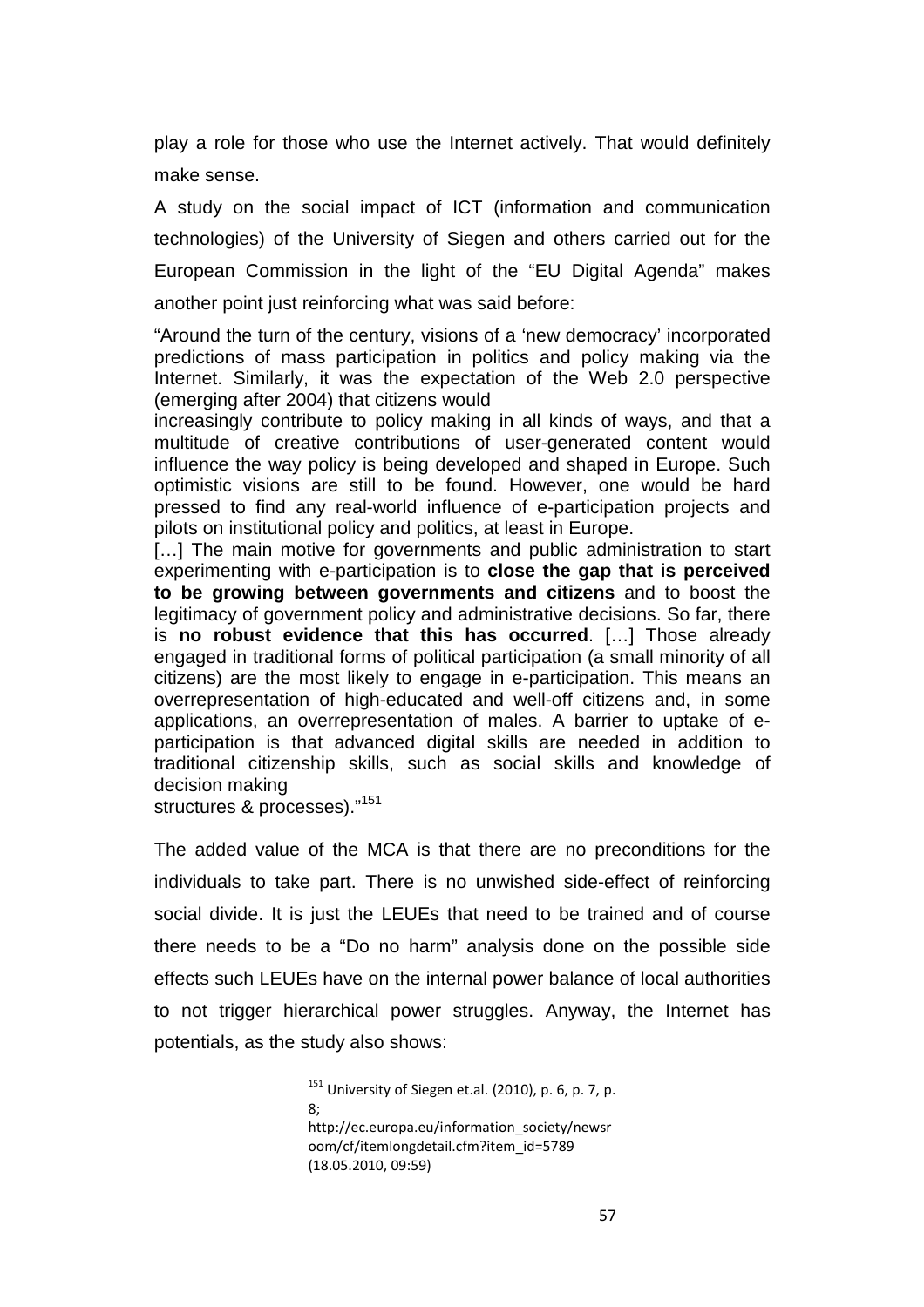play a role for those who use the Internet actively. That would definitely make sense.

A study on the social impact of ICT (information and communication technologies) of the University of Siegen and others carried out for the European Commission in the light of the "EU Digital Agenda" makes another point just reinforcing what was said before:

> "Around the turn of the century, visions of a 'new democracy' incorporated predictions of mass participation in politics and policy making via the Internet. Similarly, it was the expectation of the Web 2.0 perspective (emerging after 2004) that citizens would increasingly contribute to policy making in all kinds of ways, and that a multitude of creative contributions of user-generated content would influence the way policy is being developed and shaped in Europe. Such optimistic visions are still to be found. However, one would be hard pressed to find any real-world influence of e-participation projects and pilots on institutional policy and politics, at least in Europe.
> […] The main motive for governments and public administration to start experimenting with e-participation is to **close the gap that is perceived to be growing between governments and citizens** and to boost the legitimacy of government policy and administrative decisions. So far, there is **no robust evidence that this has occurred**. […] Those already engaged in traditional forms of political participation (a small minority of all citizens) are the most likely to engage in e-participation. This means an overrepresentation of high-educated and well-off citizens and, in some applications, an overrepresentation of males. A barrier to uptake of e-participation is that advanced digital skills are needed in addition to traditional citizenship skills, such as social skills and knowledge of decision making structures & processes)."[151]

The added value of the MCA is that there are no preconditions for the individuals to take part. There is no unwished side-effect of reinforcing social divide. It is just the LEUEs that need to be trained and of course there needs to be a "Do no harm" analysis done on the possible side effects such LEUEs have on the internal power balance of local authorities to not trigger hierarchical power struggles. Anyway, the Internet has potentials, as the study also shows:

---

[151] University of Siegen et.al. (2010), p. 6, p. 7, p. 8; http://ec.europa.eu/information_society/newsroom/cf/itemlongdetail.cfm?item_id=5789 (18.05.2010, 09:59)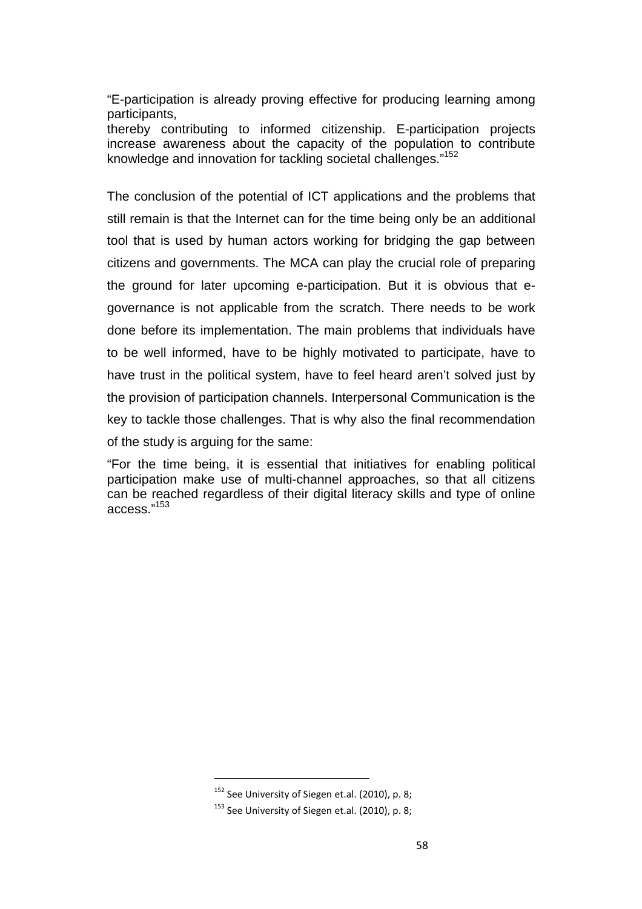"E-participation is already proving effective for producing learning among participants,
thereby contributing to informed citizenship. E-participation projects increase awareness about the capacity of the population to contribute knowledge and innovation for tackling societal challenges."[152]

The conclusion of the potential of ICT applications and the problems that still remain is that the Internet can for the time being only be an additional tool that is used by human actors working for bridging the gap between citizens and governments. The MCA can play the crucial role of preparing the ground for later upcoming e-participation. But it is obvious that e-governance is not applicable from the scratch. There needs to be work done before its implementation. The main problems that individuals have to be well informed, have to be highly motivated to participate, have to have trust in the political system, have to feel heard aren't solved just by the provision of participation channels. Interpersonal Communication is the key to tackle those challenges. That is why also the final recommendation of the study is arguing for the same:

"For the time being, it is essential that initiatives for enabling political participation make use of multi-channel approaches, so that all citizens can be reached regardless of their digital literacy skills and type of online access."[153]

---

[152] See University of Siegen et.al. (2010), p. 8;

[153] See University of Siegen et.al. (2010), p. 8;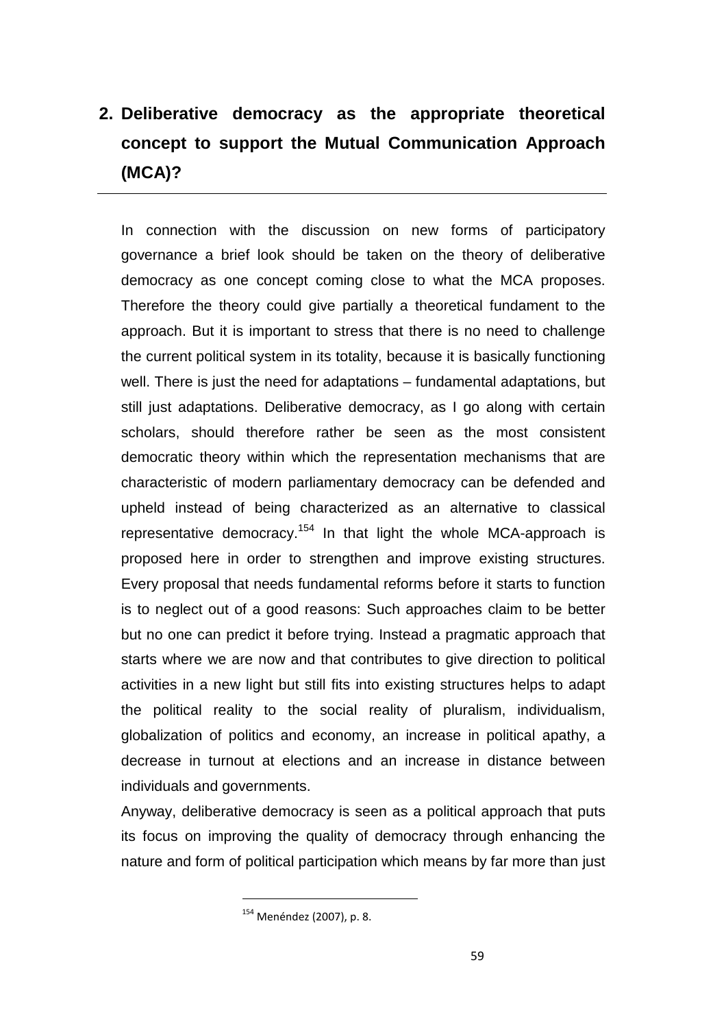## 2. Deliberative democracy as the appropriate theoretical concept to support the Mutual Communication Approach (MCA)?

In connection with the discussion on new forms of participatory governance a brief look should be taken on the theory of deliberative democracy as one concept coming close to what the MCA proposes. Therefore the theory could give partially a theoretical fundament to the approach. But it is important to stress that there is no need to challenge the current political system in its totality, because it is basically functioning well. There is just the need for adaptations – fundamental adaptations, but still just adaptations. Deliberative democracy, as I go along with certain scholars, should therefore rather be seen as the most consistent democratic theory within which the representation mechanisms that are characteristic of modern parliamentary democracy can be defended and upheld instead of being characterized as an alternative to classical representative democracy.[154] In that light the whole MCA-approach is proposed here in order to strengthen and improve existing structures. Every proposal that needs fundamental reforms before it starts to function is to neglect out of a good reasons: Such approaches claim to be better but no one can predict it before trying. Instead a pragmatic approach that starts where we are now and that contributes to give direction to political activities in a new light but still fits into existing structures helps to adapt the political reality to the social reality of pluralism, individualism, globalization of politics and economy, an increase in political apathy, a decrease in turnout at elections and an increase in distance between individuals and governments.

Anyway, deliberative democracy is seen as a political approach that puts its focus on improving the quality of democracy through enhancing the nature and form of political participation which means by far more than just

[154] Menéndez (2007), p. 8.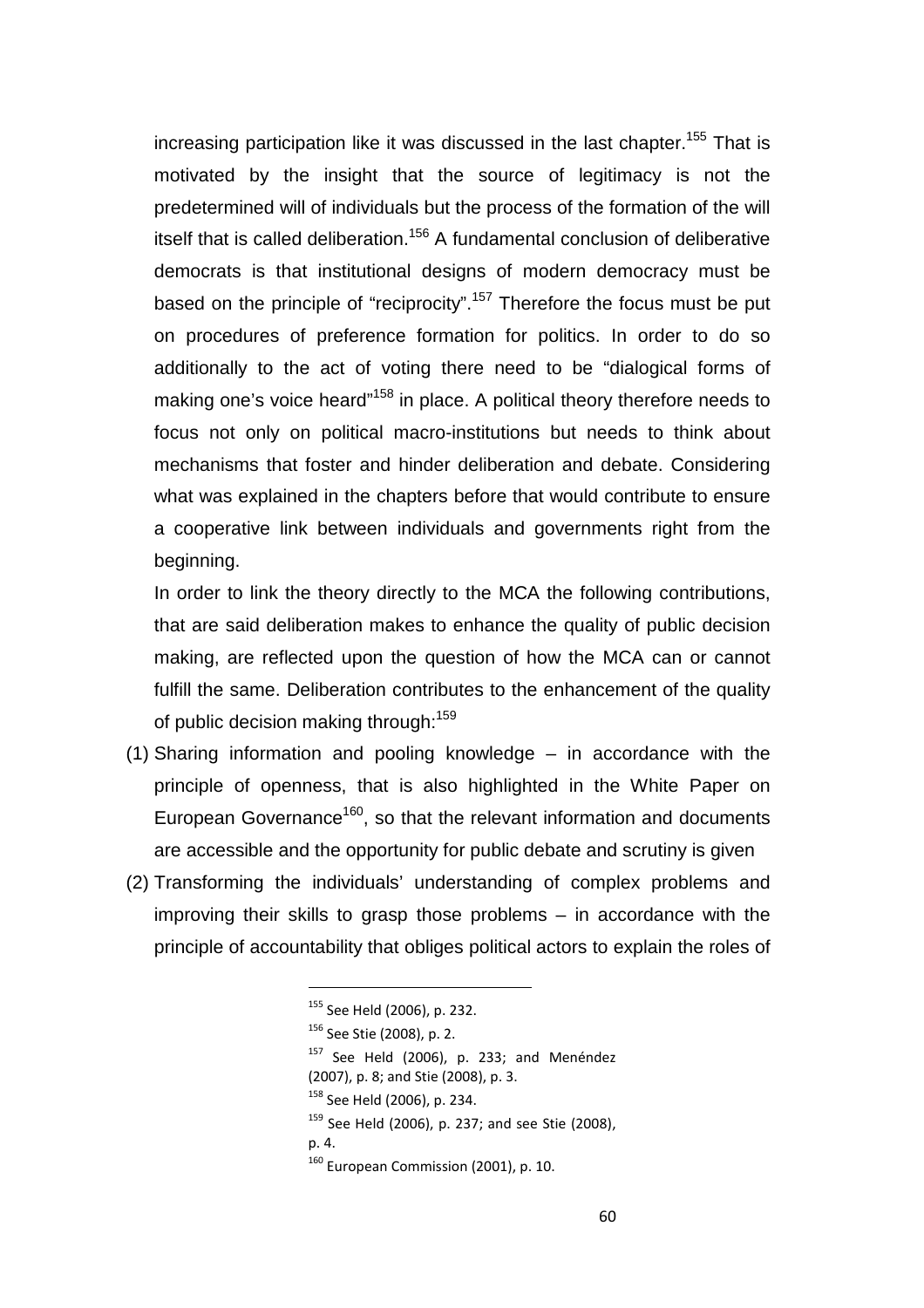increasing participation like it was discussed in the last chapter.[155] That is motivated by the insight that the source of legitimacy is not the predetermined will of individuals but the process of the formation of the will itself that is called deliberation.[156] A fundamental conclusion of deliberative democrats is that institutional designs of modern democracy must be based on the principle of "reciprocity".[157] Therefore the focus must be put on procedures of preference formation for politics. In order to do so additionally to the act of voting there need to be "dialogical forms of making one's voice heard"[158] in place. A political theory therefore needs to focus not only on political macro-institutions but needs to think about mechanisms that foster and hinder deliberation and debate. Considering what was explained in the chapters before that would contribute to ensure a cooperative link between individuals and governments right from the beginning.

In order to link the theory directly to the MCA the following contributions, that are said deliberation makes to enhance the quality of public decision making, are reflected upon the question of how the MCA can or cannot fulfill the same. Deliberation contributes to the enhancement of the quality of public decision making through:[159]

(1) Sharing information and pooling knowledge – in accordance with the principle of openness, that is also highlighted in the White Paper on European Governance[160], so that the relevant information and documents are accessible and the opportunity for public debate and scrutiny is given

(2) Transforming the individuals' understanding of complex problems and improving their skills to grasp those problems – in accordance with the principle of accountability that obliges political actors to explain the roles of

---

[155] See Held (2006), p. 232.

[156] See Stie (2008), p. 2.

[157] See Held (2006), p. 233; and Menéndez (2007), p. 8; and Stie (2008), p. 3.

[158] See Held (2006), p. 234.

[159] See Held (2006), p. 237; and see Stie (2008), p. 4.

[160] European Commission (2001), p. 10.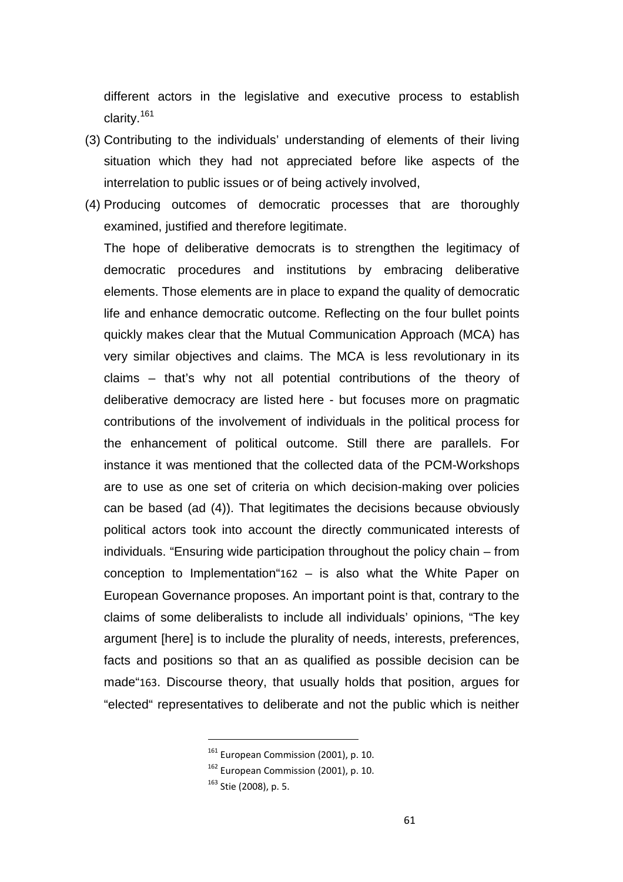different actors in the legislative and executive process to establish clarity.[161]

(3) Contributing to the individuals' understanding of elements of their living situation which they had not appreciated before like aspects of the interrelation to public issues or of being actively involved,

(4) Producing outcomes of democratic processes that are thoroughly examined, justified and therefore legitimate.

The hope of deliberative democrats is to strengthen the legitimacy of democratic procedures and institutions by embracing deliberative elements. Those elements are in place to expand the quality of democratic life and enhance democratic outcome. Reflecting on the four bullet points quickly makes clear that the Mutual Communication Approach (MCA) has very similar objectives and claims. The MCA is less revolutionary in its claims – that's why not all potential contributions of the theory of deliberative democracy are listed here - but focuses more on pragmatic contributions of the involvement of individuals in the political process for the enhancement of political outcome. Still there are parallels. For instance it was mentioned that the collected data of the PCM-Workshops are to use as one set of criteria on which decision-making over policies can be based (ad (4)). That legitimates the decisions because obviously political actors took into account the directly communicated interests of individuals. "Ensuring wide participation throughout the policy chain – from conception to Implementation"[162] – is also what the White Paper on European Governance proposes. An important point is that, contrary to the claims of some deliberalists to include all individuals' opinions, "The key argument [here] is to include the plurality of needs, interests, preferences, facts and positions so that an as qualified as possible decision can be made"[163]. Discourse theory, that usually holds that position, argues for "elected" representatives to deliberate and not the public which is neither

---

[161] European Commission (2001), p. 10.

[162] European Commission (2001), p. 10.

[163] Stie (2008), p. 5.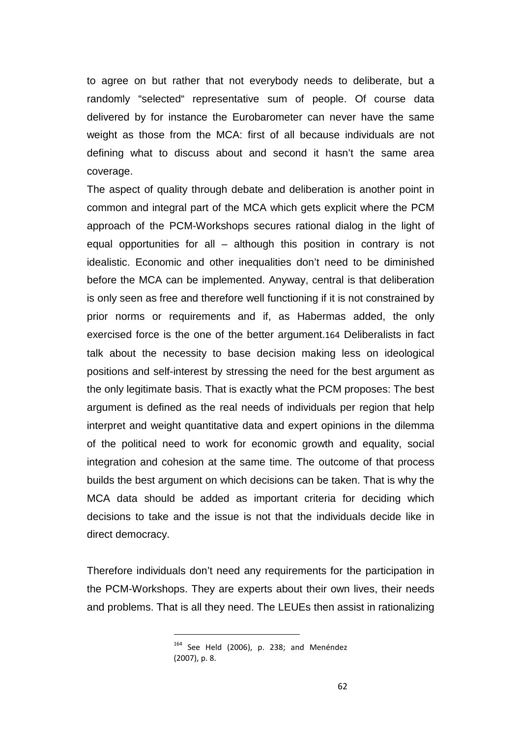to agree on but rather that not everybody needs to deliberate, but a randomly "selected" representative sum of people. Of course data delivered by for instance the Eurobarometer can never have the same weight as those from the MCA: first of all because individuals are not defining what to discuss about and second it hasn't the same area coverage.

The aspect of quality through debate and deliberation is another point in common and integral part of the MCA which gets explicit where the PCM approach of the PCM-Workshops secures rational dialog in the light of equal opportunities for all – although this position in contrary is not idealistic. Economic and other inequalities don't need to be diminished before the MCA can be implemented. Anyway, central is that deliberation is only seen as free and therefore well functioning if it is not constrained by prior norms or requirements and if, as Habermas added, the only exercised force is the one of the better argument.[164] Deliberalists in fact talk about the necessity to base decision making less on ideological positions and self-interest by stressing the need for the best argument as the only legitimate basis. That is exactly what the PCM proposes: The best argument is defined as the real needs of individuals per region that help interpret and weight quantitative data and expert opinions in the dilemma of the political need to work for economic growth and equality, social integration and cohesion at the same time. The outcome of that process builds the best argument on which decisions can be taken. That is why the MCA data should be added as important criteria for deciding which decisions to take and the issue is not that the individuals decide like in direct democracy.

Therefore individuals don't need any requirements for the participation in the PCM-Workshops. They are experts about their own lives, their needs and problems. That is all they need. The LEUEs then assist in rationalizing

---

[164] See Held (2006), p. 238; and Menéndez (2007), p. 8.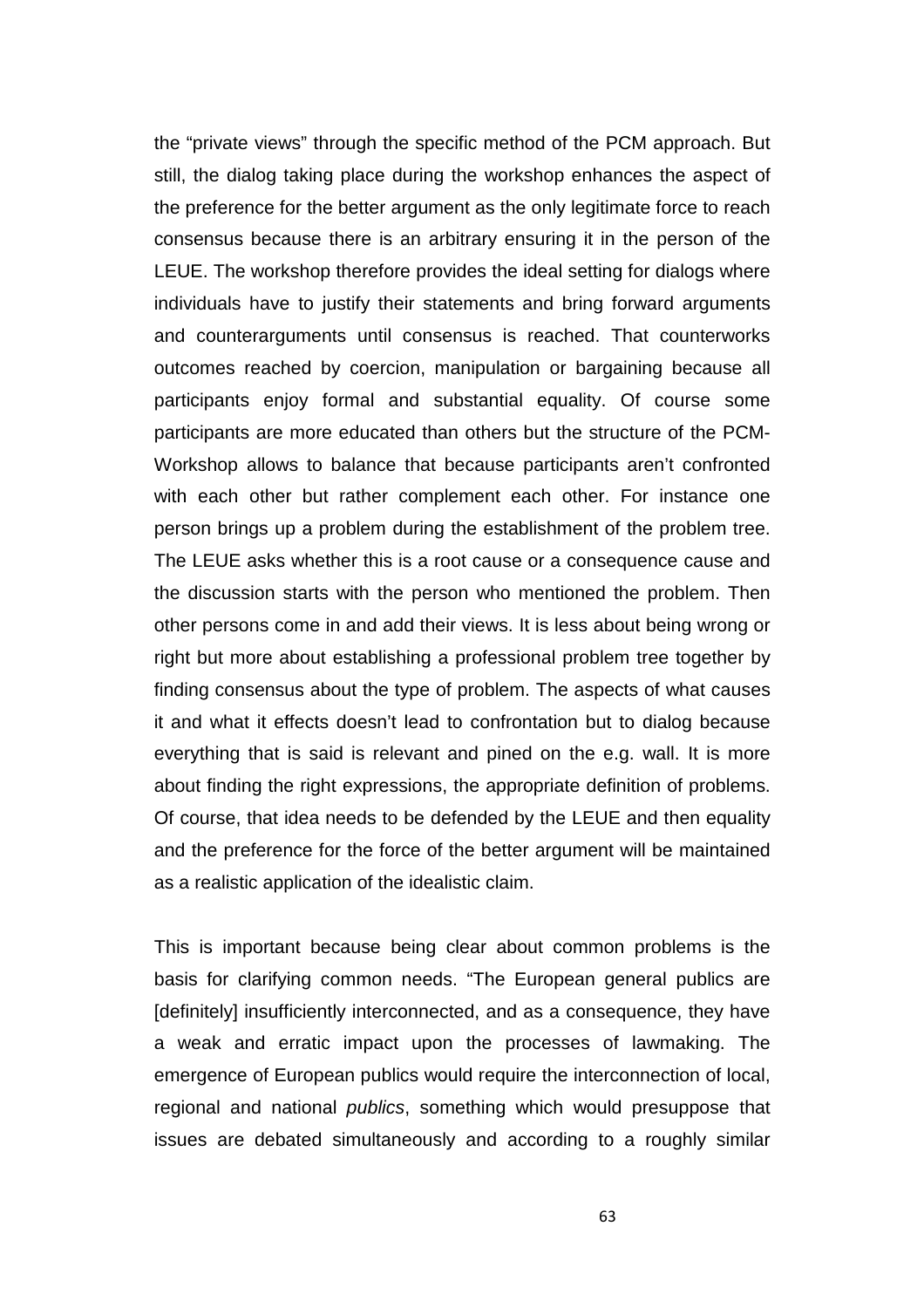the "private views" through the specific method of the PCM approach. But still, the dialog taking place during the workshop enhances the aspect of the preference for the better argument as the only legitimate force to reach consensus because there is an arbitrary ensuring it in the person of the LEUE. The workshop therefore provides the ideal setting for dialogs where individuals have to justify their statements and bring forward arguments and counterarguments until consensus is reached. That counterworks outcomes reached by coercion, manipulation or bargaining because all participants enjoy formal and substantial equality. Of course some participants are more educated than others but the structure of the PCM-Workshop allows to balance that because participants aren't confronted with each other but rather complement each other. For instance one person brings up a problem during the establishment of the problem tree. The LEUE asks whether this is a root cause or a consequence cause and the discussion starts with the person who mentioned the problem. Then other persons come in and add their views. It is less about being wrong or right but more about establishing a professional problem tree together by finding consensus about the type of problem. The aspects of what causes it and what it effects doesn't lead to confrontation but to dialog because everything that is said is relevant and pined on the e.g. wall. It is more about finding the right expressions, the appropriate definition of problems. Of course, that idea needs to be defended by the LEUE and then equality and the preference for the force of the better argument will be maintained as a realistic application of the idealistic claim.

This is important because being clear about common problems is the basis for clarifying common needs. "The European general publics are [definitely] insufficiently interconnected, and as a consequence, they have a weak and erratic impact upon the processes of lawmaking. The emergence of European publics would require the interconnection of local, regional and national *publics*, something which would presuppose that issues are debated simultaneously and according to a roughly similar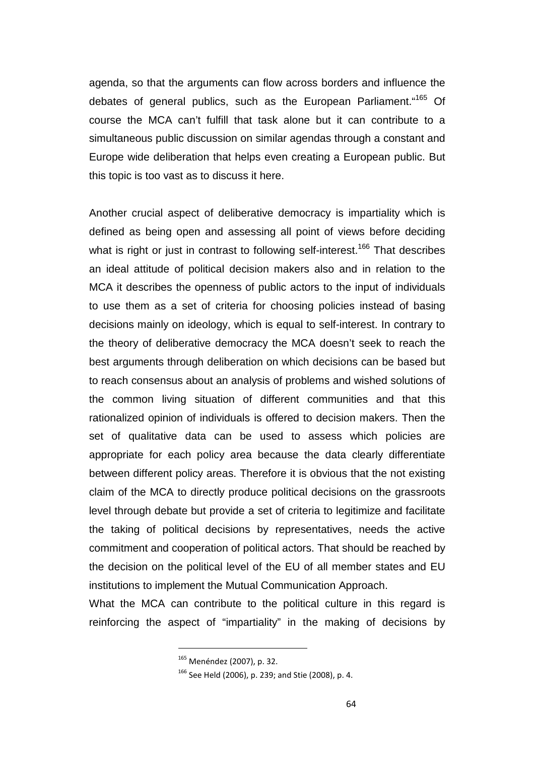agenda, so that the arguments can flow across borders and influence the debates of general publics, such as the European Parliament."[165] Of course the MCA can't fulfill that task alone but it can contribute to a simultaneous public discussion on similar agendas through a constant and Europe wide deliberation that helps even creating a European public. But this topic is too vast as to discuss it here.

Another crucial aspect of deliberative democracy is impartiality which is defined as being open and assessing all point of views before deciding what is right or just in contrast to following self-interest.[166] That describes an ideal attitude of political decision makers also and in relation to the MCA it describes the openness of public actors to the input of individuals to use them as a set of criteria for choosing policies instead of basing decisions mainly on ideology, which is equal to self-interest. In contrary to the theory of deliberative democracy the MCA doesn't seek to reach the best arguments through deliberation on which decisions can be based but to reach consensus about an analysis of problems and wished solutions of the common living situation of different communities and that this rationalized opinion of individuals is offered to decision makers. Then the set of qualitative data can be used to assess which policies are appropriate for each policy area because the data clearly differentiate between different policy areas. Therefore it is obvious that the not existing claim of the MCA to directly produce political decisions on the grassroots level through debate but provide a set of criteria to legitimize and facilitate the taking of political decisions by representatives, needs the active commitment and cooperation of political actors. That should be reached by the decision on the political level of the EU of all member states and EU institutions to implement the Mutual Communication Approach.

What the MCA can contribute to the political culture in this regard is reinforcing the aspect of "impartiality" in the making of decisions by

---

[165] Menéndez (2007), p. 32.

[166] See Held (2006), p. 239; and Stie (2008), p. 4.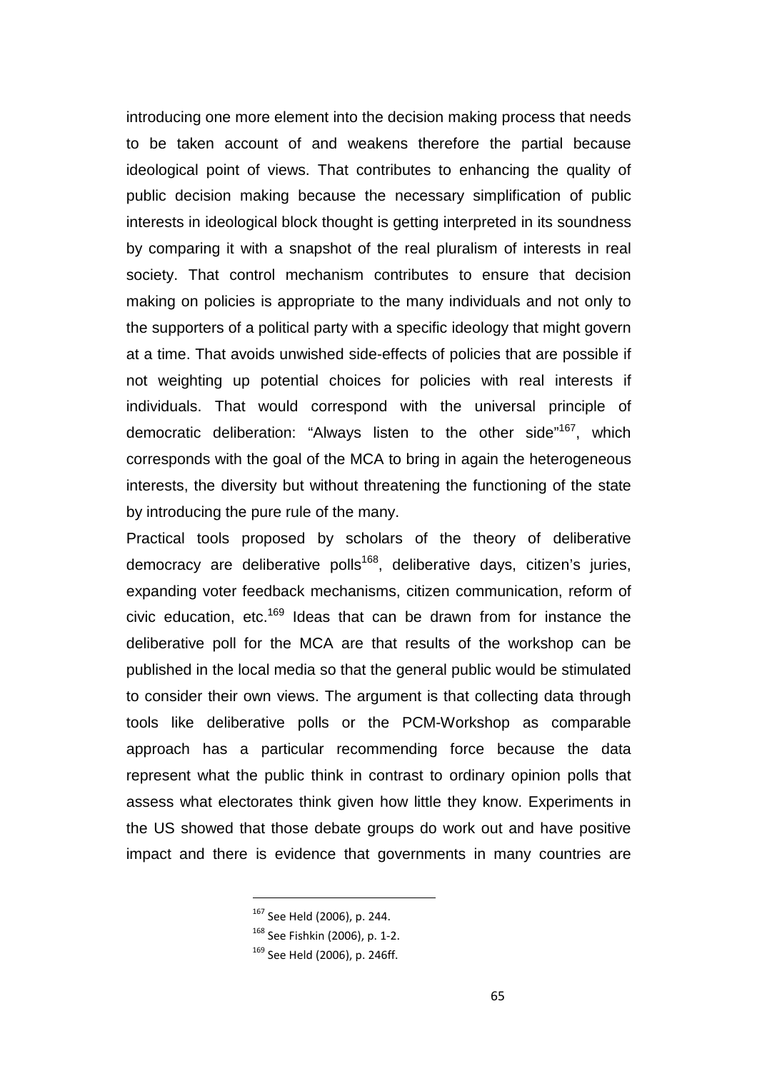introducing one more element into the decision making process that needs to be taken account of and weakens therefore the partial because ideological point of views. That contributes to enhancing the quality of public decision making because the necessary simplification of public interests in ideological block thought is getting interpreted in its soundness by comparing it with a snapshot of the real pluralism of interests in real society. That control mechanism contributes to ensure that decision making on policies is appropriate to the many individuals and not only to the supporters of a political party with a specific ideology that might govern at a time. That avoids unwished side-effects of policies that are possible if not weighting up potential choices for policies with real interests if individuals. That would correspond with the universal principle of democratic deliberation: "Always listen to the other side"[167], which corresponds with the goal of the MCA to bring in again the heterogeneous interests, the diversity but without threatening the functioning of the state by introducing the pure rule of the many.

Practical tools proposed by scholars of the theory of deliberative democracy are deliberative polls[168], deliberative days, citizen's juries, expanding voter feedback mechanisms, citizen communication, reform of civic education, etc.[169] Ideas that can be drawn from for instance the deliberative poll for the MCA are that results of the workshop can be published in the local media so that the general public would be stimulated to consider their own views. The argument is that collecting data through tools like deliberative polls or the PCM-Workshop as comparable approach has a particular recommending force because the data represent what the public think in contrast to ordinary opinion polls that assess what electorates think given how little they know. Experiments in the US showed that those debate groups do work out and have positive impact and there is evidence that governments in many countries are

---

[167] See Held (2006), p. 244.

[168] See Fishkin (2006), p. 1-2.

[169] See Held (2006), p. 246ff.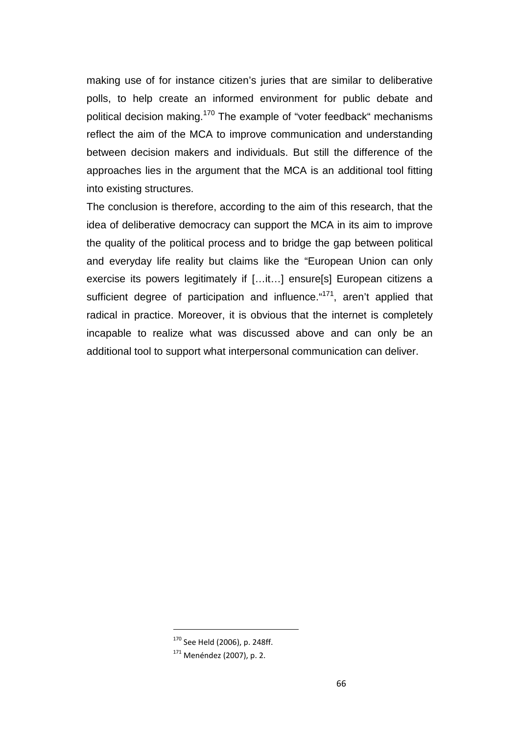making use of for instance citizen's juries that are similar to deliberative polls, to help create an informed environment for public debate and political decision making.[170] The example of "voter feedback" mechanisms reflect the aim of the MCA to improve communication and understanding between decision makers and individuals. But still the difference of the approaches lies in the argument that the MCA is an additional tool fitting into existing structures.

The conclusion is therefore, according to the aim of this research, that the idea of deliberative democracy can support the MCA in its aim to improve the quality of the political process and to bridge the gap between political and everyday life reality but claims like the "European Union can only exercise its powers legitimately if […it…] ensure[s] European citizens a sufficient degree of participation and influence."[171], aren't applied that radical in practice. Moreover, it is obvious that the internet is completely incapable to realize what was discussed above and can only be an additional tool to support what interpersonal communication can deliver.

---

[170] See Held (2006), p. 248ff.

[171] Menéndez (2007), p. 2.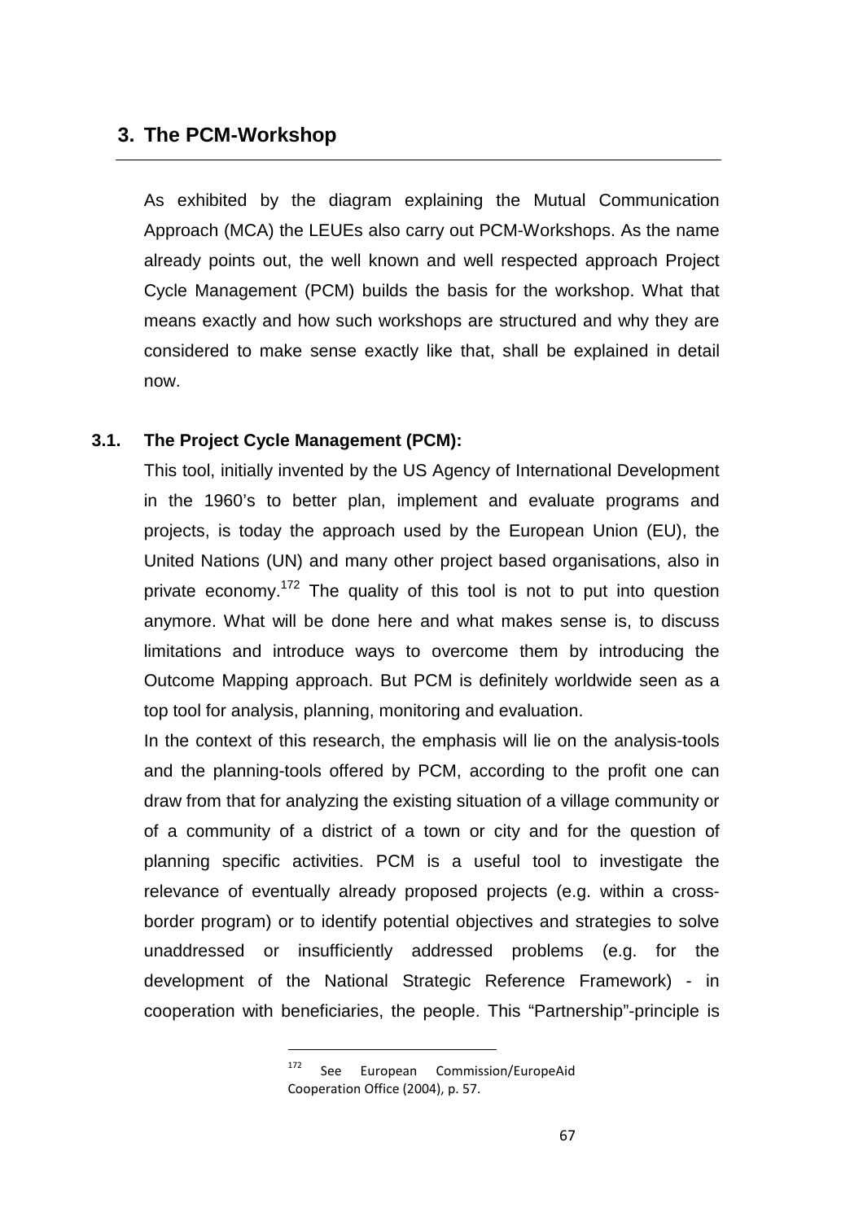# 3. The PCM-Workshop

As exhibited by the diagram explaining the Mutual Communication Approach (MCA) the LEUEs also carry out PCM-Workshops. As the name already points out, the well known and well respected approach Project Cycle Management (PCM) builds the basis for the workshop. What that means exactly and how such workshops are structured and why they are considered to make sense exactly like that, shall be explained in detail now.

## 3.1. The Project Cycle Management (PCM):

This tool, initially invented by the US Agency of International Development in the 1960's to better plan, implement and evaluate programs and projects, is today the approach used by the European Union (EU), the United Nations (UN) and many other project based organisations, also in private economy.[172] The quality of this tool is not to put into question anymore. What will be done here and what makes sense is, to discuss limitations and introduce ways to overcome them by introducing the Outcome Mapping approach. But PCM is definitely worldwide seen as a top tool for analysis, planning, monitoring and evaluation.

In the context of this research, the emphasis will lie on the analysis-tools and the planning-tools offered by PCM, according to the profit one can draw from that for analyzing the existing situation of a village community or of a community of a district of a town or city and for the question of planning specific activities. PCM is a useful tool to investigate the relevance of eventually already proposed projects (e.g. within a cross-border program) or to identify potential objectives and strategies to solve unaddressed or insufficiently addressed problems (e.g. for the development of the National Strategic Reference Framework) - in cooperation with beneficiaries, the people. This "Partnership"-principle is

[172] See European Commission/EuropeAid Cooperation Office (2004), p. 57.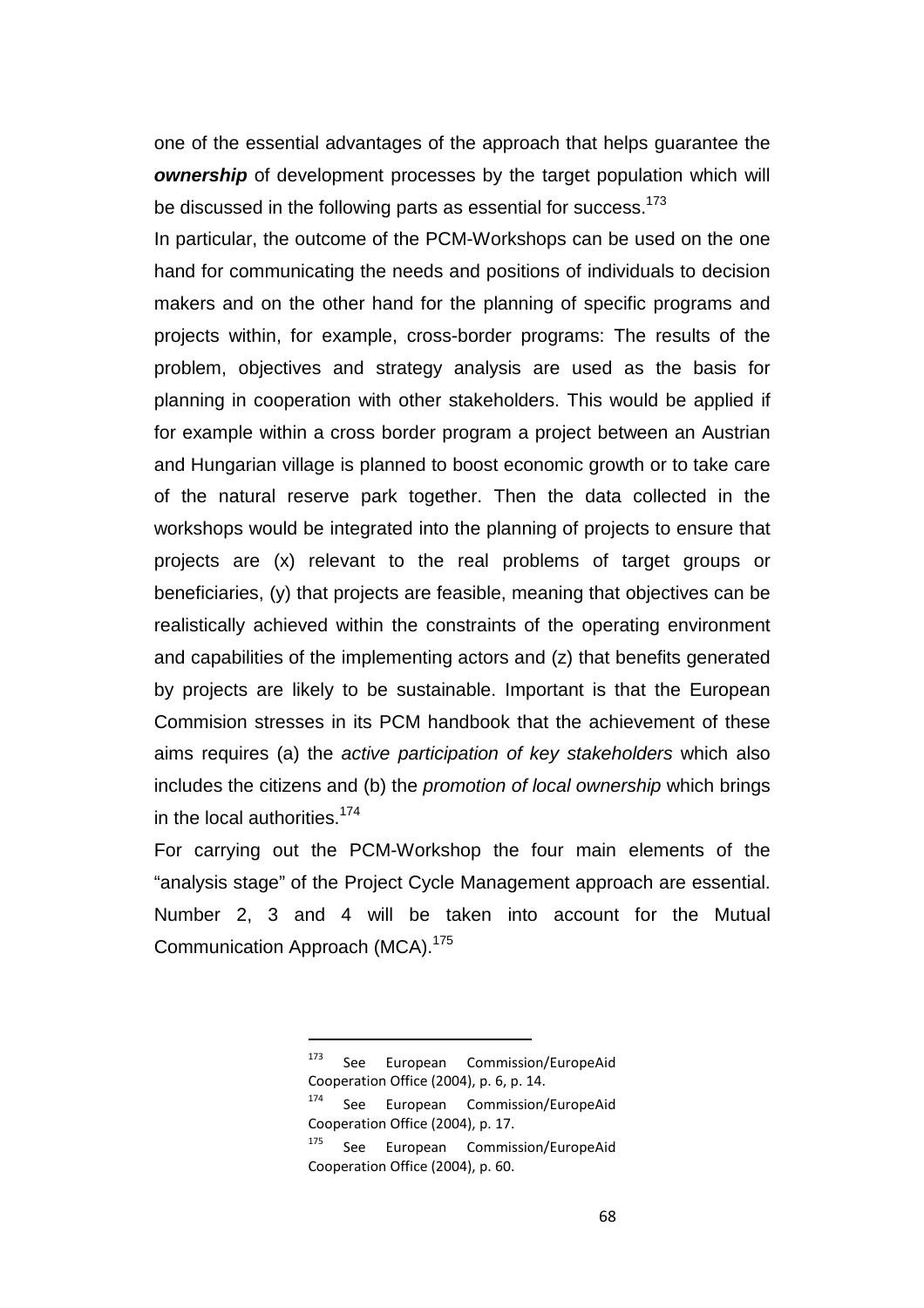one of the essential advantages of the approach that helps guarantee the ***ownership*** of development processes by the target population which will be discussed in the following parts as essential for success.[173]

In particular, the outcome of the PCM-Workshops can be used on the one hand for communicating the needs and positions of individuals to decision makers and on the other hand for the planning of specific programs and projects within, for example, cross-border programs: The results of the problem, objectives and strategy analysis are used as the basis for planning in cooperation with other stakeholders. This would be applied if for example within a cross border program a project between an Austrian and Hungarian village is planned to boost economic growth or to take care of the natural reserve park together. Then the data collected in the workshops would be integrated into the planning of projects to ensure that projects are (x) relevant to the real problems of target groups or beneficiaries, (y) that projects are feasible, meaning that objectives can be realistically achieved within the constraints of the operating environment and capabilities of the implementing actors and (z) that benefits generated by projects are likely to be sustainable. Important is that the European Commision stresses in its PCM handbook that the achievement of these aims requires (a) the *active participation of key stakeholders* which also includes the citizens and (b) the *promotion of local ownership* which brings in the local authorities.[174]

For carrying out the PCM-Workshop the four main elements of the "analysis stage" of the Project Cycle Management approach are essential. Number 2, 3 and 4 will be taken into account for the Mutual Communication Approach (MCA).[175]

---

[173] See European Commission/EuropeAid Cooperation Office (2004), p. 6, p. 14.

[174] See European Commission/EuropeAid Cooperation Office (2004), p. 17.

[175] See European Commission/EuropeAid Cooperation Office (2004), p. 60.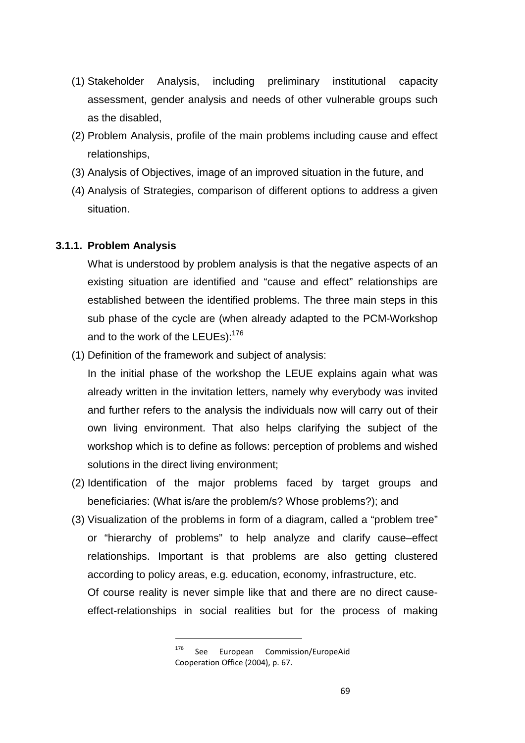(1) Stakeholder Analysis, including preliminary institutional capacity assessment, gender analysis and needs of other vulnerable groups such as the disabled,

(2) Problem Analysis, profile of the main problems including cause and effect relationships,

(3) Analysis of Objectives, image of an improved situation in the future, and

(4) Analysis of Strategies, comparison of different options to address a given situation.

### 3.1.1. Problem Analysis

What is understood by problem analysis is that the negative aspects of an existing situation are identified and “cause and effect” relationships are established between the identified problems. The three main steps in this sub phase of the cycle are (when already adapted to the PCM-Workshop and to the work of the LEUEs):[176]

(1) Definition of the framework and subject of analysis:

In the initial phase of the workshop the LEUE explains again what was already written in the invitation letters, namely why everybody was invited and further refers to the analysis the individuals now will carry out of their own living environment. That also helps clarifying the subject of the workshop which is to define as follows: perception of problems and wished solutions in the direct living environment;

(2) Identification of the major problems faced by target groups and beneficiaries: (What is/are the problem/s? Whose problems?); and

(3) Visualization of the problems in form of a diagram, called a “problem tree” or “hierarchy of problems” to help analyze and clarify cause–effect relationships. Important is that problems are also getting clustered according to policy areas, e.g. education, economy, infrastructure, etc.

Of course reality is never simple like that and there are no direct cause-effect-relationships in social realities but for the process of making

---

[176] See European Commission/EuropeAid Cooperation Office (2004), p. 67.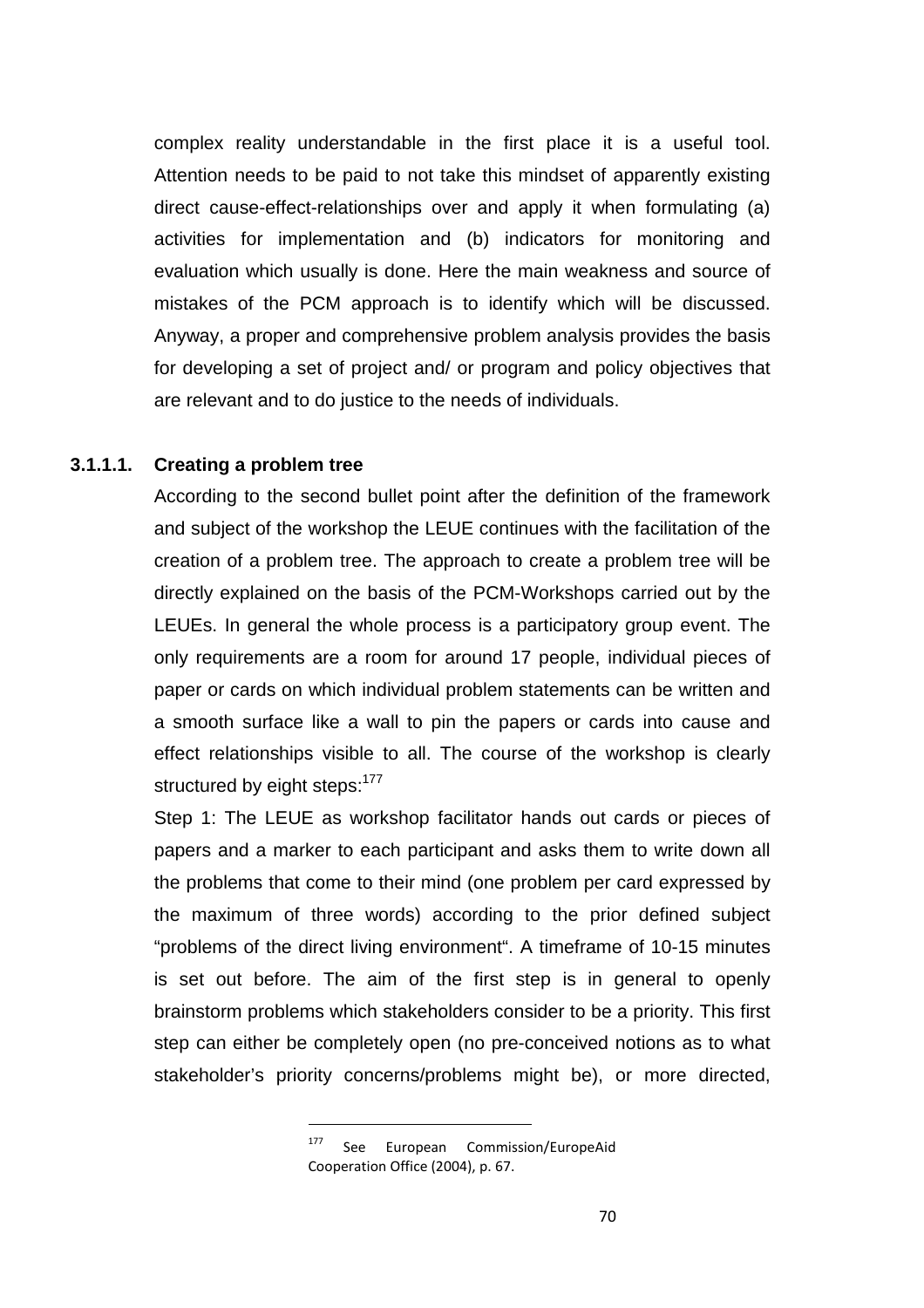complex reality understandable in the first place it is a useful tool. Attention needs to be paid to not take this mindset of apparently existing direct cause-effect-relationships over and apply it when formulating (a) activities for implementation and (b) indicators for monitoring and evaluation which usually is done. Here the main weakness and source of mistakes of the PCM approach is to identify which will be discussed. Anyway, a proper and comprehensive problem analysis provides the basis for developing a set of project and/ or program and policy objectives that are relevant and to do justice to the needs of individuals.

#### 3.1.1.1. Creating a problem tree

According to the second bullet point after the definition of the framework and subject of the workshop the LEUE continues with the facilitation of the creation of a problem tree. The approach to create a problem tree will be directly explained on the basis of the PCM-Workshops carried out by the LEUEs. In general the whole process is a participatory group event. The only requirements are a room for around 17 people, individual pieces of paper or cards on which individual problem statements can be written and a smooth surface like a wall to pin the papers or cards into cause and effect relationships visible to all. The course of the workshop is clearly structured by eight steps:[177]

Step 1: The LEUE as workshop facilitator hands out cards or pieces of papers and a marker to each participant and asks them to write down all the problems that come to their mind (one problem per card expressed by the maximum of three words) according to the prior defined subject "problems of the direct living environment". A timeframe of 10-15 minutes is set out before. The aim of the first step is in general to openly brainstorm problems which stakeholders consider to be a priority. This first step can either be completely open (no pre-conceived notions as to what stakeholder's priority concerns/problems might be), or more directed,

---

[177] See European Commission/EuropeAid Cooperation Office (2004), p. 67.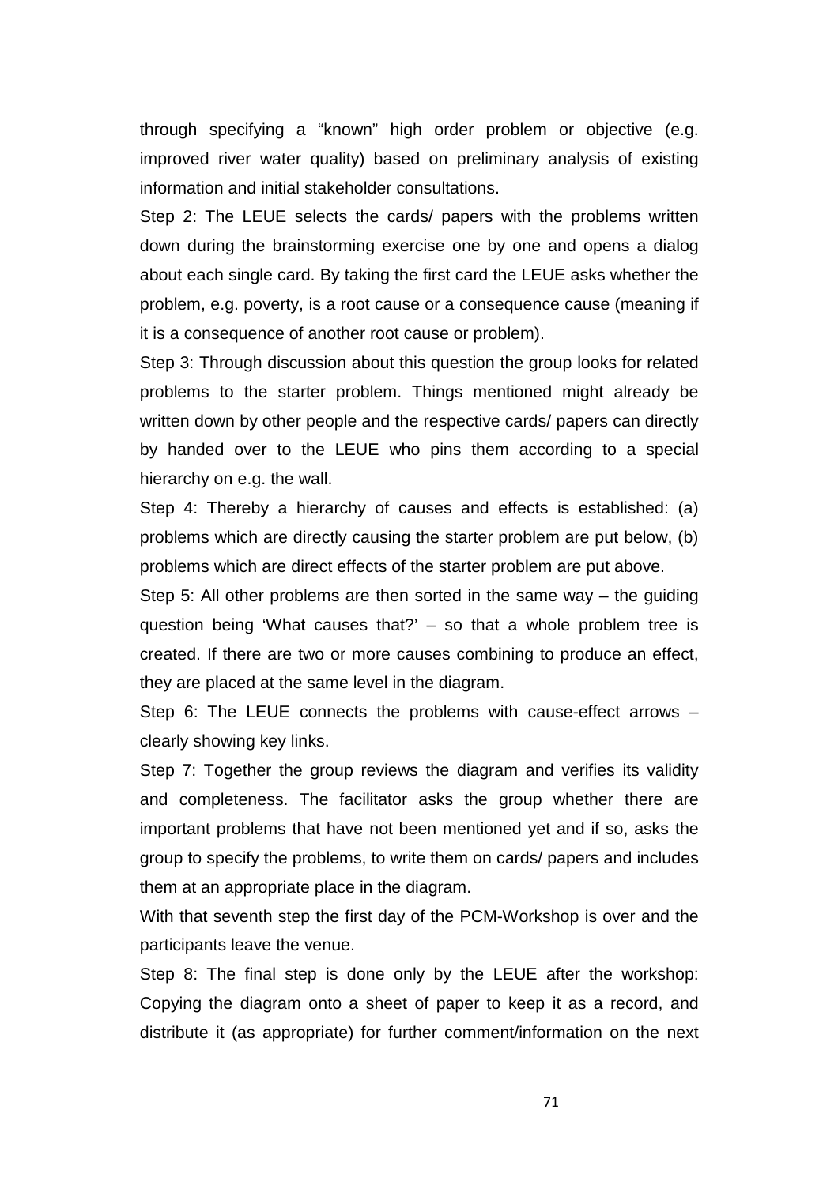through specifying a “known” high order problem or objective (e.g. improved river water quality) based on preliminary analysis of existing information and initial stakeholder consultations.

Step 2: The LEUE selects the cards/ papers with the problems written down during the brainstorming exercise one by one and opens a dialog about each single card. By taking the first card the LEUE asks whether the problem, e.g. poverty, is a root cause or a consequence cause (meaning if it is a consequence of another root cause or problem).

Step 3: Through discussion about this question the group looks for related problems to the starter problem. Things mentioned might already be written down by other people and the respective cards/ papers can directly by handed over to the LEUE who pins them according to a special hierarchy on e.g. the wall.

Step 4: Thereby a hierarchy of causes and effects is established: (a) problems which are directly causing the starter problem are put below, (b) problems which are direct effects of the starter problem are put above.

Step 5: All other problems are then sorted in the same way – the guiding question being ‘What causes that?’ – so that a whole problem tree is created. If there are two or more causes combining to produce an effect, they are placed at the same level in the diagram.

Step 6: The LEUE connects the problems with cause-effect arrows – clearly showing key links.

Step 7: Together the group reviews the diagram and verifies its validity and completeness. The facilitator asks the group whether there are important problems that have not been mentioned yet and if so, asks the group to specify the problems, to write them on cards/ papers and includes them at an appropriate place in the diagram.

With that seventh step the first day of the PCM-Workshop is over and the participants leave the venue.

Step 8: The final step is done only by the LEUE after the workshop: Copying the diagram onto a sheet of paper to keep it as a record, and distribute it (as appropriate) for further comment/information on the next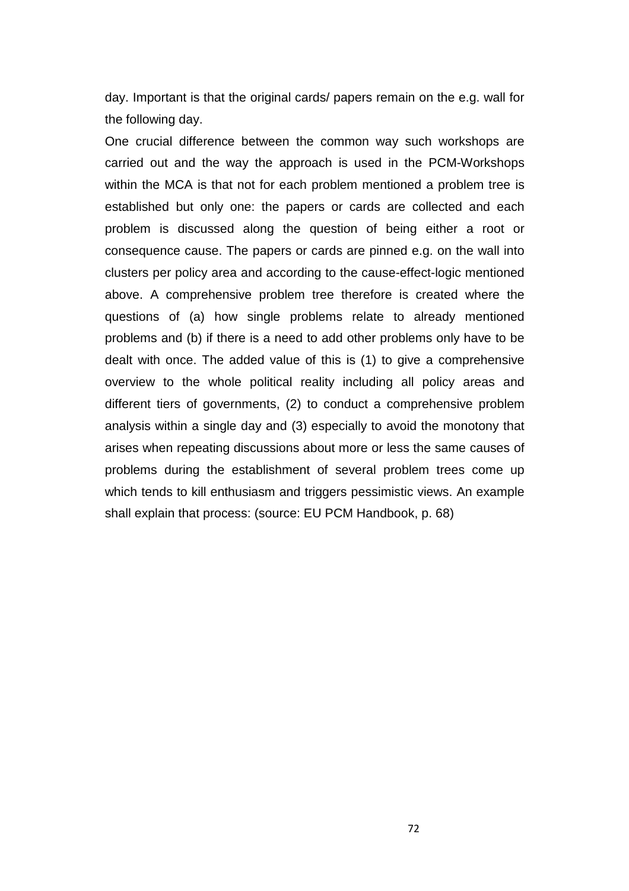day. Important is that the original cards/ papers remain on the e.g. wall for the following day.

One crucial difference between the common way such workshops are carried out and the way the approach is used in the PCM-Workshops within the MCA is that not for each problem mentioned a problem tree is established but only one: the papers or cards are collected and each problem is discussed along the question of being either a root or consequence cause. The papers or cards are pinned e.g. on the wall into clusters per policy area and according to the cause-effect-logic mentioned above. A comprehensive problem tree therefore is created where the questions of (a) how single problems relate to already mentioned problems and (b) if there is a need to add other problems only have to be dealt with once. The added value of this is (1) to give a comprehensive overview to the whole political reality including all policy areas and different tiers of governments, (2) to conduct a comprehensive problem analysis within a single day and (3) especially to avoid the monotony that arises when repeating discussions about more or less the same causes of problems during the establishment of several problem trees come up which tends to kill enthusiasm and triggers pessimistic views. An example shall explain that process: (source: EU PCM Handbook, p. 68)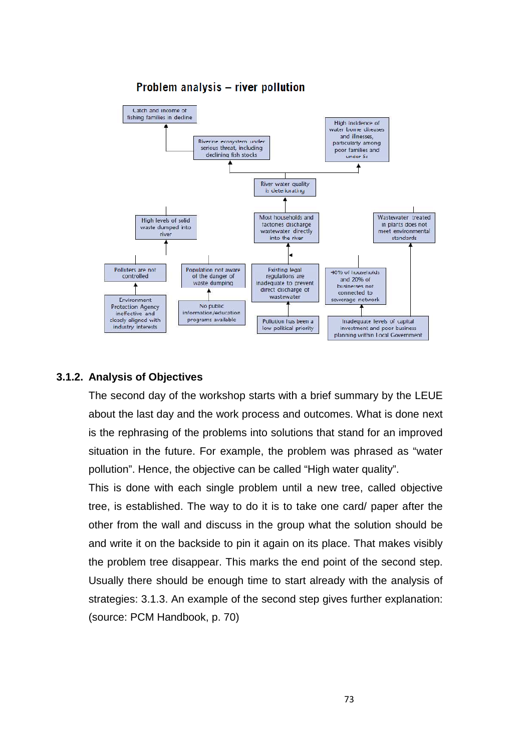**Problem analysis – river pollution**

Catch and income of fishing families in decline

Riverine ecosystem under serious threat, including declining fish stocks

High incidence of water borne diseases and illnesses, particularly among poor families and under 5s

River water quality is deteriorating

High levels of solid waste dumped into river

Most households and factories discharge wastewater directly into the river

Wastewater treated in plants does not meet environmental standards

Polluters are not controlled

Population not aware of the danger of waste dumping

Existing legal regulations are inadequate to prevent direct discharge of wastewater

40% of households and 20% of businesses not connected to sewerage network

Environment Protection Agency ineffective and closely aligned with industry interests

No public information/education programs available

Pollution has been a low political priority

Inadequate levels of capital investment and poor business planning within Local Government

### 3.1.2. Analysis of Objectives

The second day of the workshop starts with a brief summary by the LEUE about the last day and the work process and outcomes. What is done next is the rephrasing of the problems into solutions that stand for an improved situation in the future. For example, the problem was phrased as "water pollution". Hence, the objective can be called "High water quality".

This is done with each single problem until a new tree, called objective tree, is established. The way to do it is to take one card/ paper after the other from the wall and discuss in the group what the solution should be and write it on the backside to pin it again on its place. That makes visibly the problem tree disappear. This marks the end point of the second step. Usually there should be enough time to start already with the analysis of strategies: 3.1.3. An example of the second step gives further explanation: (source: PCM Handbook, p. 70)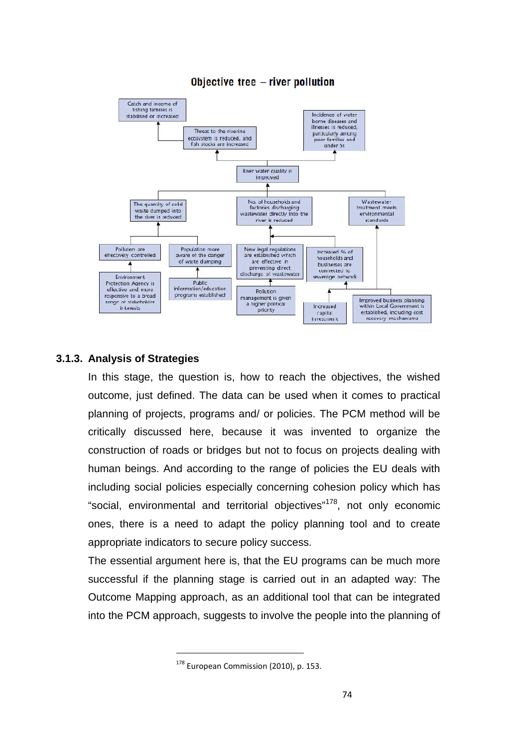Objective tree – river pollution

Catch and income of fishing families is stabilised or increased

Threat to the riverine ecosystem is reduced, and fish stocks are increased

Incidence of water borne diseases and illnesses is reduced, particularly among poor families and under 5s

River water quality is improved

The quantity of solid waste dumped into the river is reduced

No. of households and factories discharging wastewater directly into the river is reduced

Wastewater treatment meets environmental standards

Polluters are effectively controlled

Population more aware of the danger of waste dumping

New legal regulations are established which are effective in preventing direct discharge of wastewater

Increased % of households and businesses are connected to sewerage network

Environment Protection Agency is effective and more responsive to a broad range of stakeholder interests

Public information/education programs established

Pollution management is given a higher political priority

Increased capital investment

Improved business planning within Local Government is established, including cost recovery mechanisms

### 3.1.3. Analysis of Strategies

In this stage, the question is, how to reach the objectives, the wished outcome, just defined. The data can be used when it comes to practical planning of projects, programs and/ or policies. The PCM method will be critically discussed here, because it was invented to organize the construction of roads or bridges but not to focus on projects dealing with human beings. And according to the range of policies the EU deals with including social policies especially concerning cohesion policy which has "social, environmental and territorial objectives"[178], not only economic ones, there is a need to adapt the policy planning tool and to create appropriate indicators to secure policy success.

The essential argument here is, that the EU programs can be much more successful if the planning stage is carried out in an adapted way: The Outcome Mapping approach, as an additional tool that can be integrated into the PCM approach, suggests to involve the people into the planning of

---

[178] European Commission (2010), p. 153.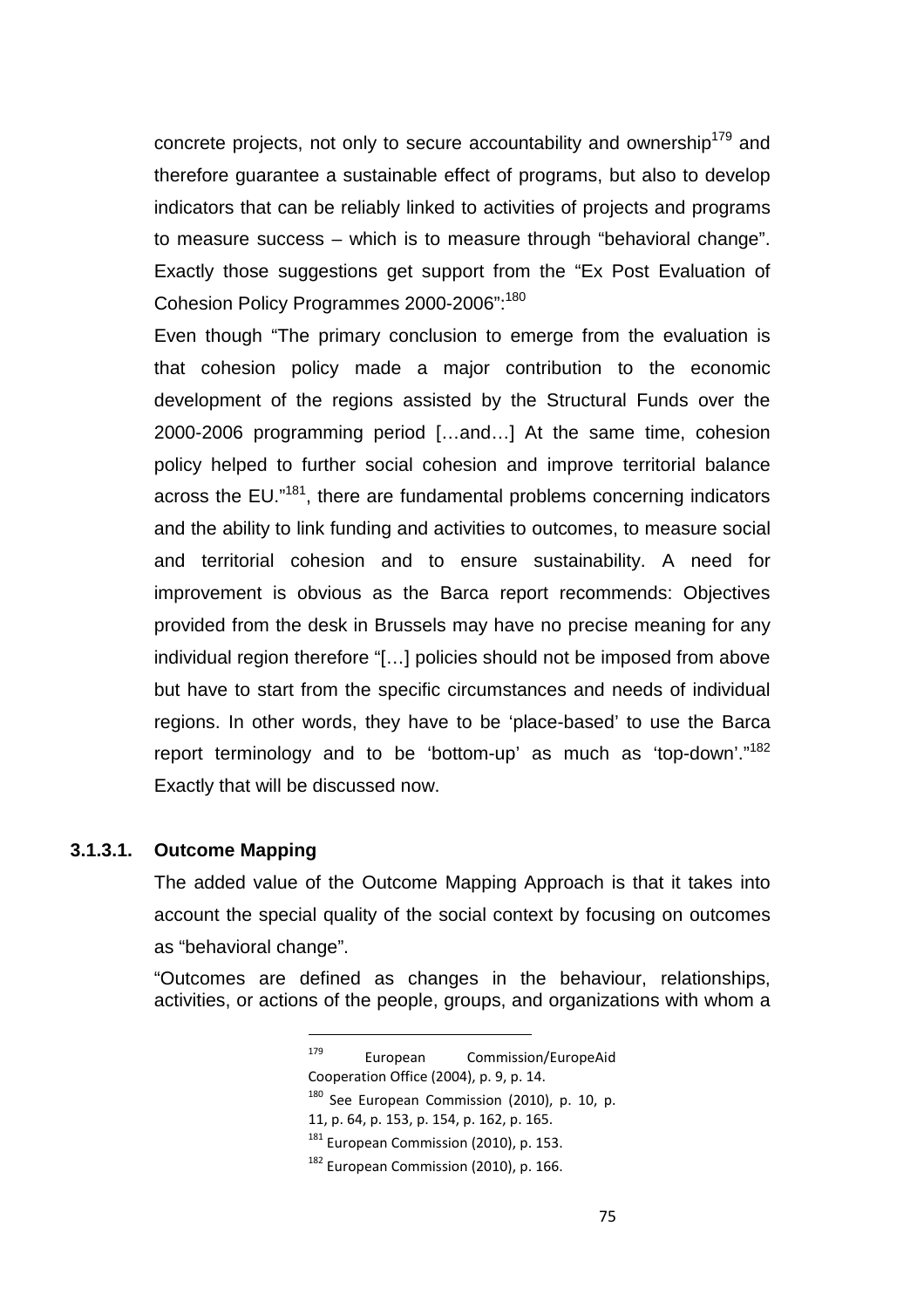concrete projects, not only to secure accountability and ownership[179] and therefore guarantee a sustainable effect of programs, but also to develop indicators that can be reliably linked to activities of projects and programs to measure success – which is to measure through "behavioral change". Exactly those suggestions get support from the "Ex Post Evaluation of Cohesion Policy Programmes 2000-2006":[180]

Even though "The primary conclusion to emerge from the evaluation is that cohesion policy made a major contribution to the economic development of the regions assisted by the Structural Funds over the 2000-2006 programming period […and…] At the same time, cohesion policy helped to further social cohesion and improve territorial balance across the EU."[181], there are fundamental problems concerning indicators and the ability to link funding and activities to outcomes, to measure social and territorial cohesion and to ensure sustainability. A need for improvement is obvious as the Barca report recommends: Objectives provided from the desk in Brussels may have no precise meaning for any individual region therefore "[…] policies should not be imposed from above but have to start from the specific circumstances and needs of individual regions. In other words, they have to be 'place-based' to use the Barca report terminology and to be 'bottom-up' as much as 'top-down'."[182] Exactly that will be discussed now.

#### 3.1.3.1. Outcome Mapping

The added value of the Outcome Mapping Approach is that it takes into account the special quality of the social context by focusing on outcomes as "behavioral change".

"Outcomes are defined as changes in the behaviour, relationships, activities, or actions of the people, groups, and organizations with whom a

---

[179] European Commission/EuropeAid Cooperation Office (2004), p. 9, p. 14.

[180] See European Commission (2010), p. 10, p. 11, p. 64, p. 153, p. 154, p. 162, p. 165.

[181] European Commission (2010), p. 153.

[182] European Commission (2010), p. 166.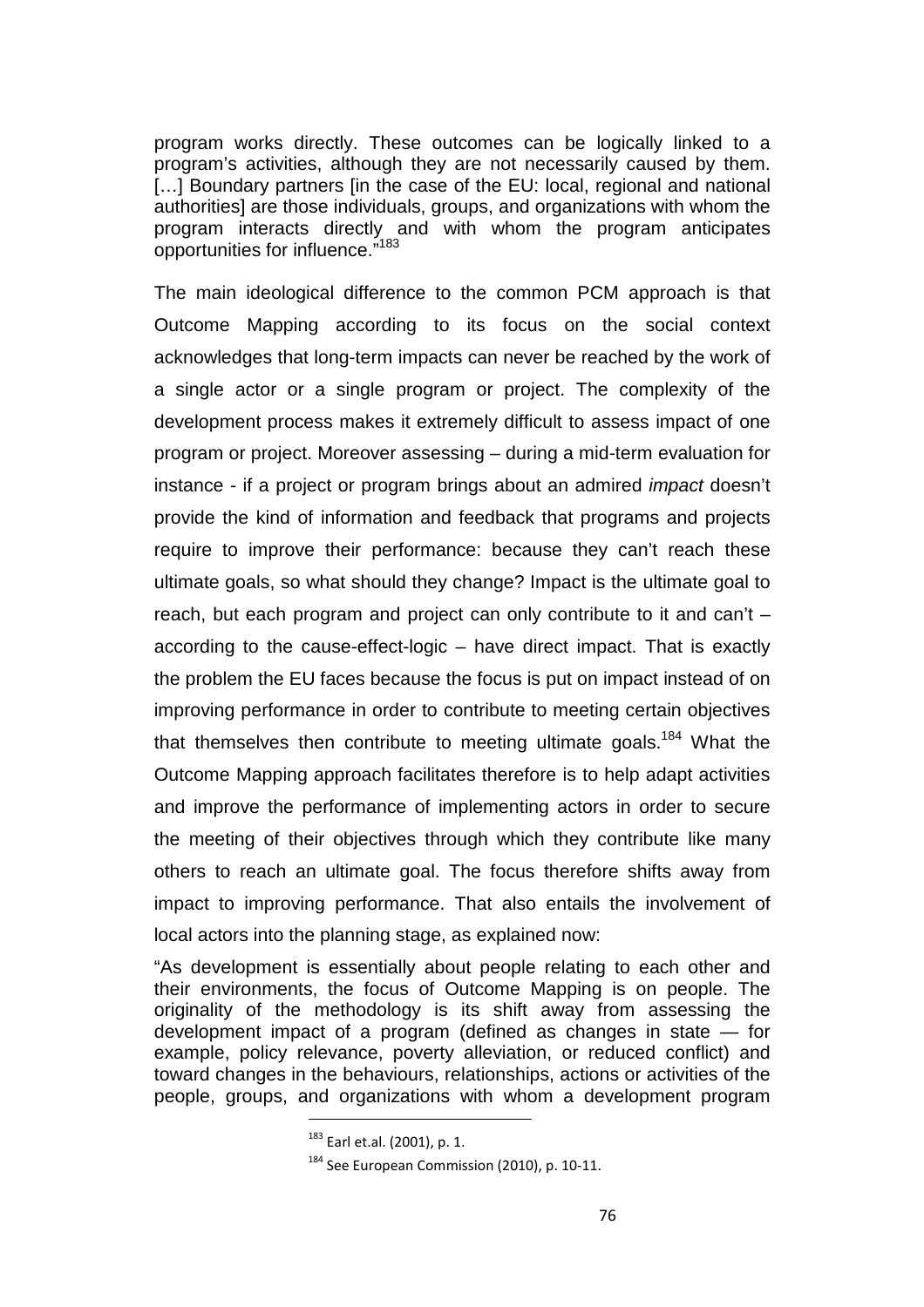program works directly. These outcomes can be logically linked to a program's activities, although they are not necessarily caused by them. […] Boundary partners [in the case of the EU: local, regional and national authorities] are those individuals, groups, and organizations with whom the program interacts directly and with whom the program anticipates opportunities for influence."[183]

The main ideological difference to the common PCM approach is that Outcome Mapping according to its focus on the social context acknowledges that long-term impacts can never be reached by the work of a single actor or a single program or project. The complexity of the development process makes it extremely difficult to assess impact of one program or project. Moreover assessing – during a mid-term evaluation for instance - if a project or program brings about an admired *impact* doesn't provide the kind of information and feedback that programs and projects require to improve their performance: because they can't reach these ultimate goals, so what should they change? Impact is the ultimate goal to reach, but each program and project can only contribute to it and can't – according to the cause-effect-logic – have direct impact. That is exactly the problem the EU faces because the focus is put on impact instead of on improving performance in order to contribute to meeting certain objectives that themselves then contribute to meeting ultimate goals.[184] What the Outcome Mapping approach facilitates therefore is to help adapt activities and improve the performance of implementing actors in order to secure the meeting of their objectives through which they contribute like many others to reach an ultimate goal. The focus therefore shifts away from impact to improving performance. That also entails the involvement of local actors into the planning stage, as explained now:

"As development is essentially about people relating to each other and their environments, the focus of Outcome Mapping is on people. The originality of the methodology is its shift away from assessing the development impact of a program (defined as changes in state — for example, policy relevance, poverty alleviation, or reduced conflict) and toward changes in the behaviours, relationships, actions or activities of the people, groups, and organizations with whom a development program

---

[183] Earl et.al. (2001), p. 1.

[184] See European Commission (2010), p. 10-11.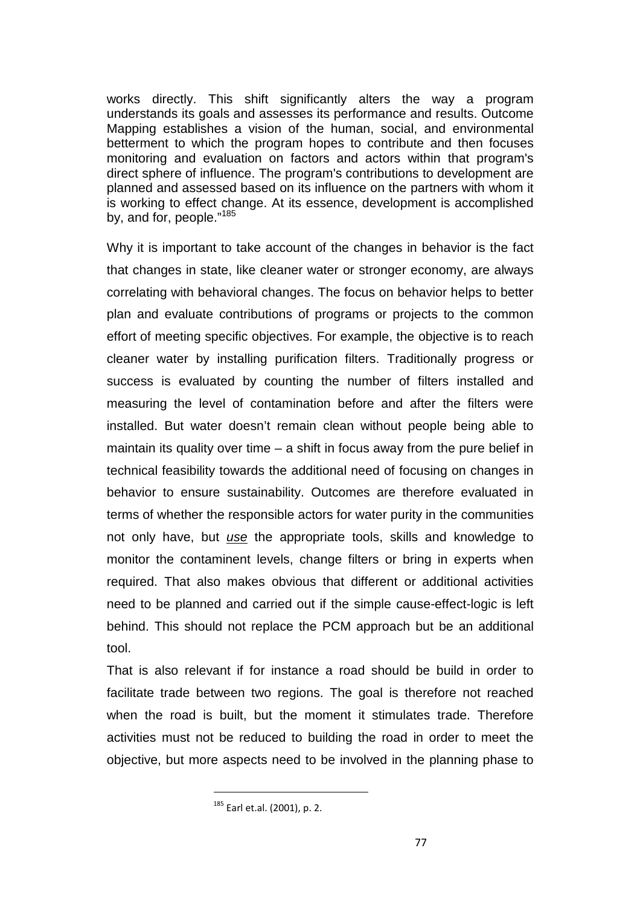works directly. This shift significantly alters the way a program understands its goals and assesses its performance and results. Outcome Mapping establishes a vision of the human, social, and environmental betterment to which the program hopes to contribute and then focuses monitoring and evaluation on factors and actors within that program's direct sphere of influence. The program's contributions to development are planned and assessed based on its influence on the partners with whom it is working to effect change. At its essence, development is accomplished by, and for, people."[185]

Why it is important to take account of the changes in behavior is the fact that changes in state, like cleaner water or stronger economy, are always correlating with behavioral changes. The focus on behavior helps to better plan and evaluate contributions of programs or projects to the common effort of meeting specific objectives. For example, the objective is to reach cleaner water by installing purification filters. Traditionally progress or success is evaluated by counting the number of filters installed and measuring the level of contamination before and after the filters were installed. But water doesn't remain clean without people being able to maintain its quality over time – a shift in focus away from the pure belief in technical feasibility towards the additional need of focusing on changes in behavior to ensure sustainability. Outcomes are therefore evaluated in terms of whether the responsible actors for water purity in the communities not only have, but *use* the appropriate tools, skills and knowledge to monitor the contaminent levels, change filters or bring in experts when required. That also makes obvious that different or additional activities need to be planned and carried out if the simple cause-effect-logic is left behind. This should not replace the PCM approach but be an additional tool.

That is also relevant if for instance a road should be build in order to facilitate trade between two regions. The goal is therefore not reached when the road is built, but the moment it stimulates trade. Therefore activities must not be reduced to building the road in order to meet the objective, but more aspects need to be involved in the planning phase to

[185] Earl et.al. (2001), p. 2.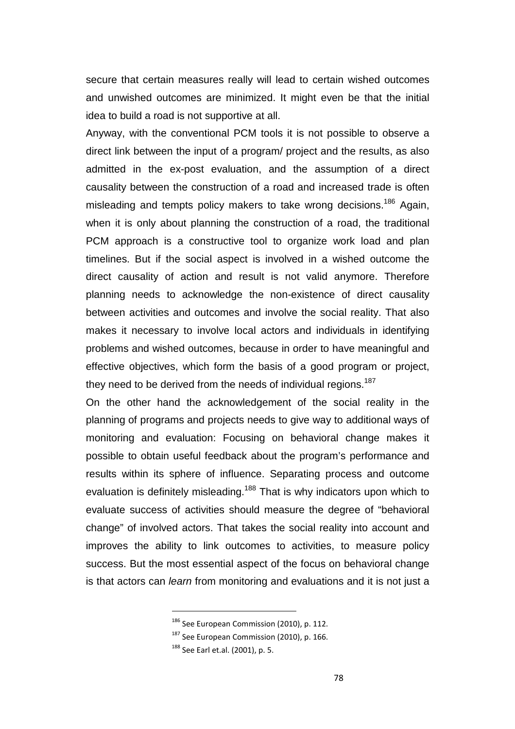secure that certain measures really will lead to certain wished outcomes and unwished outcomes are minimized. It might even be that the initial idea to build a road is not supportive at all.

Anyway, with the conventional PCM tools it is not possible to observe a direct link between the input of a program/ project and the results, as also admitted in the ex-post evaluation, and the assumption of a direct causality between the construction of a road and increased trade is often misleading and tempts policy makers to take wrong decisions.[186] Again, when it is only about planning the construction of a road, the traditional PCM approach is a constructive tool to organize work load and plan timelines. But if the social aspect is involved in a wished outcome the direct causality of action and result is not valid anymore. Therefore planning needs to acknowledge the non-existence of direct causality between activities and outcomes and involve the social reality. That also makes it necessary to involve local actors and individuals in identifying problems and wished outcomes, because in order to have meaningful and effective objectives, which form the basis of a good program or project, they need to be derived from the needs of individual regions.[187]

On the other hand the acknowledgement of the social reality in the planning of programs and projects needs to give way to additional ways of monitoring and evaluation: Focusing on behavioral change makes it possible to obtain useful feedback about the program's performance and results within its sphere of influence. Separating process and outcome evaluation is definitely misleading.[188] That is why indicators upon which to evaluate success of activities should measure the degree of "behavioral change" of involved actors. That takes the social reality into account and improves the ability to link outcomes to activities, to measure policy success. But the most essential aspect of the focus on behavioral change is that actors can *learn* from monitoring and evaluations and it is not just a

---

[186] See European Commission (2010), p. 112.

[187] See European Commission (2010), p. 166.

[188] See Earl et.al. (2001), p. 5.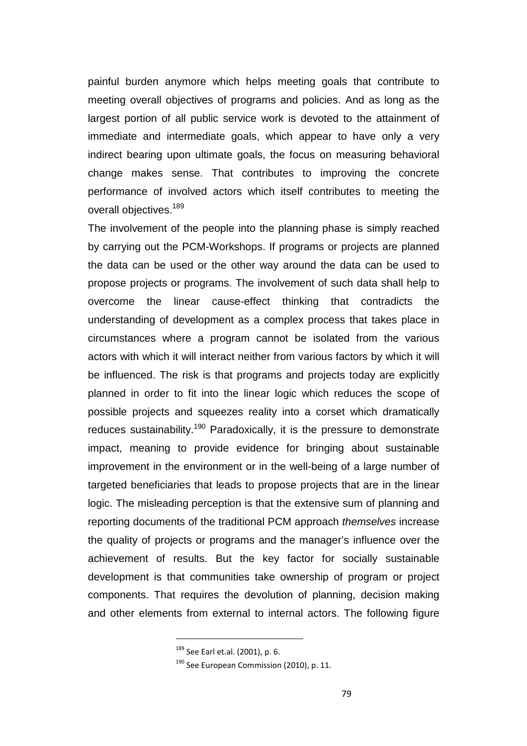painful burden anymore which helps meeting goals that contribute to meeting overall objectives of programs and policies. And as long as the largest portion of all public service work is devoted to the attainment of immediate and intermediate goals, which appear to have only a very indirect bearing upon ultimate goals, the focus on measuring behavioral change makes sense. That contributes to improving the concrete performance of involved actors which itself contributes to meeting the overall objectives.[189]

The involvement of the people into the planning phase is simply reached by carrying out the PCM-Workshops. If programs or projects are planned the data can be used or the other way around the data can be used to propose projects or programs. The involvement of such data shall help to overcome the linear cause-effect thinking that contradicts the understanding of development as a complex process that takes place in circumstances where a program cannot be isolated from the various actors with which it will interact neither from various factors by which it will be influenced. The risk is that programs and projects today are explicitly planned in order to fit into the linear logic which reduces the scope of possible projects and squeezes reality into a corset which dramatically reduces sustainability.[190] Paradoxically, it is the pressure to demonstrate impact, meaning to provide evidence for bringing about sustainable improvement in the environment or in the well-being of a large number of targeted beneficiaries that leads to propose projects that are in the linear logic. The misleading perception is that the extensive sum of planning and reporting documents of the traditional PCM approach *themselves* increase the quality of projects or programs and the manager's influence over the achievement of results. But the key factor for socially sustainable development is that communities take ownership of program or project components. That requires the devolution of planning, decision making and other elements from external to internal actors. The following figure

[189] See Earl et.al. (2001), p. 6.

[190] See European Commission (2010), p. 11.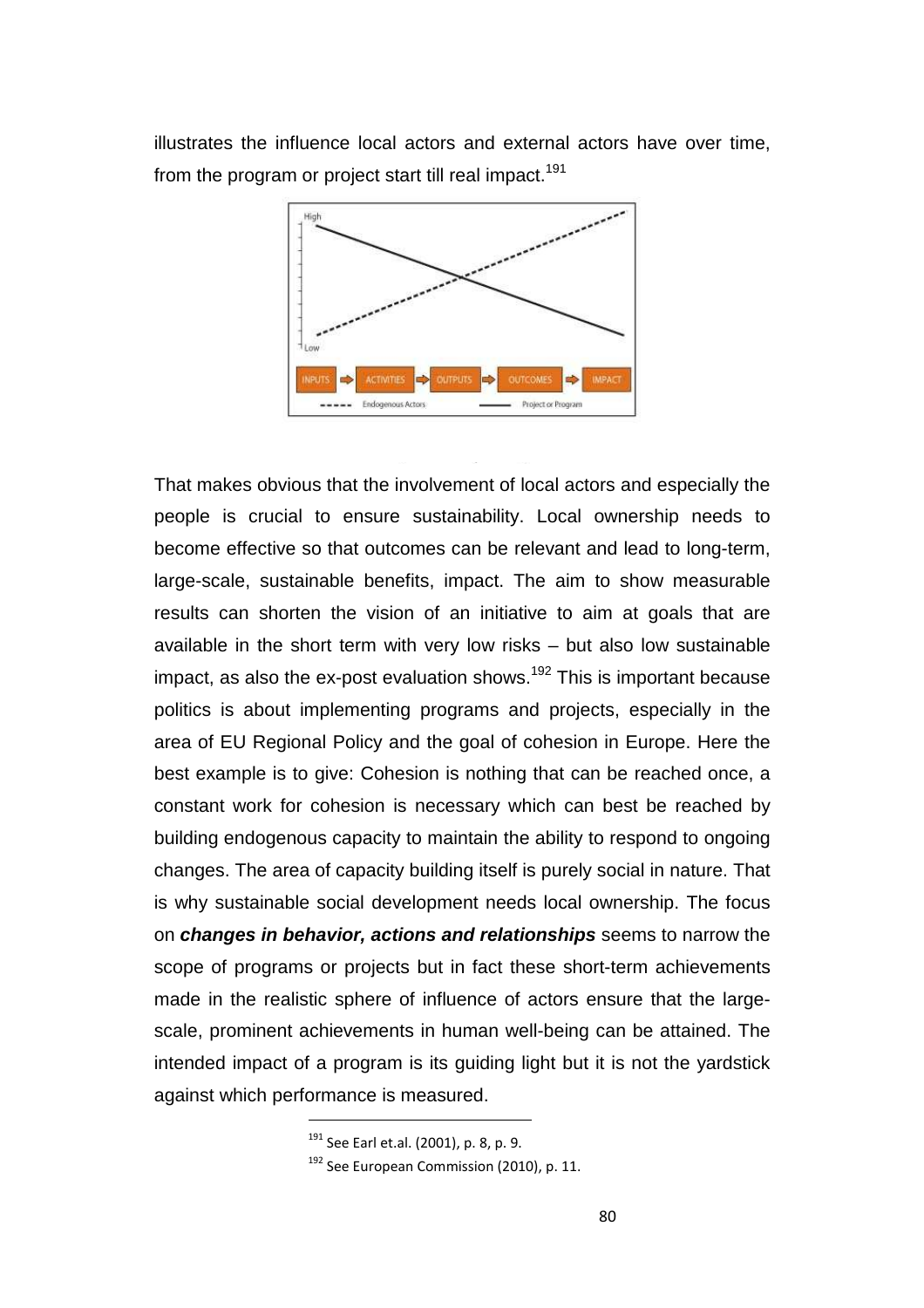illustrates the influence local actors and external actors have over time, from the program or project start till real impact.[191]

That makes obvious that the involvement of local actors and especially the people is crucial to ensure sustainability. Local ownership needs to become effective so that outcomes can be relevant and lead to long-term, large-scale, sustainable benefits, impact. The aim to show measurable results can shorten the vision of an initiative to aim at goals that are available in the short term with very low risks – but also low sustainable impact, as also the ex-post evaluation shows.[192] This is important because politics is about implementing programs and projects, especially in the area of EU Regional Policy and the goal of cohesion in Europe. Here the best example is to give: Cohesion is nothing that can be reached once, a constant work for cohesion is necessary which can best be reached by building endogenous capacity to maintain the ability to respond to ongoing changes. The area of capacity building itself is purely social in nature. That is why sustainable social development needs local ownership. The focus on ***changes in behavior, actions and relationships*** seems to narrow the scope of programs or projects but in fact these short-term achievements made in the realistic sphere of influence of actors ensure that the large-scale, prominent achievements in human well-being can be attained. The intended impact of a program is its guiding light but it is not the yardstick against which performance is measured.

[191] See Earl et.al. (2001), p. 8, p. 9.

[192] See European Commission (2010), p. 11.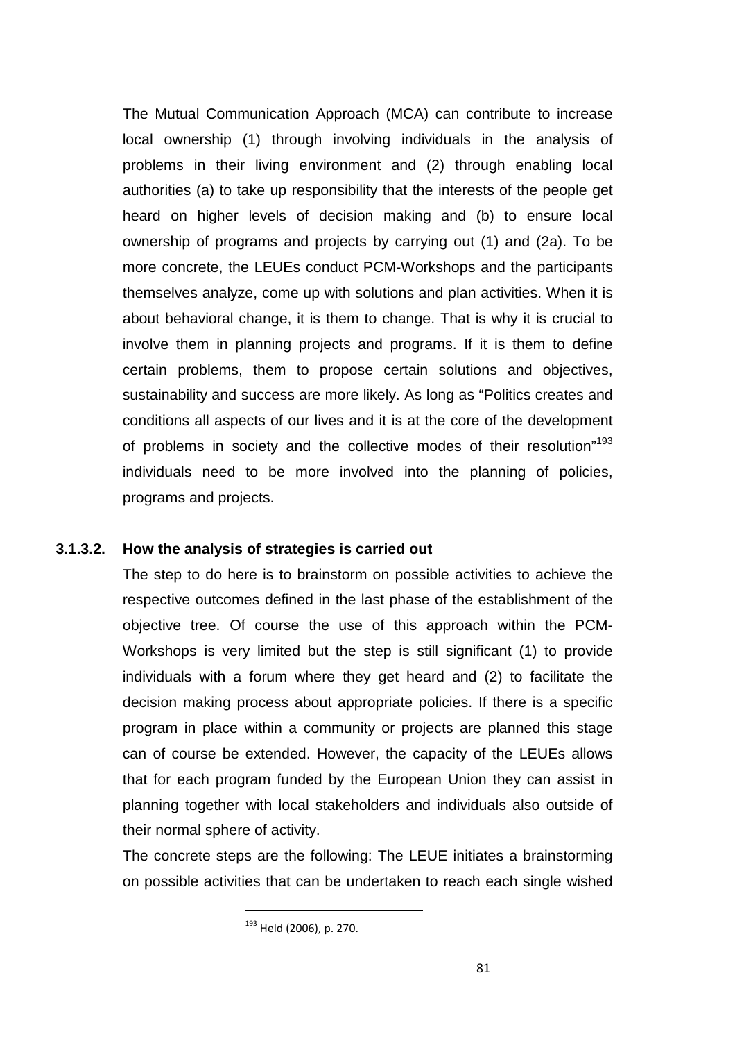The Mutual Communication Approach (MCA) can contribute to increase local ownership (1) through involving individuals in the analysis of problems in their living environment and (2) through enabling local authorities (a) to take up responsibility that the interests of the people get heard on higher levels of decision making and (b) to ensure local ownership of programs and projects by carrying out (1) and (2a). To be more concrete, the LEUEs conduct PCM-Workshops and the participants themselves analyze, come up with solutions and plan activities. When it is about behavioral change, it is them to change. That is why it is crucial to involve them in planning projects and programs. If it is them to define certain problems, them to propose certain solutions and objectives, sustainability and success are more likely. As long as "Politics creates and conditions all aspects of our lives and it is at the core of the development of problems in society and the collective modes of their resolution"[193] individuals need to be more involved into the planning of policies, programs and projects.

#### 3.1.3.2. How the analysis of strategies is carried out

The step to do here is to brainstorm on possible activities to achieve the respective outcomes defined in the last phase of the establishment of the objective tree. Of course the use of this approach within the PCM-Workshops is very limited but the step is still significant (1) to provide individuals with a forum where they get heard and (2) to facilitate the decision making process about appropriate policies. If there is a specific program in place within a community or projects are planned this stage can of course be extended. However, the capacity of the LEUEs allows that for each program funded by the European Union they can assist in planning together with local stakeholders and individuals also outside of their normal sphere of activity.

The concrete steps are the following: The LEUE initiates a brainstorming on possible activities that can be undertaken to reach each single wished

---

[193] Held (2006), p. 270.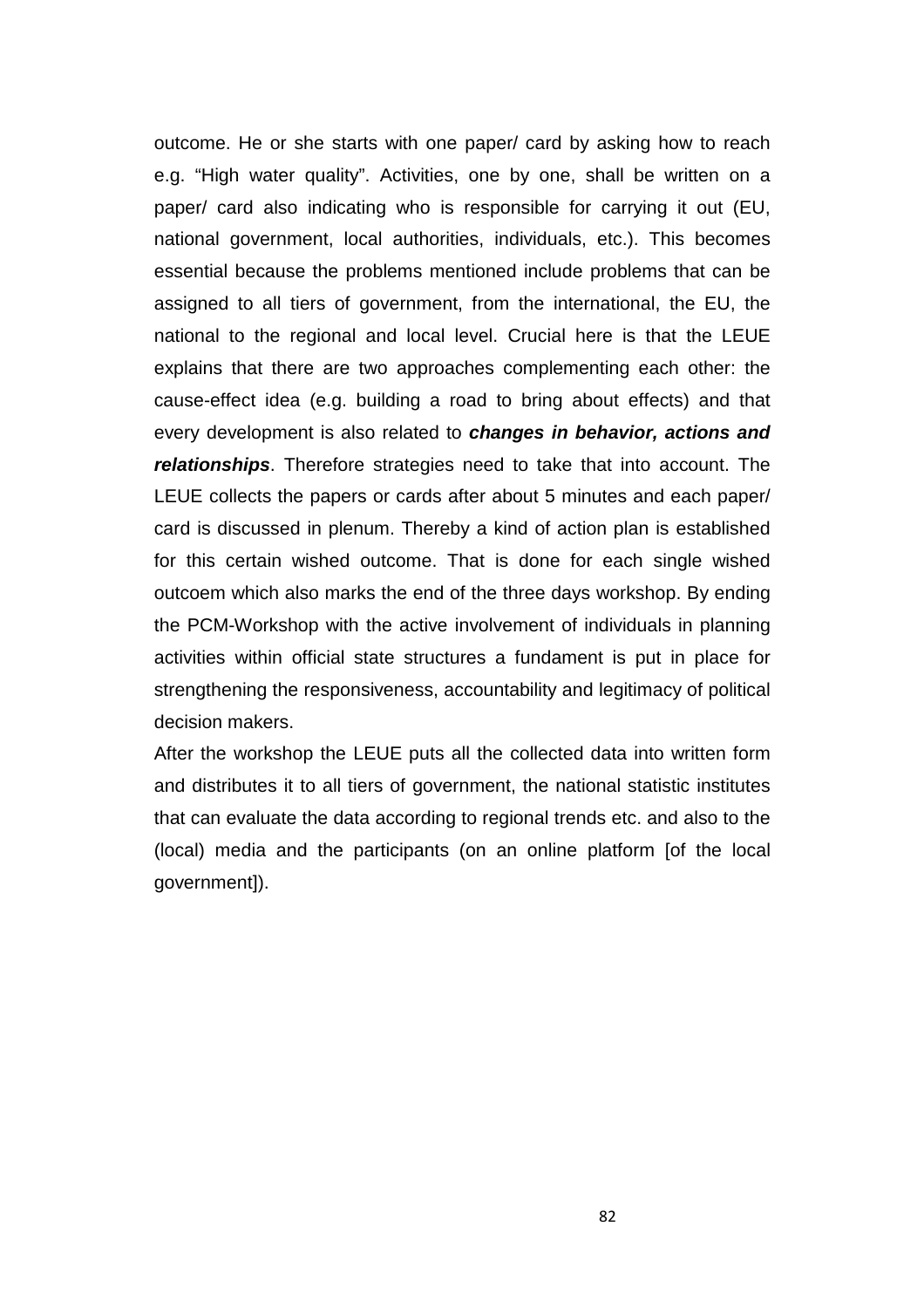outcome. He or she starts with one paper/ card by asking how to reach e.g. "High water quality". Activities, one by one, shall be written on a paper/ card also indicating who is responsible for carrying it out (EU, national government, local authorities, individuals, etc.). This becomes essential because the problems mentioned include problems that can be assigned to all tiers of government, from the international, the EU, the national to the regional and local level. Crucial here is that the LEUE explains that there are two approaches complementing each other: the cause-effect idea (e.g. building a road to bring about effects) and that every development is also related to ***changes in behavior, actions and relationships***. Therefore strategies need to take that into account. The LEUE collects the papers or cards after about 5 minutes and each paper/ card is discussed in plenum. Thereby a kind of action plan is established for this certain wished outcome. That is done for each single wished outcoem which also marks the end of the three days workshop. By ending the PCM-Workshop with the active involvement of individuals in planning activities within official state structures a fundament is put in place for strengthening the responsiveness, accountability and legitimacy of political decision makers.

After the workshop the LEUE puts all the collected data into written form and distributes it to all tiers of government, the national statistic institutes that can evaluate the data according to regional trends etc. and also to the (local) media and the participants (on an online platform [of the local government]).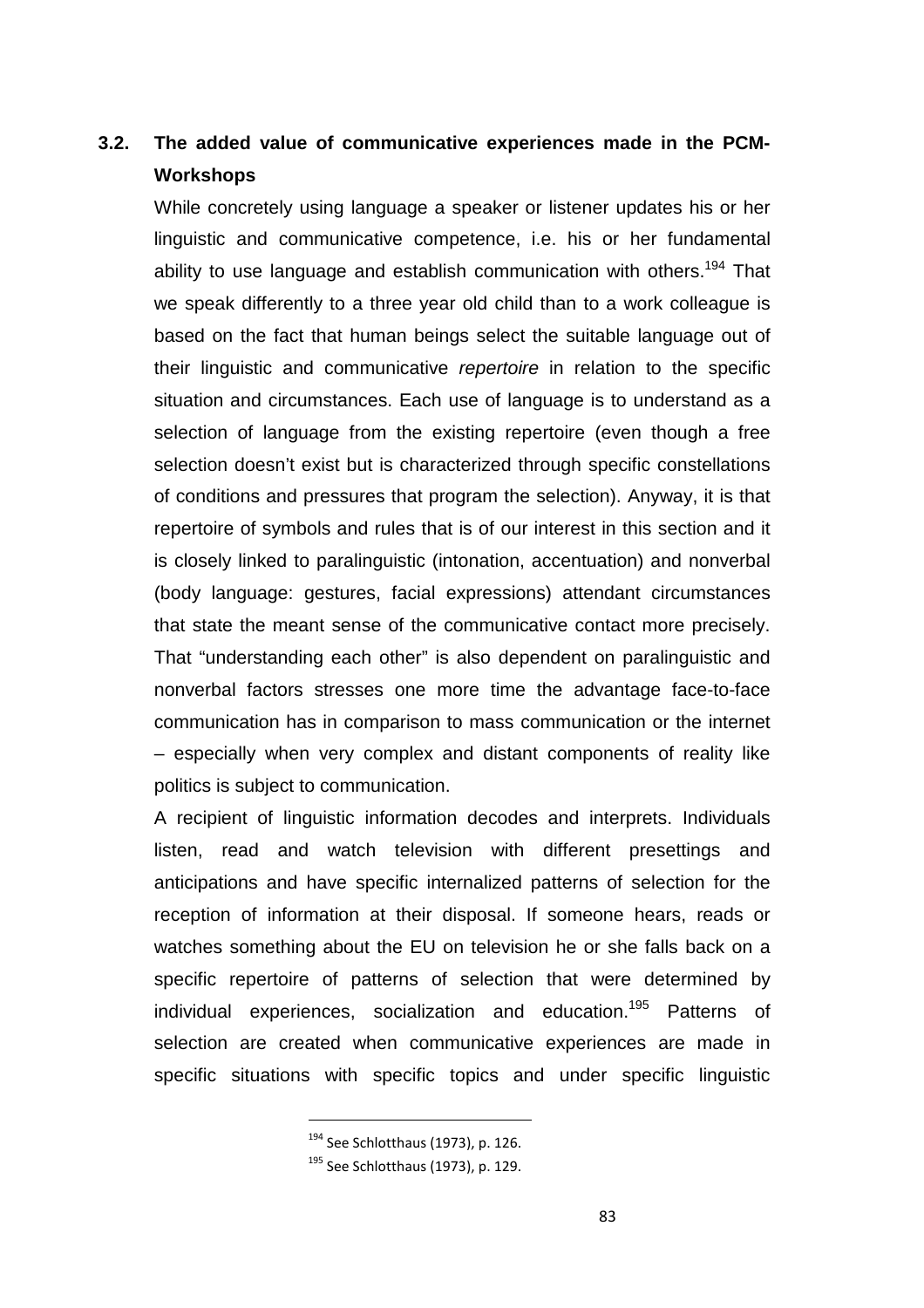### 3.2. The added value of communicative experiences made in the PCM-Workshops

While concretely using language a speaker or listener updates his or her linguistic and communicative competence, i.e. his or her fundamental ability to use language and establish communication with others.[194] That we speak differently to a three year old child than to a work colleague is based on the fact that human beings select the suitable language out of their linguistic and communicative *repertoire* in relation to the specific situation and circumstances. Each use of language is to understand as a selection of language from the existing repertoire (even though a free selection doesn't exist but is characterized through specific constellations of conditions and pressures that program the selection). Anyway, it is that repertoire of symbols and rules that is of our interest in this section and it is closely linked to paralinguistic (intonation, accentuation) and nonverbal (body language: gestures, facial expressions) attendant circumstances that state the meant sense of the communicative contact more precisely. That "understanding each other" is also dependent on paralinguistic and nonverbal factors stresses one more time the advantage face-to-face communication has in comparison to mass communication or the internet – especially when very complex and distant components of reality like politics is subject to communication.

A recipient of linguistic information decodes and interprets. Individuals listen, read and watch television with different presettings and anticipations and have specific internalized patterns of selection for the reception of information at their disposal. If someone hears, reads or watches something about the EU on television he or she falls back on a specific repertoire of patterns of selection that were determined by individual experiences, socialization and education.[195] Patterns of selection are created when communicative experiences are made in specific situations with specific topics and under specific linguistic

[194] See Schlotthaus (1973), p. 126.

[195] See Schlotthaus (1973), p. 129.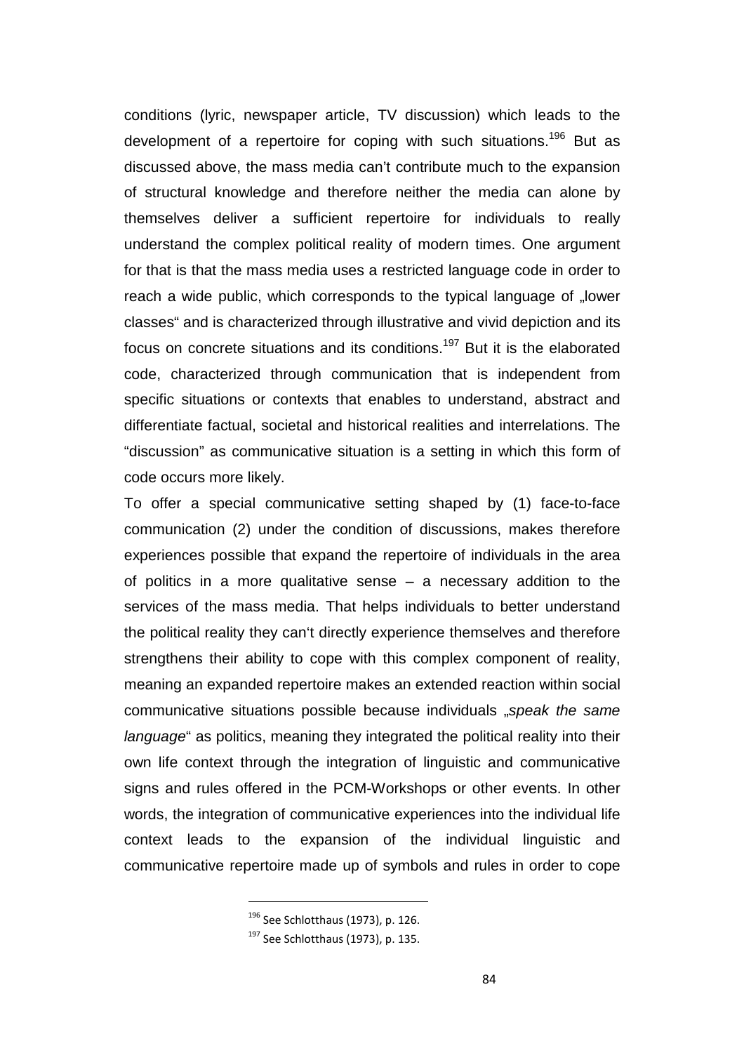conditions (lyric, newspaper article, TV discussion) which leads to the development of a repertoire for coping with such situations.[196] But as discussed above, the mass media can't contribute much to the expansion of structural knowledge and therefore neither the media can alone by themselves deliver a sufficient repertoire for individuals to really understand the complex political reality of modern times. One argument for that is that the mass media uses a restricted language code in order to reach a wide public, which corresponds to the typical language of „lower classes" and is characterized through illustrative and vivid depiction and its focus on concrete situations and its conditions.[197] But it is the elaborated code, characterized through communication that is independent from specific situations or contexts that enables to understand, abstract and differentiate factual, societal and historical realities and interrelations. The "discussion" as communicative situation is a setting in which this form of code occurs more likely.

To offer a special communicative setting shaped by (1) face-to-face communication (2) under the condition of discussions, makes therefore experiences possible that expand the repertoire of individuals in the area of politics in a more qualitative sense – a necessary addition to the services of the mass media. That helps individuals to better understand the political reality they can't directly experience themselves and therefore strengthens their ability to cope with this complex component of reality, meaning an expanded repertoire makes an extended reaction within social communicative situations possible because individuals „*speak the same language*" as politics, meaning they integrated the political reality into their own life context through the integration of linguistic and communicative signs and rules offered in the PCM-Workshops or other events. In other words, the integration of communicative experiences into the individual life context leads to the expansion of the individual linguistic and communicative repertoire made up of symbols and rules in order to cope

---

[196] See Schlotthaus (1973), p. 126.

[197] See Schlotthaus (1973), p. 135.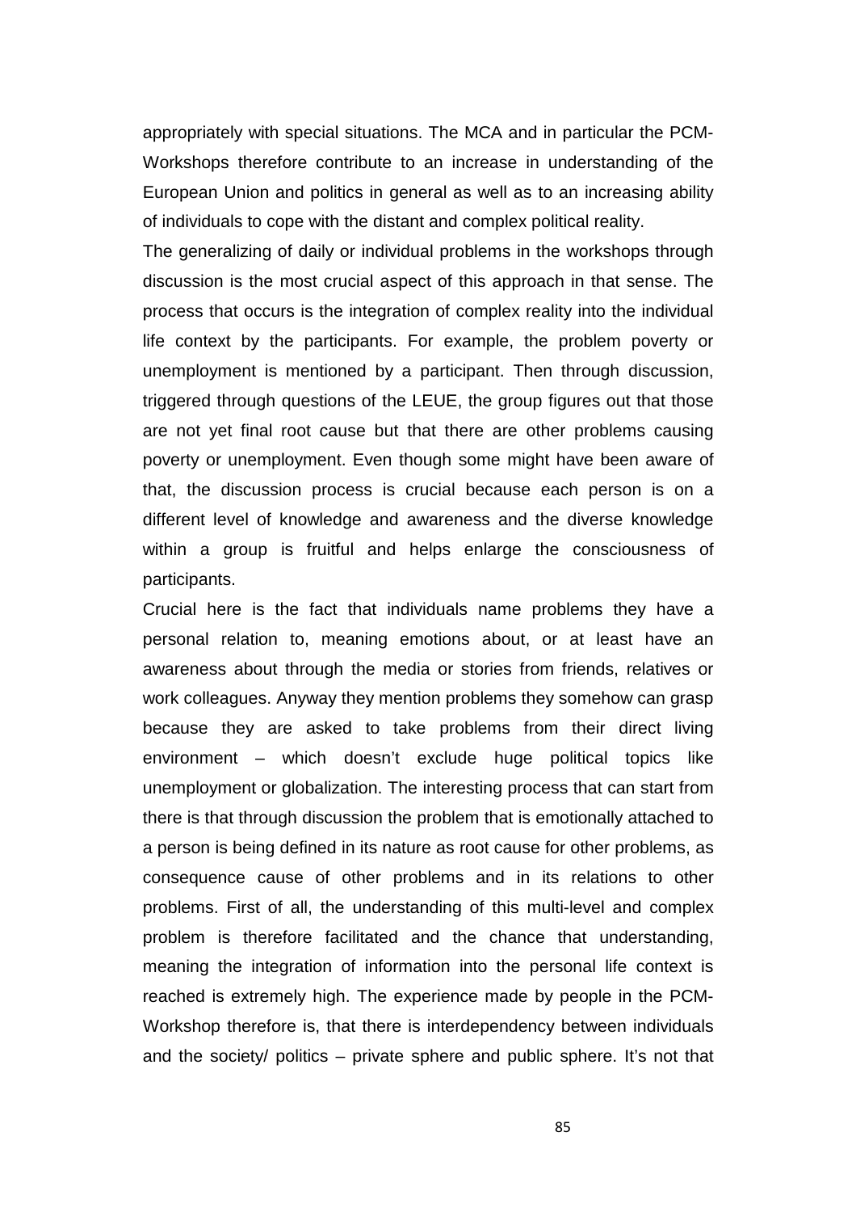appropriately with special situations. The MCA and in particular the PCM-Workshops therefore contribute to an increase in understanding of the European Union and politics in general as well as to an increasing ability of individuals to cope with the distant and complex political reality.

The generalizing of daily or individual problems in the workshops through discussion is the most crucial aspect of this approach in that sense. The process that occurs is the integration of complex reality into the individual life context by the participants. For example, the problem poverty or unemployment is mentioned by a participant. Then through discussion, triggered through questions of the LEUE, the group figures out that those are not yet final root cause but that there are other problems causing poverty or unemployment. Even though some might have been aware of that, the discussion process is crucial because each person is on a different level of knowledge and awareness and the diverse knowledge within a group is fruitful and helps enlarge the consciousness of participants.

Crucial here is the fact that individuals name problems they have a personal relation to, meaning emotions about, or at least have an awareness about through the media or stories from friends, relatives or work colleagues. Anyway they mention problems they somehow can grasp because they are asked to take problems from their direct living environment – which doesn't exclude huge political topics like unemployment or globalization. The interesting process that can start from there is that through discussion the problem that is emotionally attached to a person is being defined in its nature as root cause for other problems, as consequence cause of other problems and in its relations to other problems. First of all, the understanding of this multi-level and complex problem is therefore facilitated and the chance that understanding, meaning the integration of information into the personal life context is reached is extremely high. The experience made by people in the PCM-Workshop therefore is, that there is interdependency between individuals and the society/ politics – private sphere and public sphere. It's not that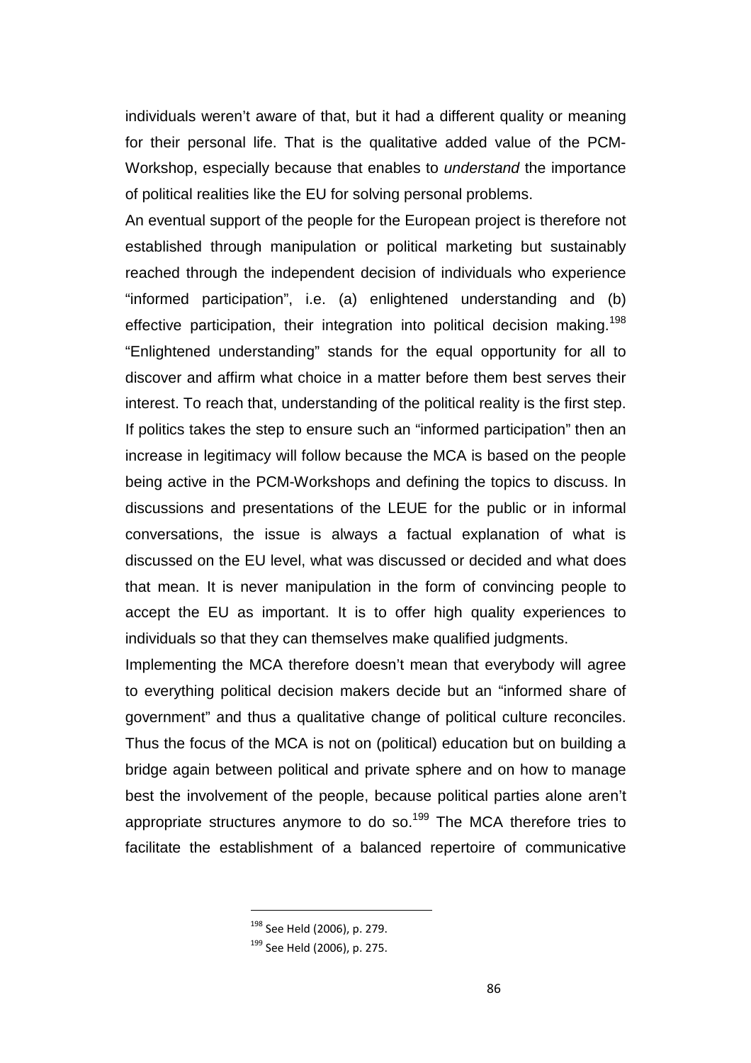individuals weren't aware of that, but it had a different quality or meaning for their personal life. That is the qualitative added value of the PCM-Workshop, especially because that enables to *understand* the importance of political realities like the EU for solving personal problems.

An eventual support of the people for the European project is therefore not established through manipulation or political marketing but sustainably reached through the independent decision of individuals who experience "informed participation", i.e. (a) enlightened understanding and (b) effective participation, their integration into political decision making.[198] "Enlightened understanding" stands for the equal opportunity for all to discover and affirm what choice in a matter before them best serves their interest. To reach that, understanding of the political reality is the first step. If politics takes the step to ensure such an "informed participation" then an increase in legitimacy will follow because the MCA is based on the people being active in the PCM-Workshops and defining the topics to discuss. In discussions and presentations of the LEUE for the public or in informal conversations, the issue is always a factual explanation of what is discussed on the EU level, what was discussed or decided and what does that mean. It is never manipulation in the form of convincing people to accept the EU as important. It is to offer high quality experiences to individuals so that they can themselves make qualified judgments.

Implementing the MCA therefore doesn't mean that everybody will agree to everything political decision makers decide but an "informed share of government" and thus a qualitative change of political culture reconciles. Thus the focus of the MCA is not on (political) education but on building a bridge again between political and private sphere and on how to manage best the involvement of the people, because political parties alone aren't appropriate structures anymore to do so.[199] The MCA therefore tries to facilitate the establishment of a balanced repertoire of communicative

[198] See Held (2006), p. 279.

[199] See Held (2006), p. 275.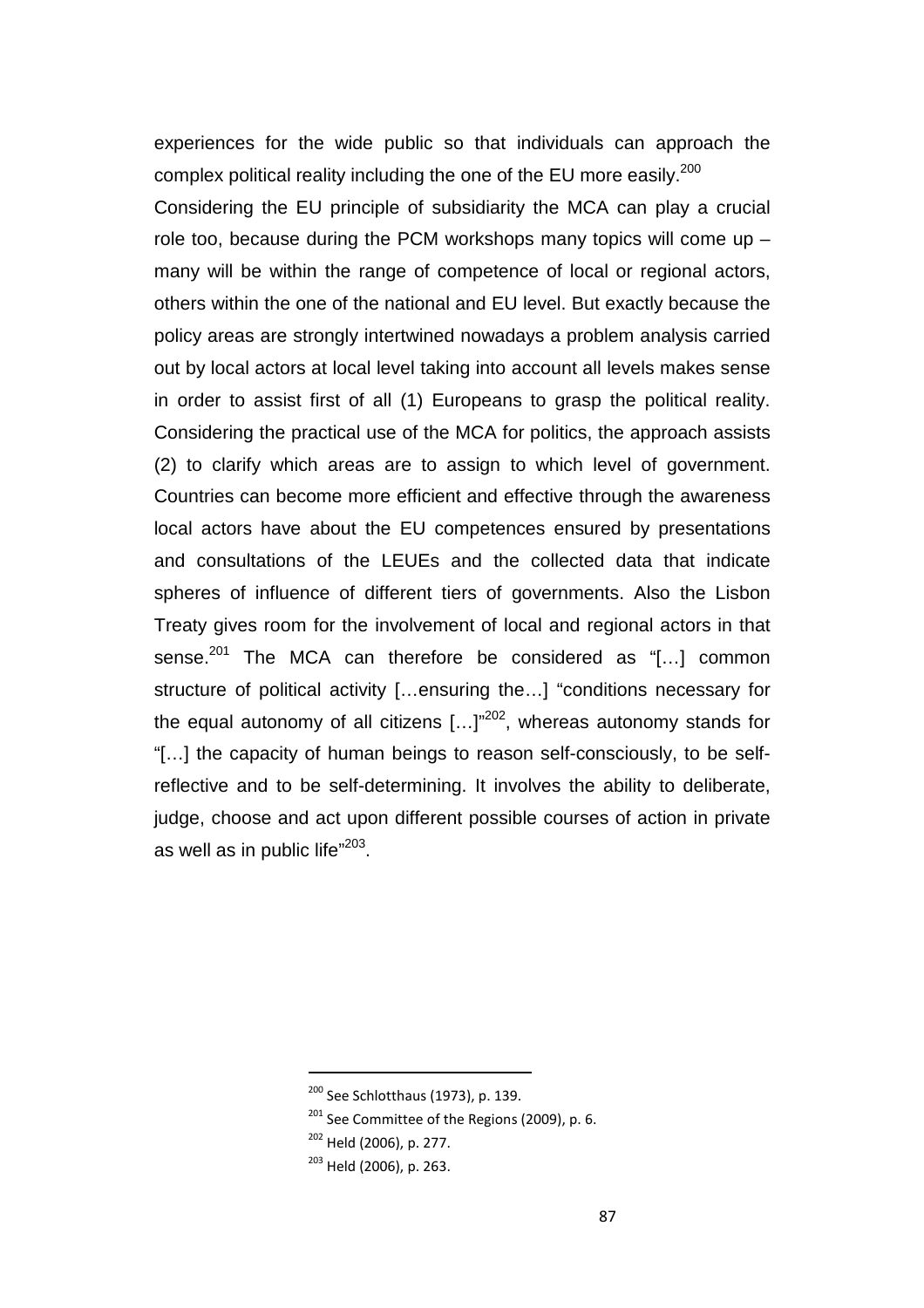experiences for the wide public so that individuals can approach the complex political reality including the one of the EU more easily.[200]

Considering the EU principle of subsidiarity the MCA can play a crucial role too, because during the PCM workshops many topics will come up – many will be within the range of competence of local or regional actors, others within the one of the national and EU level. But exactly because the policy areas are strongly intertwined nowadays a problem analysis carried out by local actors at local level taking into account all levels makes sense in order to assist first of all (1) Europeans to grasp the political reality. Considering the practical use of the MCA for politics, the approach assists (2) to clarify which areas are to assign to which level of government. Countries can become more efficient and effective through the awareness local actors have about the EU competences ensured by presentations and consultations of the LEUEs and the collected data that indicate spheres of influence of different tiers of governments. Also the Lisbon Treaty gives room for the involvement of local and regional actors in that sense.[201] The MCA can therefore be considered as "[…] common structure of political activity […ensuring the…] "conditions necessary for the equal autonomy of all citizens […]"[202], whereas autonomy stands for "[…] the capacity of human beings to reason self-consciously, to be self-reflective and to be self-determining. It involves the ability to deliberate, judge, choose and act upon different possible courses of action in private as well as in public life"[203].

[200] See Schlotthaus (1973), p. 139.

[201] See Committee of the Regions (2009), p. 6.

[202] Held (2006), p. 277.

[203] Held (2006), p. 263.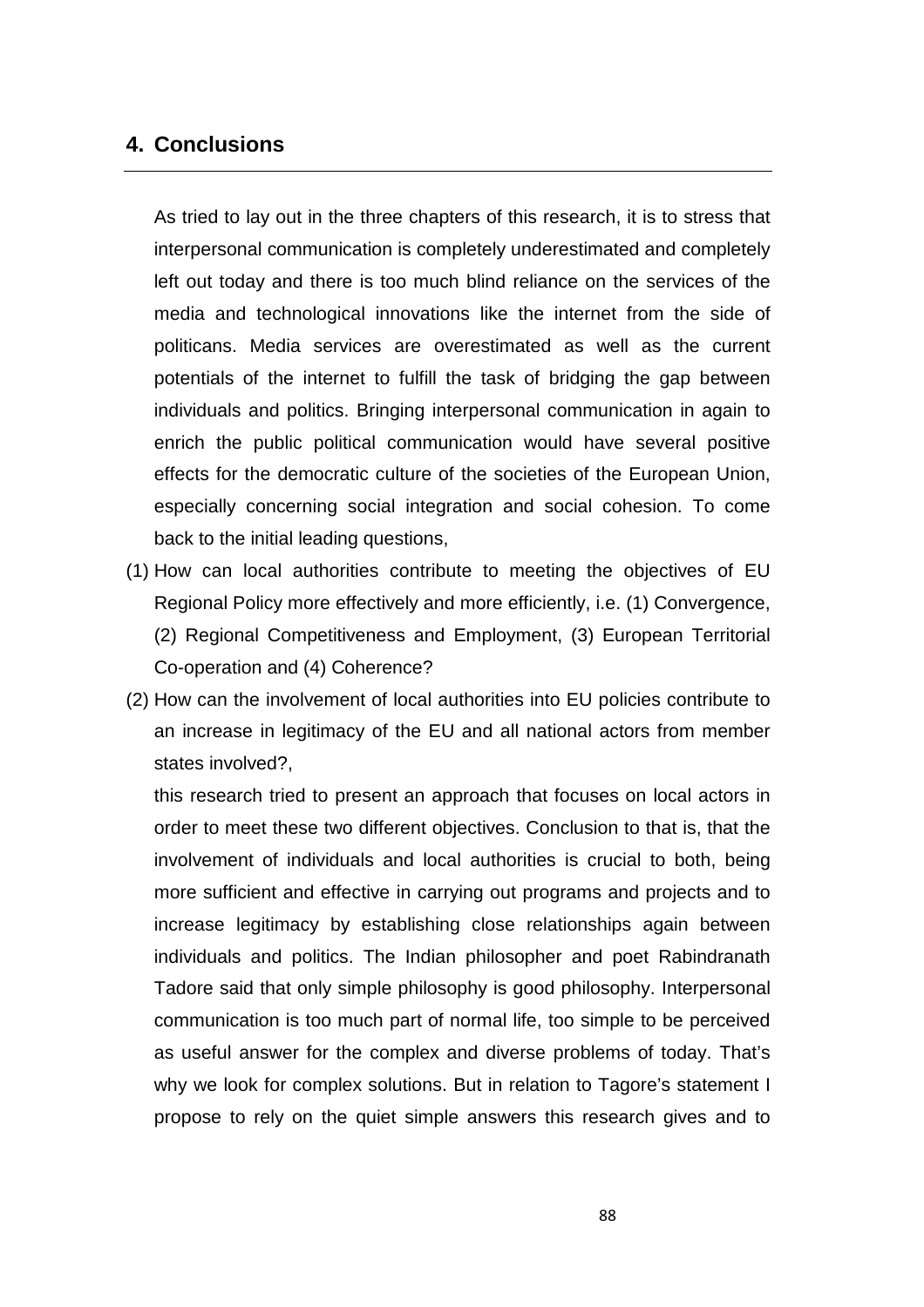## 4. Conclusions

As tried to lay out in the three chapters of this research, it is to stress that interpersonal communication is completely underestimated and completely left out today and there is too much blind reliance on the services of the media and technological innovations like the internet from the side of politicans. Media services are overestimated as well as the current potentials of the internet to fulfill the task of bridging the gap between individuals and politics. Bringing interpersonal communication in again to enrich the public political communication would have several positive effects for the democratic culture of the societies of the European Union, especially concerning social integration and social cohesion. To come back to the initial leading questions,

(1) How can local authorities contribute to meeting the objectives of EU Regional Policy more effectively and more efficiently, i.e. (1) Convergence, (2) Regional Competitiveness and Employment, (3) European Territorial Co-operation and (4) Coherence?

(2) How can the involvement of local authorities into EU policies contribute to an increase in legitimacy of the EU and all national actors from member states involved?,

this research tried to present an approach that focuses on local actors in order to meet these two different objectives. Conclusion to that is, that the involvement of individuals and local authorities is crucial to both, being more sufficient and effective in carrying out programs and projects and to increase legitimacy by establishing close relationships again between individuals and politics. The Indian philosopher and poet Rabindranath Tadore said that only simple philosophy is good philosophy. Interpersonal communication is too much part of normal life, too simple to be perceived as useful answer for the complex and diverse problems of today. That's why we look for complex solutions. But in relation to Tagore's statement I propose to rely on the quiet simple answers this research gives and to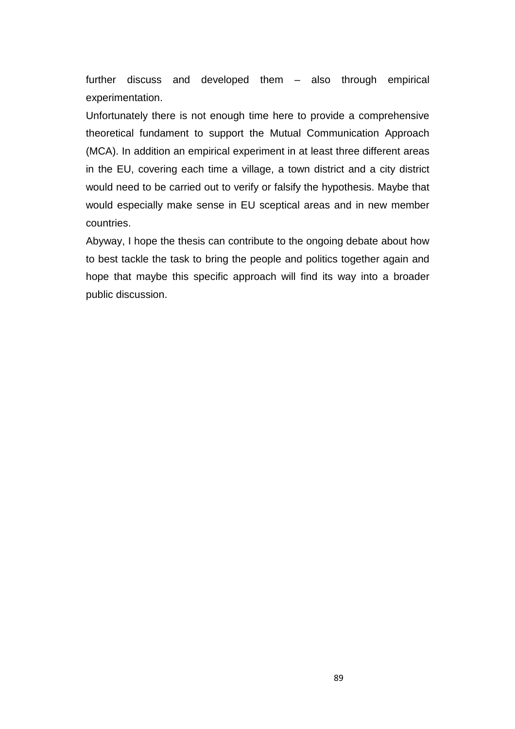further discuss and developed them – also through empirical experimentation.

Unfortunately there is not enough time here to provide a comprehensive theoretical fundament to support the Mutual Communication Approach (MCA). In addition an empirical experiment in at least three different areas in the EU, covering each time a village, a town district and a city district would need to be carried out to verify or falsify the hypothesis. Maybe that would especially make sense in EU sceptical areas and in new member countries.

Abyway, I hope the thesis can contribute to the ongoing debate about how to best tackle the task to bring the people and politics together again and hope that maybe this specific approach will find its way into a broader public discussion.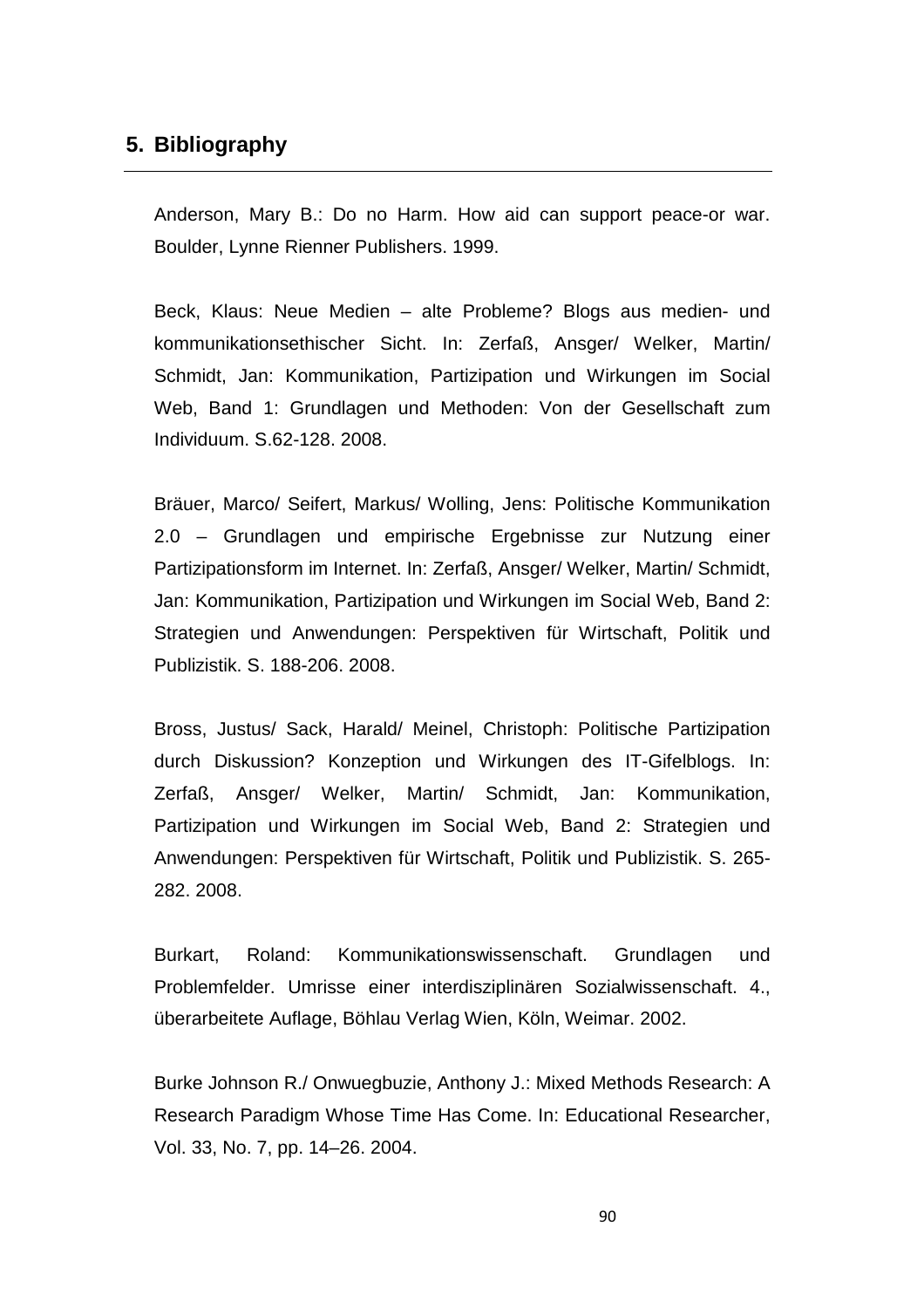## 5. Bibliography

Anderson, Mary B.: Do no Harm. How aid can support peace-or war. Boulder, Lynne Rienner Publishers. 1999.

Beck, Klaus: Neue Medien – alte Probleme? Blogs aus medien- und kommunikationsethischer Sicht. In: Zerfaß, Ansger/ Welker, Martin/ Schmidt, Jan: Kommunikation, Partizipation und Wirkungen im Social Web, Band 1: Grundlagen und Methoden: Von der Gesellschaft zum Individuum. S.62-128. 2008.

Bräuer, Marco/ Seifert, Markus/ Wolling, Jens: Politische Kommunikation 2.0 – Grundlagen und empirische Ergebnisse zur Nutzung einer Partizipationsform im Internet. In: Zerfaß, Ansger/ Welker, Martin/ Schmidt, Jan: Kommunikation, Partizipation und Wirkungen im Social Web, Band 2: Strategien und Anwendungen: Perspektiven für Wirtschaft, Politik und Publizistik. S. 188-206. 2008.

Bross, Justus/ Sack, Harald/ Meinel, Christoph: Politische Partizipation durch Diskussion? Konzeption und Wirkungen des IT-Gifelblogs. In: Zerfaß, Ansger/ Welker, Martin/ Schmidt, Jan: Kommunikation, Partizipation und Wirkungen im Social Web, Band 2: Strategien und Anwendungen: Perspektiven für Wirtschaft, Politik und Publizistik. S. 265-282. 2008.

Burkart, Roland: Kommunikationswissenschaft. Grundlagen und Problemfelder. Umrisse einer interdisziplinären Sozialwissenschaft. 4., überarbeitete Auflage, Böhlau Verlag Wien, Köln, Weimar. 2002.

Burke Johnson R./ Onwuegbuzie, Anthony J.: Mixed Methods Research: A Research Paradigm Whose Time Has Come. In: Educational Researcher, Vol. 33, No. 7, pp. 14–26. 2004.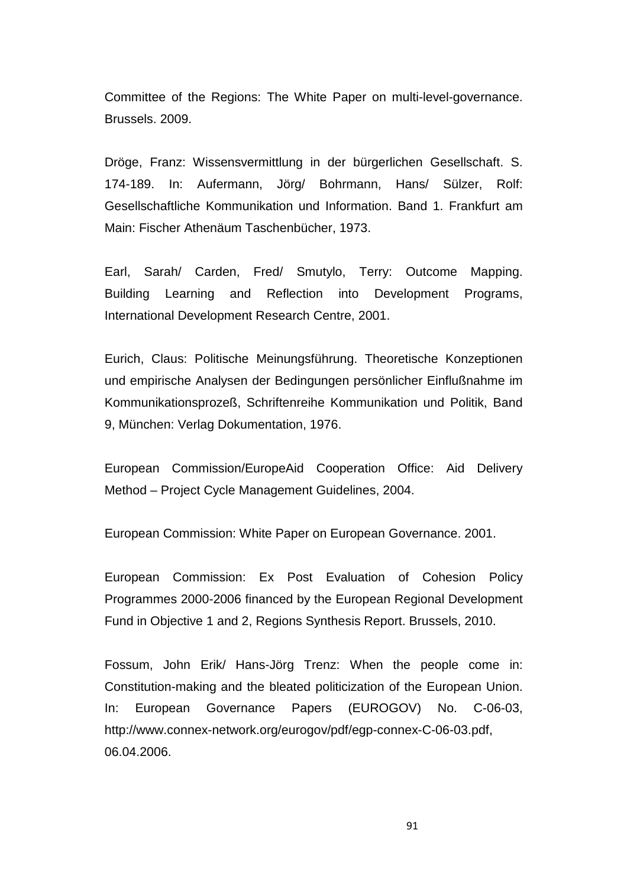Committee of the Regions: The White Paper on multi-level-governance. Brussels. 2009.

Dröge, Franz: Wissensvermittlung in der bürgerlichen Gesellschaft. S. 174-189. In: Aufermann, Jörg/ Bohrmann, Hans/ Sülzer, Rolf: Gesellschaftliche Kommunikation und Information. Band 1. Frankfurt am Main: Fischer Athenäum Taschenbücher, 1973.

Earl, Sarah/ Carden, Fred/ Smutylo, Terry: Outcome Mapping. Building Learning and Reflection into Development Programs, International Development Research Centre, 2001.

Eurich, Claus: Politische Meinungsführung. Theoretische Konzeptionen und empirische Analysen der Bedingungen persönlicher Einflußnahme im Kommunikationsprozeß, Schriftenreihe Kommunikation und Politik, Band 9, München: Verlag Dokumentation, 1976.

European Commission/EuropeAid Cooperation Office: Aid Delivery Method – Project Cycle Management Guidelines, 2004.

European Commission: White Paper on European Governance. 2001.

European Commission: Ex Post Evaluation of Cohesion Policy Programmes 2000-2006 financed by the European Regional Development Fund in Objective 1 and 2, Regions Synthesis Report. Brussels, 2010.

Fossum, John Erik/ Hans-Jörg Trenz: When the people come in: Constitution-making and the bleated politicization of the European Union. In: European Governance Papers (EUROGOV) No. C-06-03, http://www.connex-network.org/eurogov/pdf/egp-connex-C-06-03.pdf, 06.04.2006.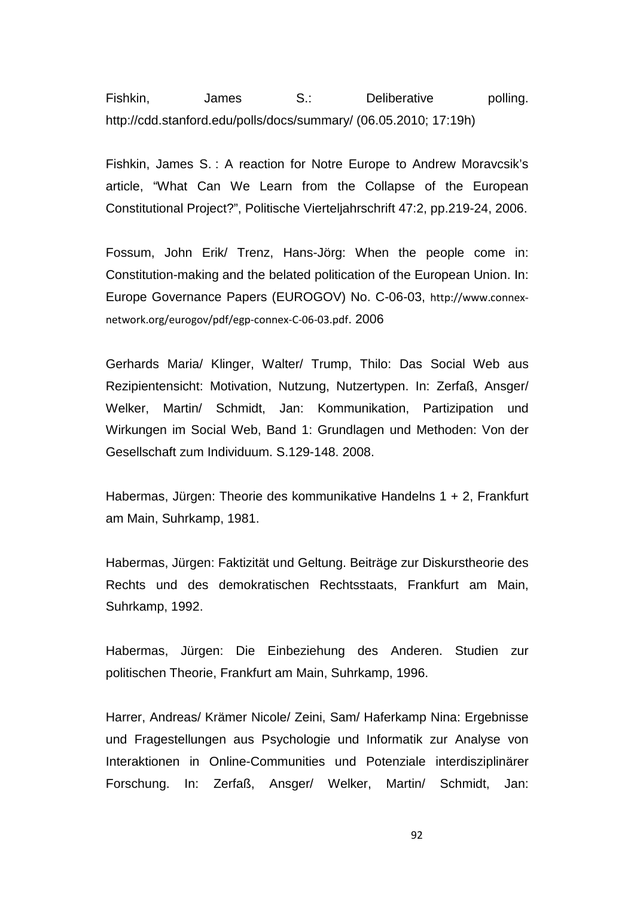Fishkin, James S.: Deliberative polling. http://cdd.stanford.edu/polls/docs/summary/ (06.05.2010; 17:19h)

Fishkin, James S. : A reaction for Notre Europe to Andrew Moravcsik's article, "What Can We Learn from the Collapse of the European Constitutional Project?", Politische Vierteljahrschrift 47:2, pp.219-24, 2006.

Fossum, John Erik/ Trenz, Hans-Jörg: When the people come in: Constitution-making and the belated politication of the European Union. In: Europe Governance Papers (EUROGOV) No. C-06-03, http://www.connex-network.org/eurogov/pdf/egp-connex-C-06-03.pdf. 2006

Gerhards Maria/ Klinger, Walter/ Trump, Thilo: Das Social Web aus Rezipientensicht: Motivation, Nutzung, Nutzertypen. In: Zerfaß, Ansger/ Welker, Martin/ Schmidt, Jan: Kommunikation, Partizipation und Wirkungen im Social Web, Band 1: Grundlagen und Methoden: Von der Gesellschaft zum Individuum. S.129-148. 2008.

Habermas, Jürgen: Theorie des kommunikative Handelns 1 + 2, Frankfurt am Main, Suhrkamp, 1981.

Habermas, Jürgen: Faktizität und Geltung. Beiträge zur Diskurstheorie des Rechts und des demokratischen Rechtsstaats, Frankfurt am Main, Suhrkamp, 1992.

Habermas, Jürgen: Die Einbeziehung des Anderen. Studien zur politischen Theorie, Frankfurt am Main, Suhrkamp, 1996.

Harrer, Andreas/ Krämer Nicole/ Zeini, Sam/ Haferkamp Nina: Ergebnisse und Fragestellungen aus Psychologie und Informatik zur Analyse von Interaktionen in Online-Communities und Potenziale interdisziplinärer Forschung. In: Zerfaß, Ansger/ Welker, Martin/ Schmidt, Jan: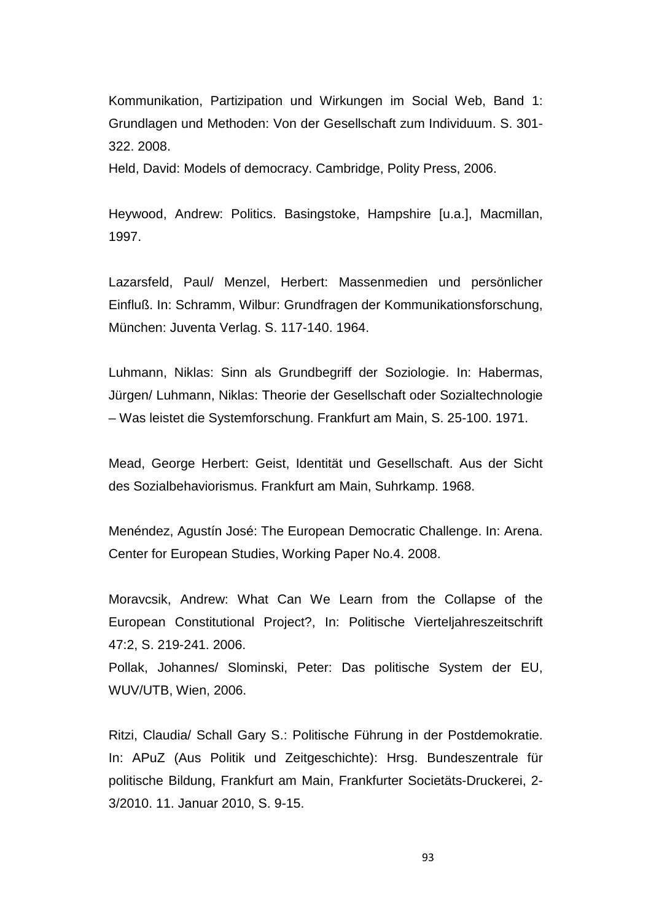Kommunikation, Partizipation und Wirkungen im Social Web, Band 1: Grundlagen und Methoden: Von der Gesellschaft zum Individuum. S. 301-322. 2008.

Held, David: Models of democracy. Cambridge, Polity Press, 2006.

Heywood, Andrew: Politics. Basingstoke, Hampshire [u.a.], Macmillan, 1997.

Lazarsfeld, Paul/ Menzel, Herbert: Massenmedien und persönlicher Einfluß. In: Schramm, Wilbur: Grundfragen der Kommunikationsforschung, München: Juventa Verlag. S. 117-140. 1964.

Luhmann, Niklas: Sinn als Grundbegriff der Soziologie. In: Habermas, Jürgen/ Luhmann, Niklas: Theorie der Gesellschaft oder Sozialtechnologie – Was leistet die Systemforschung. Frankfurt am Main, S. 25-100. 1971.

Mead, George Herbert: Geist, Identität und Gesellschaft. Aus der Sicht des Sozialbehaviorismus. Frankfurt am Main, Suhrkamp. 1968.

Menéndez, Agustín José: The European Democratic Challenge. In: Arena. Center for European Studies, Working Paper No.4. 2008.

Moravcsik, Andrew: What Can We Learn from the Collapse of the European Constitutional Project?, In: Politische Vierteljahreszeitschrift 47:2, S. 219-241. 2006.

Pollak, Johannes/ Slominski, Peter: Das politische System der EU, WUV/UTB, Wien, 2006.

Ritzi, Claudia/ Schall Gary S.: Politische Führung in der Postdemokratie. In: APuZ (Aus Politik und Zeitgeschichte): Hrsg. Bundeszentrale für politische Bildung, Frankfurt am Main, Frankfurter Societäts-Druckerei, 2-3/2010. 11. Januar 2010, S. 9-15.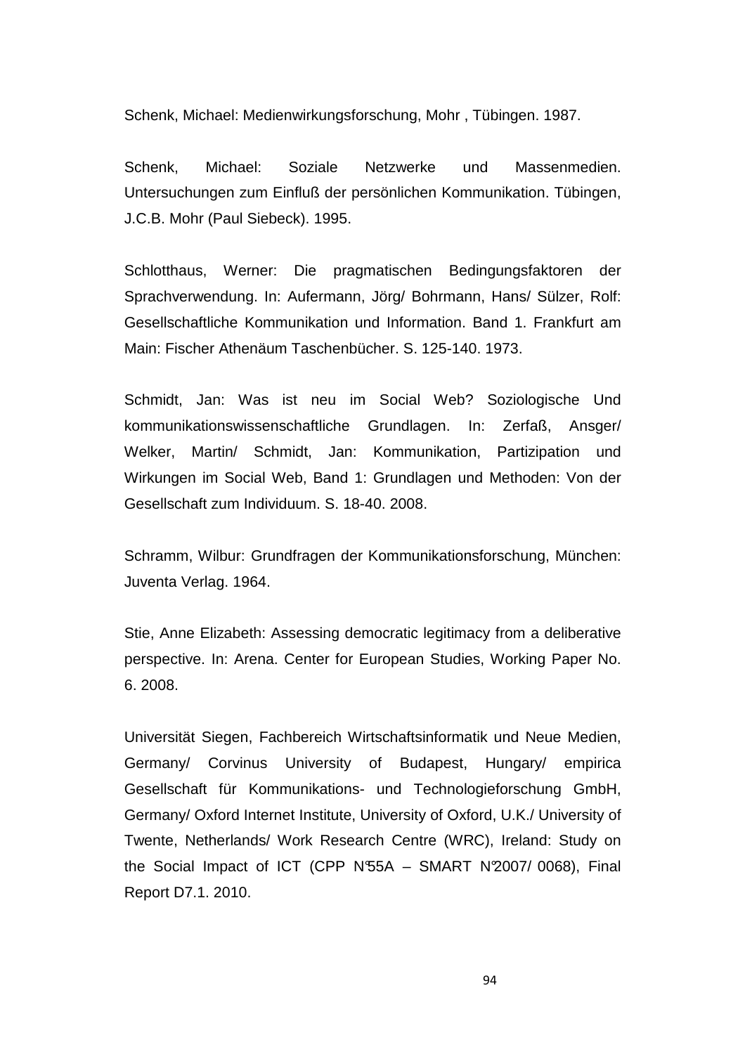Schenk, Michael: Medienwirkungsforschung, Mohr , Tübingen. 1987.

Schenk, Michael: Soziale Netzwerke und Massenmedien. Untersuchungen zum Einfluß der persönlichen Kommunikation. Tübingen, J.C.B. Mohr (Paul Siebeck). 1995.

Schlotthaus, Werner: Die pragmatischen Bedingungsfaktoren der Sprachverwendung. In: Aufermann, Jörg/ Bohrmann, Hans/ Sülzer, Rolf: Gesellschaftliche Kommunikation und Information. Band 1. Frankfurt am Main: Fischer Athenäum Taschenbücher. S. 125-140. 1973.

Schmidt, Jan: Was ist neu im Social Web? Soziologische Und kommunikationswissenschaftliche Grundlagen. In: Zerfaß, Ansger/ Welker, Martin/ Schmidt, Jan: Kommunikation, Partizipation und Wirkungen im Social Web, Band 1: Grundlagen und Methoden: Von der Gesellschaft zum Individuum. S. 18-40. 2008.

Schramm, Wilbur: Grundfragen der Kommunikationsforschung, München: Juventa Verlag. 1964.

Stie, Anne Elizabeth: Assessing democratic legitimacy from a deliberative perspective. In: Arena. Center for European Studies, Working Paper No. 6. 2008.

Universität Siegen, Fachbereich Wirtschaftsinformatik und Neue Medien, Germany/ Corvinus University of Budapest, Hungary/ empirica Gesellschaft für Kommunikations- und Technologieforschung GmbH, Germany/ Oxford Internet Institute, University of Oxford, U.K./ University of Twente, Netherlands/ Work Research Centre (WRC), Ireland: Study on the Social Impact of ICT (CPP N°55A – SMART N°2007/ 0068), Final Report D7.1. 2010.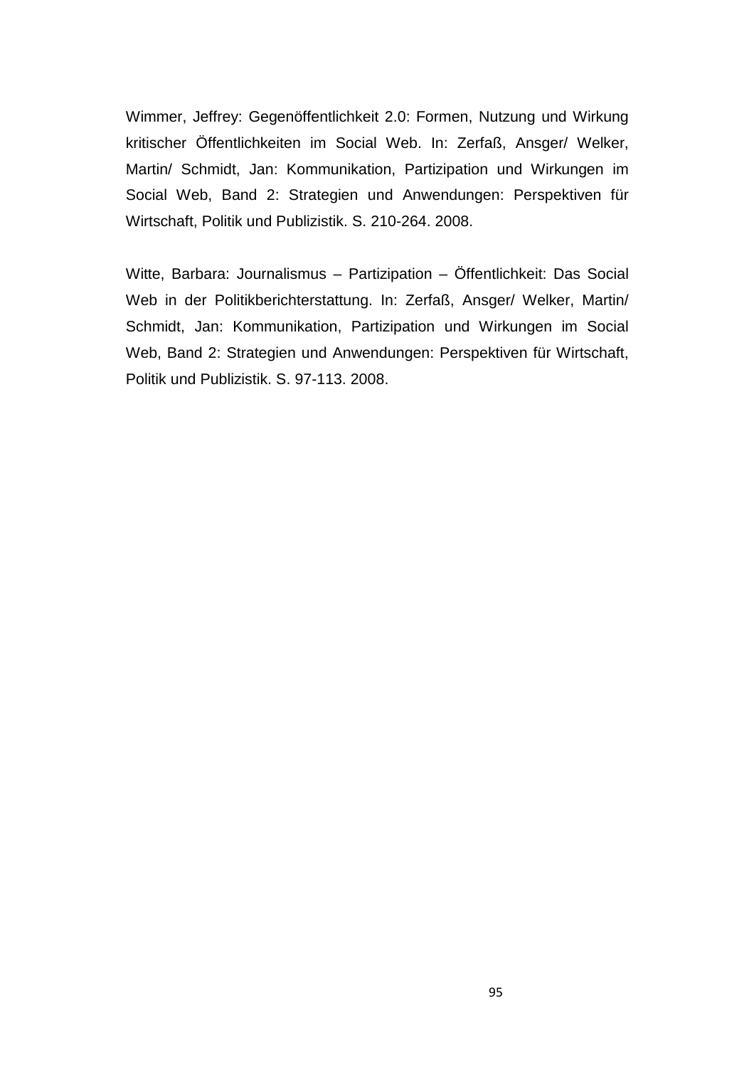Wimmer, Jeffrey: Gegenöffentlichkeit 2.0: Formen, Nutzung und Wirkung kritischer Öffentlichkeiten im Social Web. In: Zerfaß, Ansger/ Welker, Martin/ Schmidt, Jan: Kommunikation, Partizipation und Wirkungen im Social Web, Band 2: Strategien und Anwendungen: Perspektiven für Wirtschaft, Politik und Publizistik. S. 210-264. 2008.

Witte, Barbara: Journalismus – Partizipation – Öffentlichkeit: Das Social Web in der Politikberichterstattung. In: Zerfaß, Ansger/ Welker, Martin/ Schmidt, Jan: Kommunikation, Partizipation und Wirkungen im Social Web, Band 2: Strategien und Anwendungen: Perspektiven für Wirtschaft, Politik und Publizistik. S. 97-113. 2008.